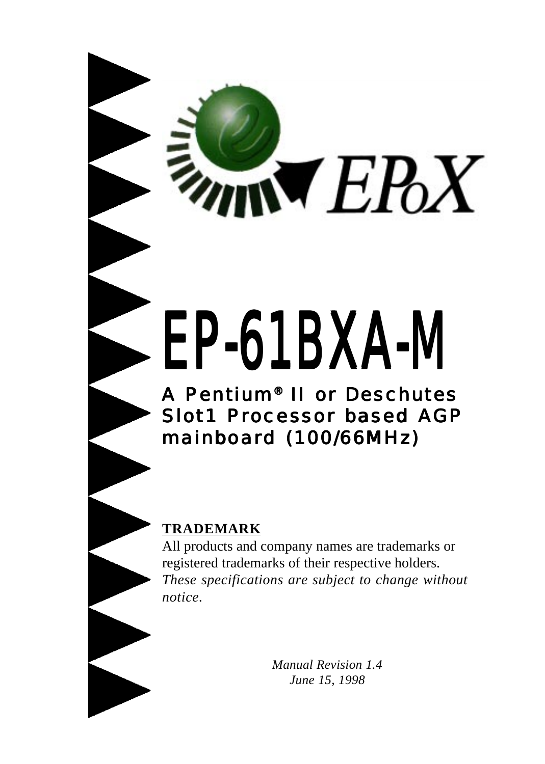EPoX

# EP-61BXA-M

## A Pentium® II or Deschutes Slot1 Processor based AGP mainboard (100/66MHz)

**TRADEMARK**

All products and company names are trademarks or registered trademarks of their respective holders.
*These specifications are subject to change without notice.*

*Manual Revision 1.4*
*June 15, 1998*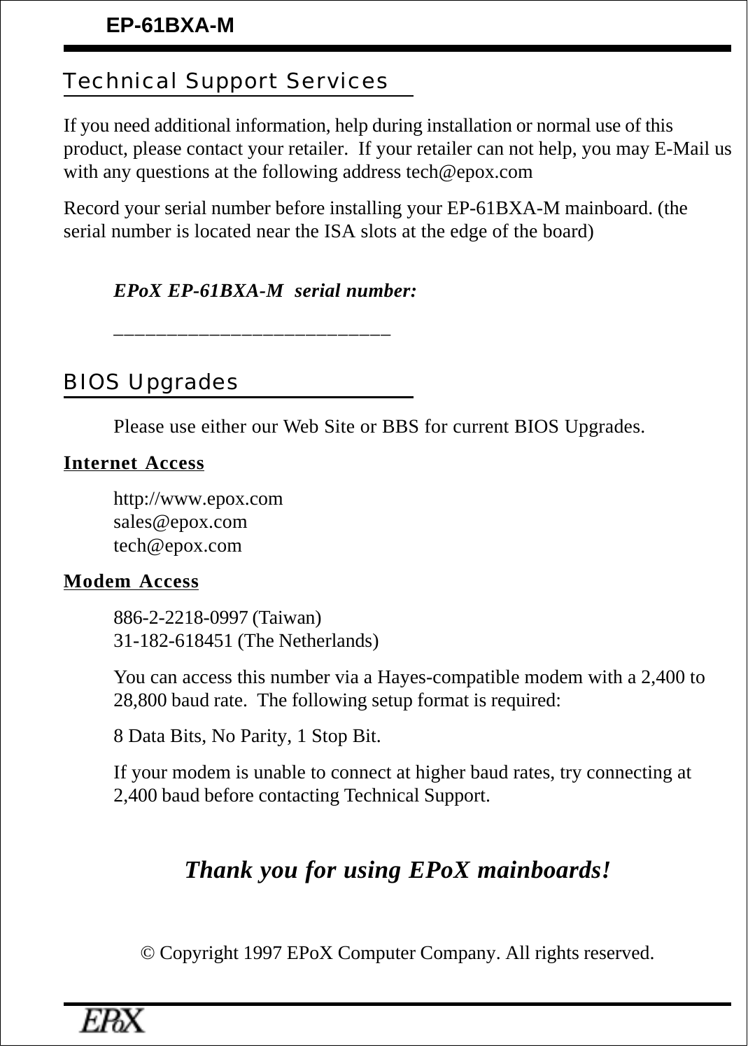## Technical Support Services

If you need additional information, help during installation or normal use of this product, please contact your retailer. If your retailer can not help, you may E-Mail us with any questions at the following address tech@epox.com

Record your serial number before installing your EP-61BXA-M mainboard. (the serial number is located near the ISA slots at the edge of the board)

*EPoX EP-61BXA-M serial number:*

___________________________

## BIOS Upgrades

Please use either our Web Site or BBS for current BIOS Upgrades.

**Internet Access**

http://www.epox.com
sales@epox.com
tech@epox.com

**Modem Access**

886-2-2218-0997 (Taiwan)
31-182-618451 (The Netherlands)

You can access this number via a Hayes-compatible modem with a 2,400 to 28,800 baud rate. The following setup format is required:

8 Data Bits, No Parity, 1 Stop Bit.

If your modem is unable to connect at higher baud rates, try connecting at 2,400 baud before contacting Technical Support.

***Thank you for using EPoX mainboards!***

© Copyright 1997 EPoX Computer Company. All rights reserved.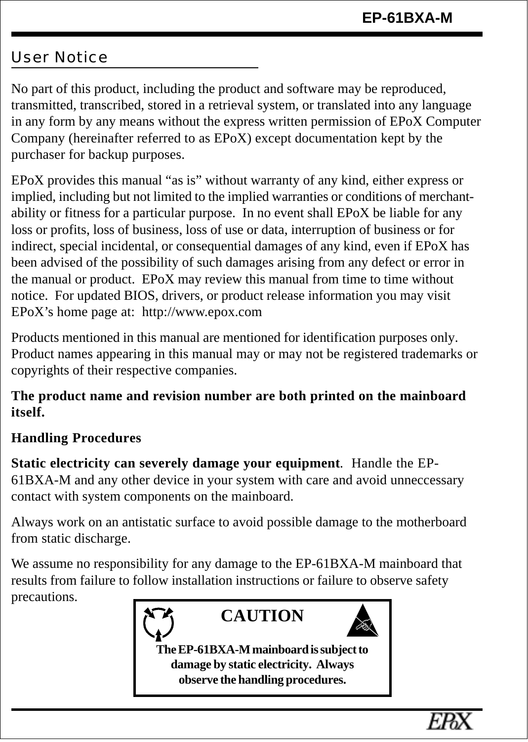## User Notice

No part of this product, including the product and software may be reproduced, transmitted, transcribed, stored in a retrieval system, or translated into any language in any form by any means without the express written permission of EPoX Computer Company (hereinafter referred to as EPoX) except documentation kept by the purchaser for backup purposes.

EPoX provides this manual “as is” without warranty of any kind, either express or implied, including but not limited to the implied warranties or conditions of merchant-ability or fitness for a particular purpose. In no event shall EPoX be liable for any loss or profits, loss of business, loss of use or data, interruption of business or for indirect, special incidental, or consequential damages of any kind, even if EPoX has been advised of the possibility of such damages arising from any defect or error in the manual or product. EPoX may review this manual from time to time without notice. For updated BIOS, drivers, or product release information you may visit EPoX’s home page at: http://www.epox.com

Products mentioned in this manual are mentioned for identification purposes only. Product names appearing in this manual may or may not be registered trademarks or copyrights of their respective companies.

**The product name and revision number are both printed on the mainboard itself.**

**Handling Procedures**

**Static electricity can severely damage your equipment**. Handle the EP-61BXA-M and any other device in your system with care and avoid unneccessary contact with system components on the mainboard.

Always work on an antistatic surface to avoid possible damage to the motherboard from static discharge.

We assume no responsibility for any damage to the EP-61BXA-M mainboard that results from failure to follow installation instructions or failure to observe safety precautions.

**CAUTION**

**The EP-61BXA-M mainboard is subject to damage by static electricity. Always observe the handling procedures.**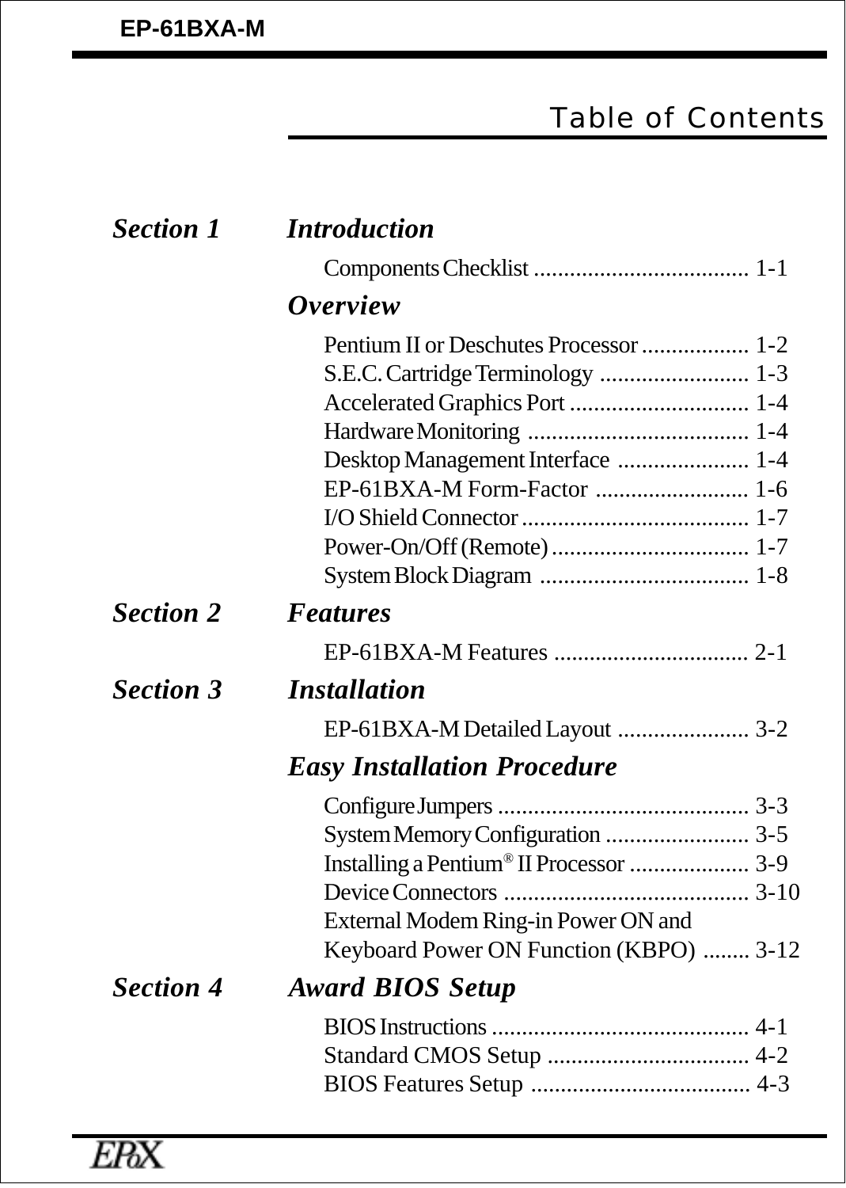# Table of Contents

## Section 1 Introduction

Components Checklist .................................... 1-1

### Overview

Pentium II or Deschutes Processor .................. 1-2
S.E.C. Cartridge Terminology ......................... 1-3
Accelerated Graphics Port .............................. 1-4
Hardware Monitoring ..................................... 1-4
Desktop Management Interface ...................... 1-4
EP-61BXA-M Form-Factor .......................... 1-6
I/O Shield Connector ...................................... 1-7
Power-On/Off (Remote) ................................. 1-7
System Block Diagram ................................... 1-8

## Section 2 Features

EP-61BXA-M Features ................................. 2-1

## Section 3 Installation

EP-61BXA-M Detailed Layout ...................... 3-2

### Easy Installation Procedure

Configure Jumpers .......................................... 3-3
System Memory Configuration ........................ 3-5
Installing a Pentium® II Processor .................... 3-9
Device Connectors ......................................... 3-10
External Modem Ring-in Power ON and
Keyboard Power ON Function (KBPO) ........ 3-12

## Section 4 Award BIOS Setup

BIOS Instructions ........................................... 4-1
Standard CMOS Setup .................................. 4-2
BIOS Features Setup ..................................... 4-3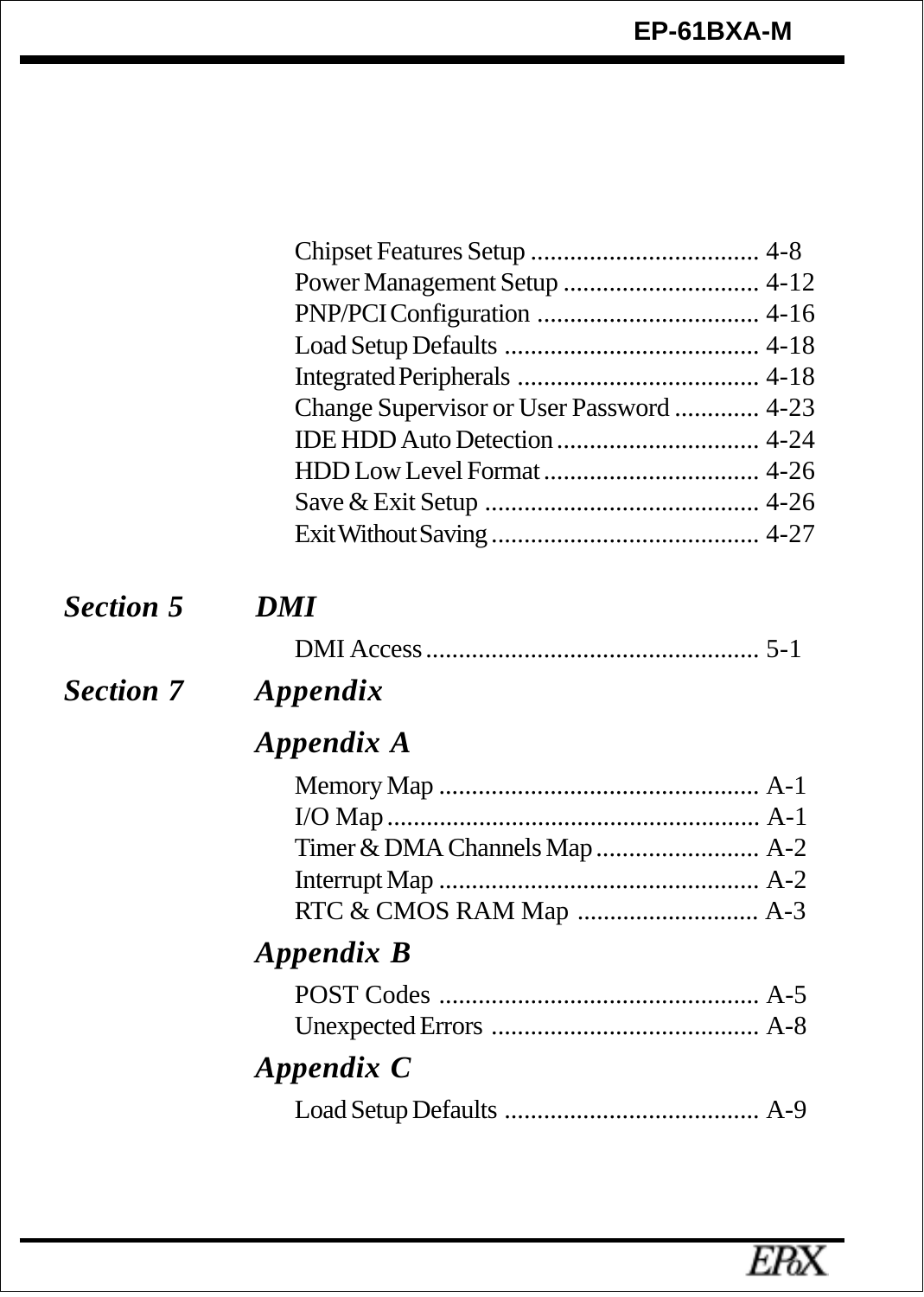Chipset Features Setup ................................... 4-8
Power Management Setup .............................. 4-12
PNP/PCI Configuration .................................. 4-16
Load Setup Defaults ....................................... 4-18
Integrated Peripherals ..................................... 4-18
Change Supervisor or User Password ............. 4-23
IDE HDD Auto Detection ............................... 4-24
HDD Low Level Format ................................. 4-26
Save & Exit Setup .......................................... 4-26
Exit Without Saving ......................................... 4-27

***Section 5 DMI***

DMI Access ................................................... 5-1

***Section 7 Appendix***

***Appendix A***

Memory Map ................................................. A-1
I/O Map ......................................................... A-1
Timer & DMA Channels Map ......................... A-2
Interrupt Map ................................................. A-2
RTC & CMOS RAM Map ............................ A-3

***Appendix B***

POST Codes ................................................. A-5
Unexpected Errors ......................................... A-8

***Appendix C***

Load Setup Defaults ....................................... A-9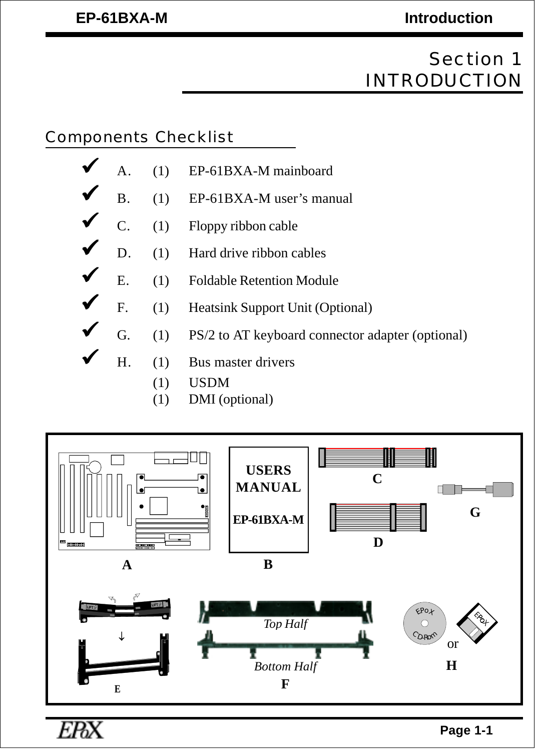# Section 1
# INTRODUCTION

## Components Checklist

- ✔ A. (1) EP-61BXA-M mainboard
- ✔ B. (1) EP-61BXA-M user's manual
- ✔ C. (1) Floppy ribbon cable
- ✔ D. (1) Hard drive ribbon cables
- ✔ E. (1) Foldable Retention Module
- ✔ F. (1) Heatsink Support Unit (Optional)
- ✔ G. (1) PS/2 to AT keyboard connector adapter (optional)
- ✔ H. (1) Bus master drivers
  - (1) USDM
  - (1) DMI (optional)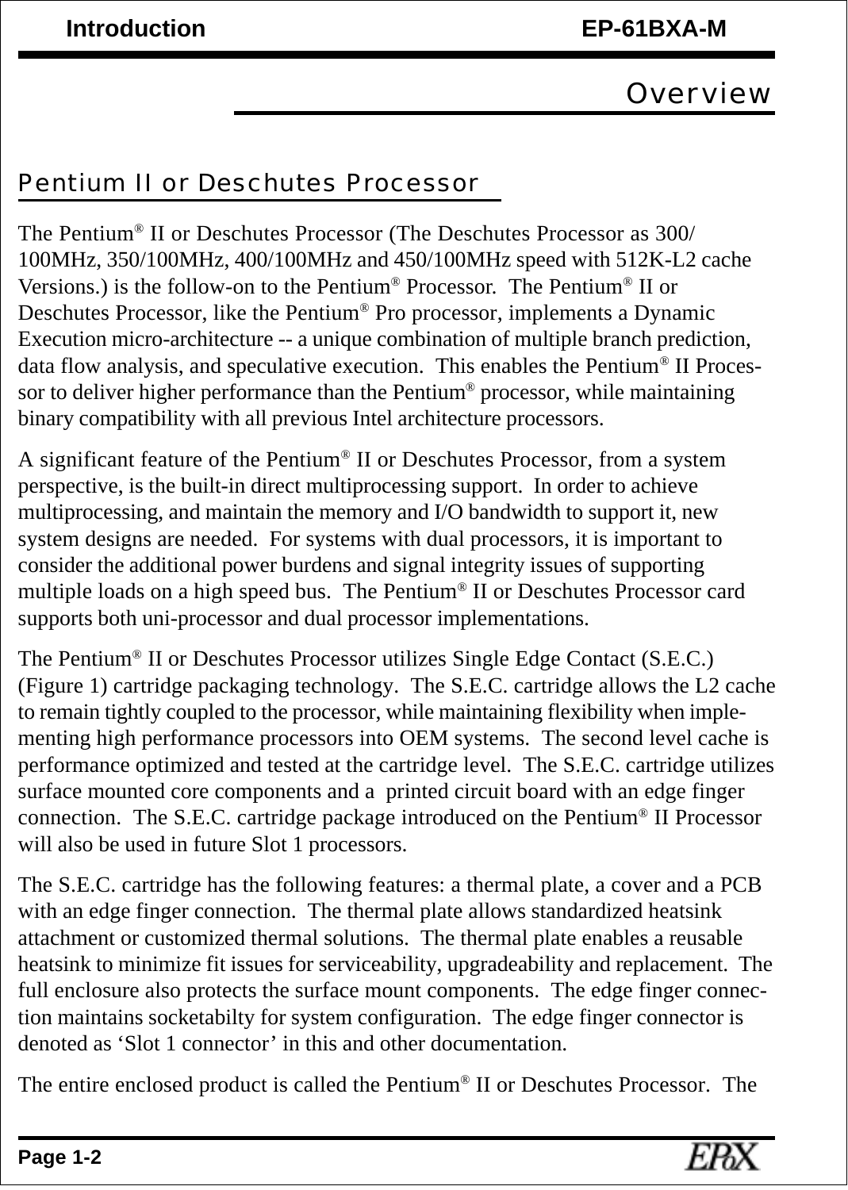## Overview

### Pentium II or Deschutes Processor

The Pentium® II or Deschutes Processor (The Deschutes Processor as 300/100MHz, 350/100MHz, 400/100MHz and 450/100MHz speed with 512K-L2 cache Versions.) is the follow-on to the Pentium® Processor. The Pentium® II or Deschutes Processor, like the Pentium® Pro processor, implements a Dynamic Execution micro-architecture -- a unique combination of multiple branch prediction, data flow analysis, and speculative execution. This enables the Pentium® II Processor to deliver higher performance than the Pentium® processor, while maintaining binary compatibility with all previous Intel architecture processors.

A significant feature of the Pentium® II or Deschutes Processor, from a system perspective, is the built-in direct multiprocessing support. In order to achieve multiprocessing, and maintain the memory and I/O bandwidth to support it, new system designs are needed. For systems with dual processors, it is important to consider the additional power burdens and signal integrity issues of supporting multiple loads on a high speed bus. The Pentium® II or Deschutes Processor card supports both uni-processor and dual processor implementations.

The Pentium® II or Deschutes Processor utilizes Single Edge Contact (S.E.C.) (Figure 1) cartridge packaging technology. The S.E.C. cartridge allows the L2 cache to remain tightly coupled to the processor, while maintaining flexibility when implementing high performance processors into OEM systems. The second level cache is performance optimized and tested at the cartridge level. The S.E.C. cartridge utilizes surface mounted core components and a printed circuit board with an edge finger connection. The S.E.C. cartridge package introduced on the Pentium® II Processor will also be used in future Slot 1 processors.

The S.E.C. cartridge has the following features: a thermal plate, a cover and a PCB with an edge finger connection. The thermal plate allows standardized heatsink attachment or customized thermal solutions. The thermal plate enables a reusable heatsink to minimize fit issues for serviceability, upgradeability and replacement. The full enclosure also protects the surface mount components. The edge finger connection maintains socketabilty for system configuration. The edge finger connector is denoted as 'Slot 1 connector' in this and other documentation.

The entire enclosed product is called the Pentium® II or Deschutes Processor. The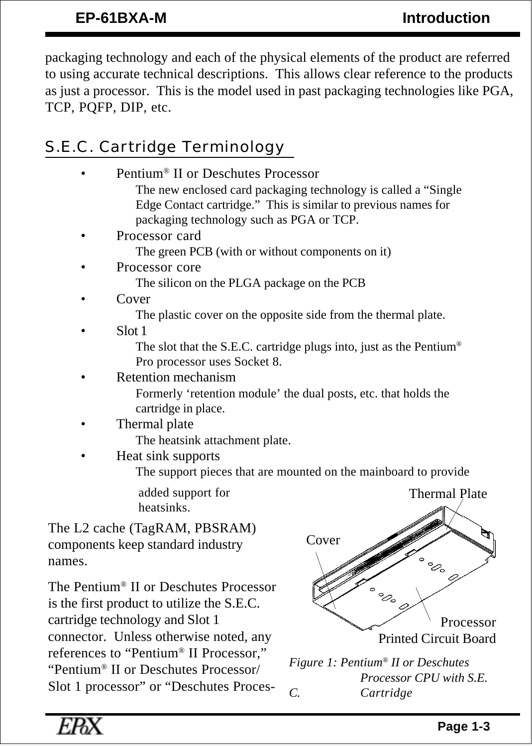packaging technology and each of the physical elements of the product are referred to using accurate technical descriptions. This allows clear reference to the products as just a processor. This is the model used in past packaging technologies like PGA, TCP, PQFP, DIP, etc.

## S.E.C. Cartridge Terminology

- Pentium® II or Deschutes Processor
  The new enclosed card packaging technology is called a "Single Edge Contact cartridge." This is similar to previous names for packaging technology such as PGA or TCP.
- Processor card
  The green PCB (with or without components on it)
- Processor core
  The silicon on the PLGA package on the PCB
- Cover
  The plastic cover on the opposite side from the thermal plate.
- Slot 1
  The slot that the S.E.C. cartridge plugs into, just as the Pentium® Pro processor uses Socket 8.
- Retention mechanism
  Formerly 'retention module' the dual posts, etc. that holds the cartridge in place.
- Thermal plate
  The heatsink attachment plate.
- Heat sink supports
  The support pieces that are mounted on the mainboard to provide added support for heatsinks.

The L2 cache (TagRAM, PBSRAM) components keep standard industry names.

The Pentium® II or Deschutes Processor is the first product to utilize the S.E.C. cartridge technology and Slot 1 connector. Unless otherwise noted, any references to "Pentium® II Processor," "Pentium® II or Deschutes Processor/ Slot 1 processor" or "Deschutes Proces-

Thermal Plate

Cover

Processor Printed Circuit Board

*Figure 1: Pentium® II or Deschutes Processor CPU with S.E.C. Cartridge*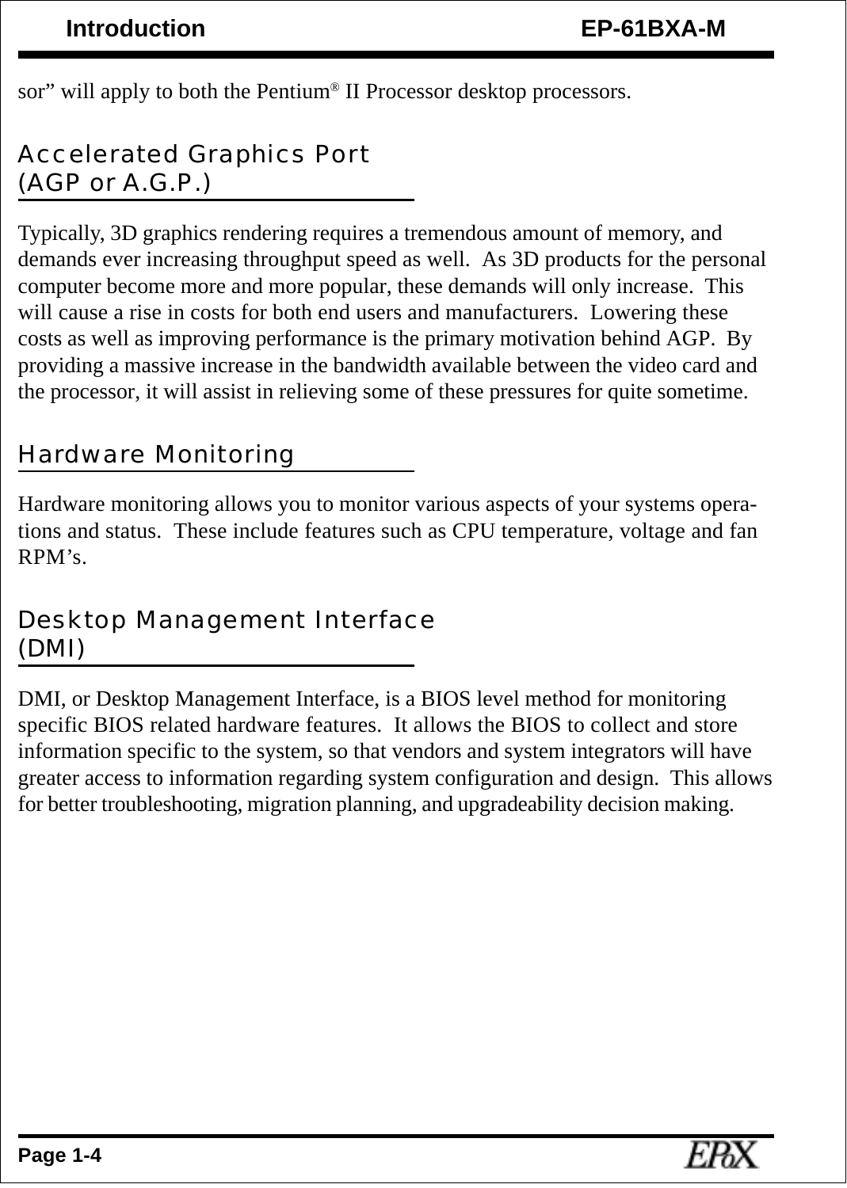sor” will apply to both the Pentium® II Processor desktop processors.

## Accelerated Graphics Port (AGP or A.G.P.)

Typically, 3D graphics rendering requires a tremendous amount of memory, and demands ever increasing throughput speed as well. As 3D products for the personal computer become more and more popular, these demands will only increase. This will cause a rise in costs for both end users and manufacturers. Lowering these costs as well as improving performance is the primary motivation behind AGP. By providing a massive increase in the bandwidth available between the video card and the processor, it will assist in relieving some of these pressures for quite sometime.

## Hardware Monitoring

Hardware monitoring allows you to monitor various aspects of your systems operations and status. These include features such as CPU temperature, voltage and fan RPM’s.

## Desktop Management Interface (DMI)

DMI, or Desktop Management Interface, is a BIOS level method for monitoring specific BIOS related hardware features. It allows the BIOS to collect and store information specific to the system, so that vendors and system integrators will have greater access to information regarding system configuration and design. This allows for better troubleshooting, migration planning, and upgradeability decision making.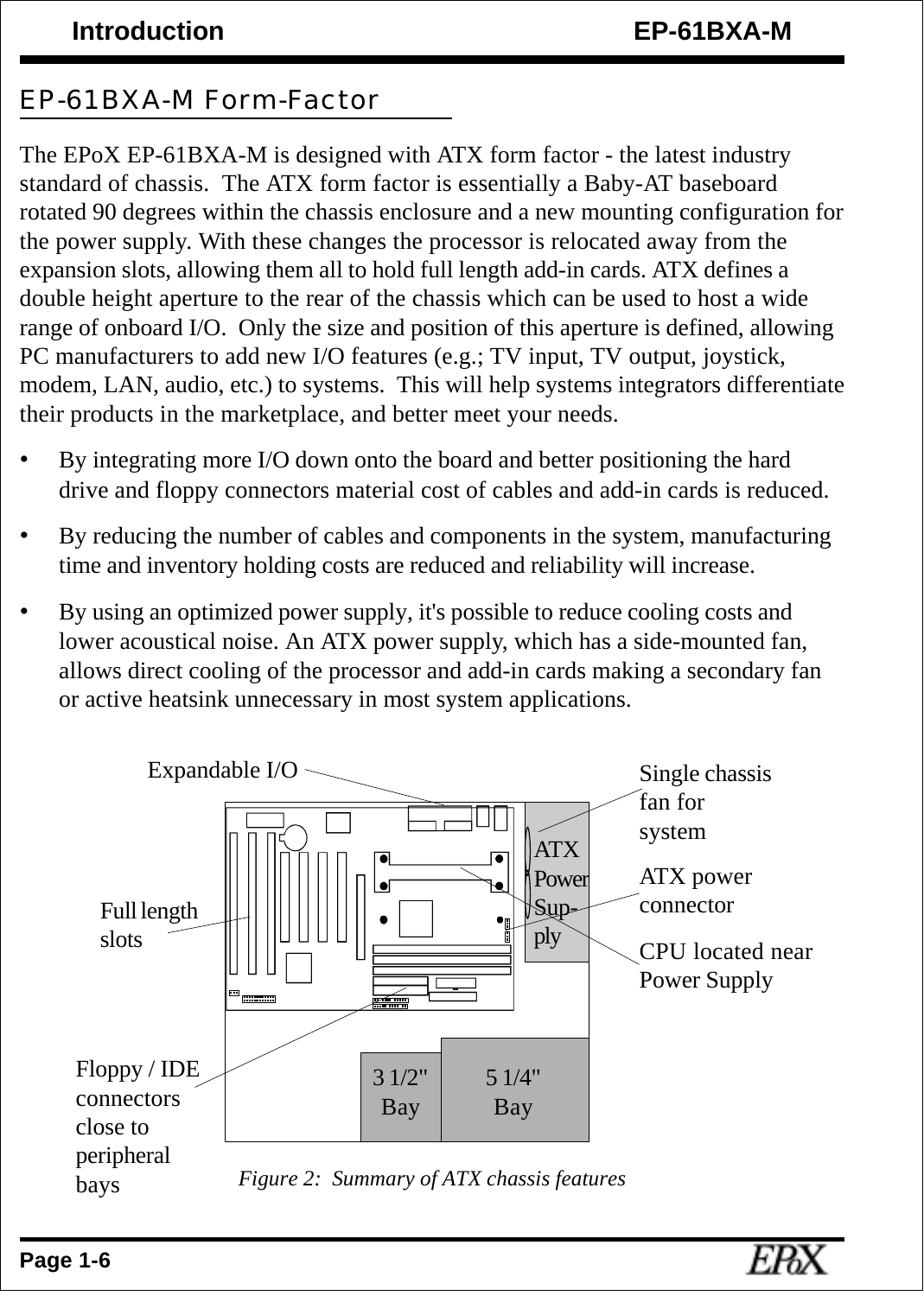## EP-61BXA-M Form-Factor

The EPoX EP-61BXA-M is designed with ATX form factor - the latest industry standard of chassis. The ATX form factor is essentially a Baby-AT baseboard rotated 90 degrees within the chassis enclosure and a new mounting configuration for the power supply. With these changes the processor is relocated away from the expansion slots, allowing them all to hold full length add-in cards. ATX defines a double height aperture to the rear of the chassis which can be used to host a wide range of onboard I/O. Only the size and position of this aperture is defined, allowing PC manufacturers to add new I/O features (e.g.; TV input, TV output, joystick, modem, LAN, audio, etc.) to systems. This will help systems integrators differentiate their products in the marketplace, and better meet your needs.

- By integrating more I/O down onto the board and better positioning the hard drive and floppy connectors material cost of cables and add-in cards is reduced.
- By reducing the number of cables and components in the system, manufacturing time and inventory holding costs are reduced and reliability will increase.
- By using an optimized power supply, it's possible to reduce cooling costs and lower acoustical noise. An ATX power supply, which has a side-mounted fan, allows direct cooling of the processor and add-in cards making a secondary fan or active heatsink unnecessary in most system applications.

Expandable I/O

Single chassis fan for system

ATX Power Supply

ATX power connector

CPU located near Power Supply

Full length slots

Floppy / IDE connectors close to peripheral bays

3 1/2" Bay

5 1/4" Bay

*Figure 2: Summary of ATX chassis features*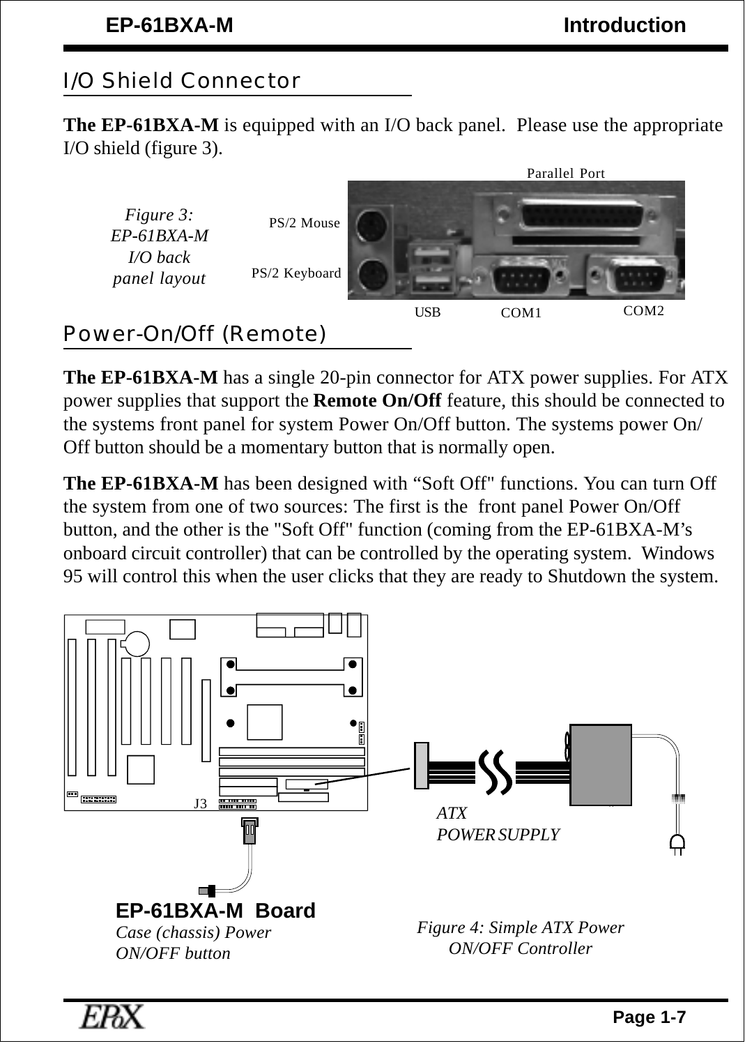## I/O Shield Connector

**The EP-61BXA-M** is equipped with an I/O back panel. Please use the appropriate I/O shield (figure 3).

*Figure 3: EP-61BXA-M I/O back panel layout*

## Power-On/Off (Remote)

**The EP-61BXA-M** has a single 20-pin connector for ATX power supplies. For ATX power supplies that support the **Remote On/Off** feature, this should be connected to the systems front panel for system Power On/Off button. The systems power On/Off button should be a momentary button that is normally open.

**The EP-61BXA-M** has been designed with “Soft Off" functions. You can turn Off the system from one of two sources: The first is the front panel Power On/Off button, and the other is the "Soft Off" function (coming from the EP-61BXA-M’s onboard circuit controller) that can be controlled by the operating system. Windows 95 will control this when the user clicks that they are ready to Shutdown the system.

*Figure 4: Simple ATX Power ON/OFF Controller*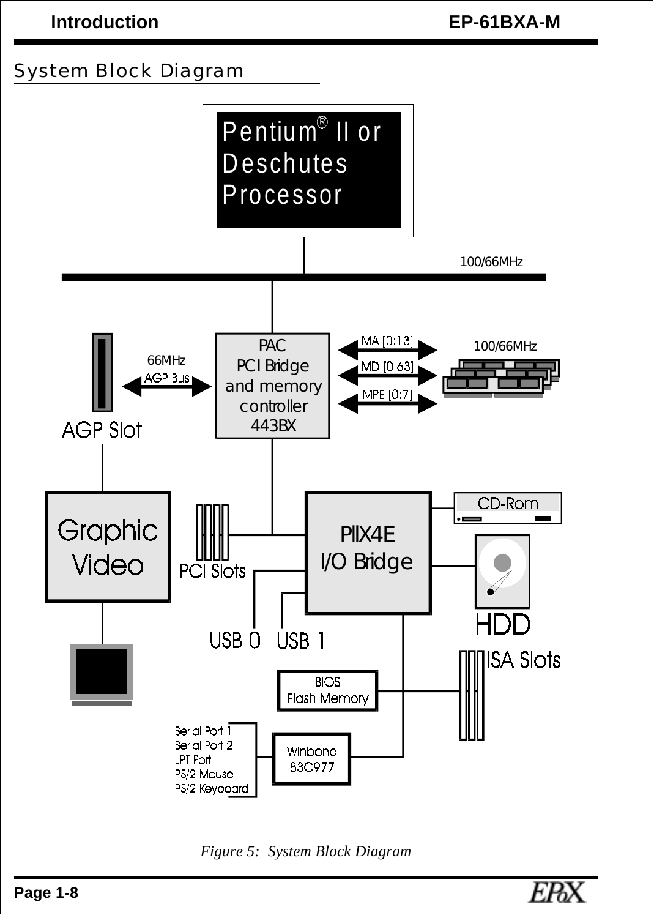## System Block Diagram

Pentium® II or Deschutes Processor

100/66MHz

PAC
PCI Bridge
and memory
controller
443BX

66MHz
AGP Bus

AGP Slot

MA [0:13]
MD [0:63]
MPE [0:7]

100/66MHz

Graphic Video

PCI Slots

PIIX4E
I/O Bridge

CD-Rom

HDD

USB 0 USB 1

ISA Slots

BIOS
Flash Memory

Serial Port 1
Serial Port 2
LPT Port
PS/2 Mouse
PS/2 Keyboard

Winbond
83C977

*Figure 5: System Block Diagram*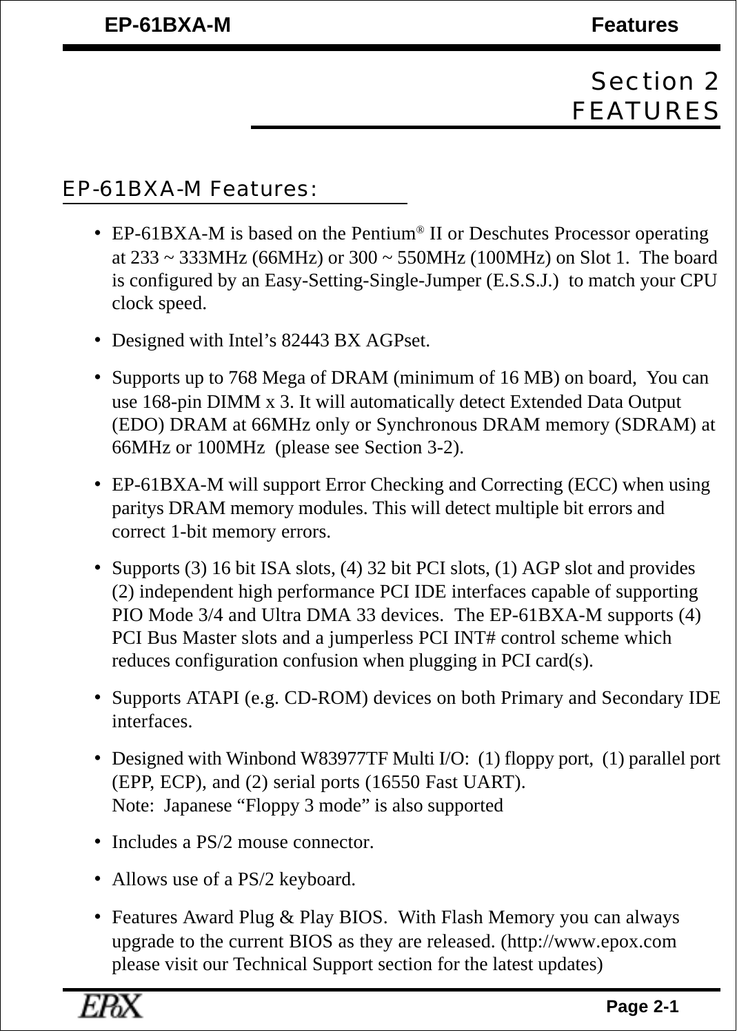# Section 2
# FEATURES

## EP-61BXA-M Features:

- EP-61BXA-M is based on the Pentium® II or Deschutes Processor operating at 233 ~ 333MHz (66MHz) or 300 ~ 550MHz (100MHz) on Slot 1. The board is configured by an Easy-Setting-Single-Jumper (E.S.S.J.) to match your CPU clock speed.
- Designed with Intel's 82443 BX AGPset.
- Supports up to 768 Mega of DRAM (minimum of 16 MB) on board, You can use 168-pin DIMM x 3. It will automatically detect Extended Data Output (EDO) DRAM at 66MHz only or Synchronous DRAM memory (SDRAM) at 66MHz or 100MHz (please see Section 3-2).
- EP-61BXA-M will support Error Checking and Correcting (ECC) when using paritys DRAM memory modules. This will detect multiple bit errors and correct 1-bit memory errors.
- Supports (3) 16 bit ISA slots, (4) 32 bit PCI slots, (1) AGP slot and provides (2) independent high performance PCI IDE interfaces capable of supporting PIO Mode 3/4 and Ultra DMA 33 devices. The EP-61BXA-M supports (4) PCI Bus Master slots and a jumperless PCI INT# control scheme which reduces configuration confusion when plugging in PCI card(s).
- Supports ATAPI (e.g. CD-ROM) devices on both Primary and Secondary IDE interfaces.
- Designed with Winbond W83977TF Multi I/O: (1) floppy port, (1) parallel port (EPP, ECP), and (2) serial ports (16550 Fast UART).
  Note: Japanese "Floppy 3 mode" is also supported
- Includes a PS/2 mouse connector.
- Allows use of a PS/2 keyboard.
- Features Award Plug & Play BIOS. With Flash Memory you can always upgrade to the current BIOS as they are released. (http://www.epox.com please visit our Technical Support section for the latest updates)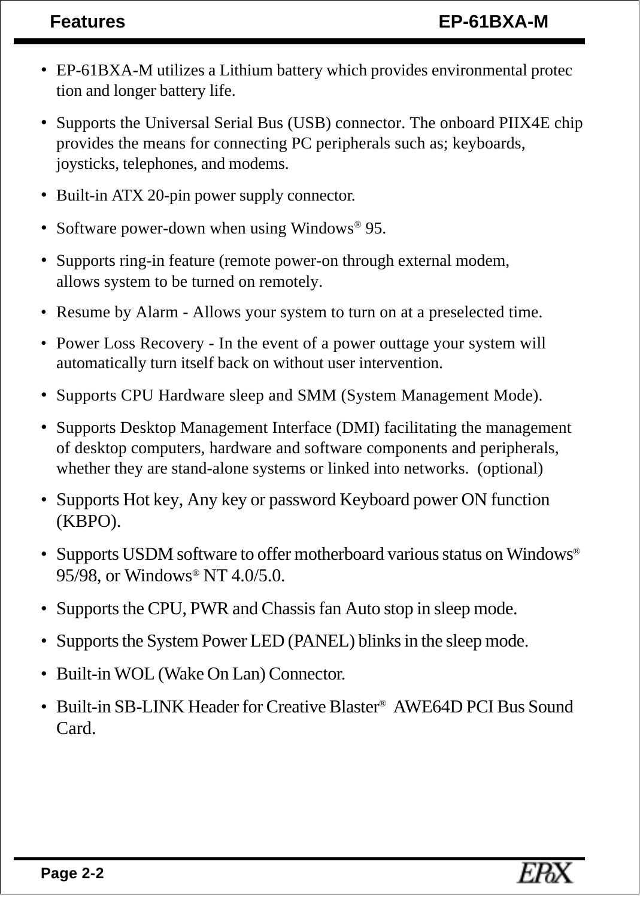- EP-61BXA-M utilizes a Lithium battery which provides environmental protec tion and longer battery life.
- Supports the Universal Serial Bus (USB) connector. The onboard PIIX4E chip provides the means for connecting PC peripherals such as; keyboards, joysticks, telephones, and modems.
- Built-in ATX 20-pin power supply connector.
- Software power-down when using Windows® 95.
- Supports ring-in feature (remote power-on through external modem, allows system to be turned on remotely.
- Resume by Alarm - Allows your system to turn on at a preselected time.
- Power Loss Recovery - In the event of a power outtage your system will automatically turn itself back on without user intervention.
- Supports CPU Hardware sleep and SMM (System Management Mode).
- Supports Desktop Management Interface (DMI) facilitating the management of desktop computers, hardware and software components and peripherals, whether they are stand-alone systems or linked into networks. (optional)
- Supports Hot key, Any key or password Keyboard power ON function (KBPO).
- Supports USDM software to offer motherboard various status on Windows® 95/98, or Windows® NT 4.0/5.0.
- Supports the CPU, PWR and Chassis fan Auto stop in sleep mode.
- Supports the System Power LED (PANEL) blinks in the sleep mode.
- Built-in WOL (Wake On Lan) Connector.
- Built-in SB-LINK Header for Creative Blaster® AWE64D PCI Bus Sound Card.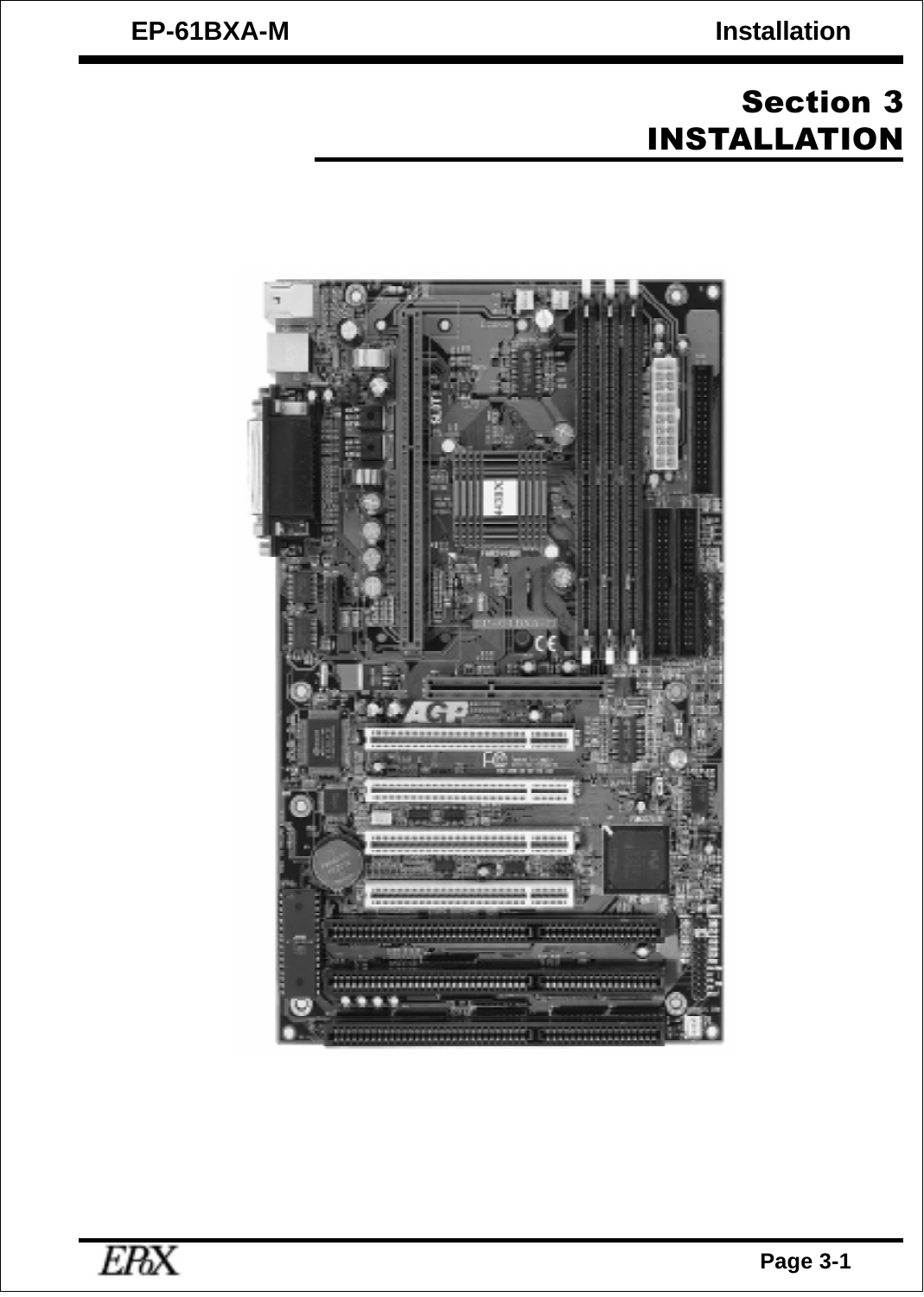# Section 3
# INSTALLATION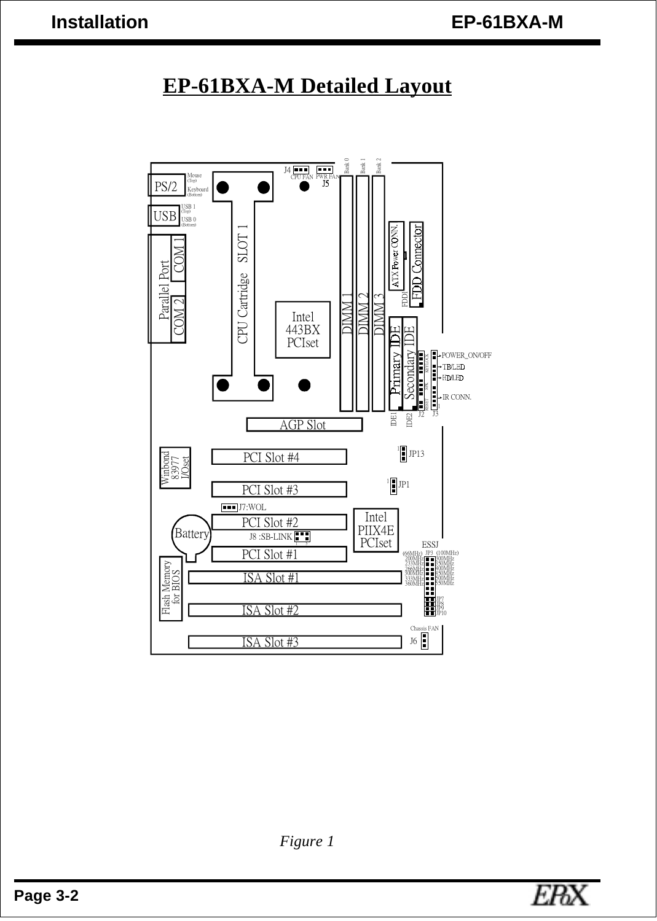# EP-61BXA-M Detailed Layout

PS/2 Mouse (Top) Keyboard (Bottom)

USB USB 1 (Top) USB 0 (Bottom)

Parallel Port COM 1 COM 2

CPU Cartridge SLOT 1

Intel 443BX PCIset

J4 CPU FAN PWR FAN J5

Bank 0 Bank 1 Bank 2

DIMM 1 DIMM 2 DIMM 3

ATX Power CONN.

FDD Connector FDD1

Primary IDE Secondary IDE IDE1 IDE2

POWER_ON/OFF TB/LED HD/LED IR CONN. J2 J3

AGP Slot

Winbond 83977 I/Oset

PCI Slot #4 JP13

PCI Slot #3 JP1

J7:WOL

Battery PCI Slot #2 J8 :SB-LINK

Intel PIIX4E PCIset

PCI Slot #1

ESSJ (66MHz) JP3 (100MHz)
200MHz 300MHz
233MHz 350MHz
266MHz 400MHz
300MHz 450MHz
333MHz 500MHz
366MHz 550MHz

JP7 JP8 JP9 JP10

Flash Memory for BIOS

ISA Slot #1

ISA Slot #2

ISA Slot #3

Chassis FAN J6

*Figure 1*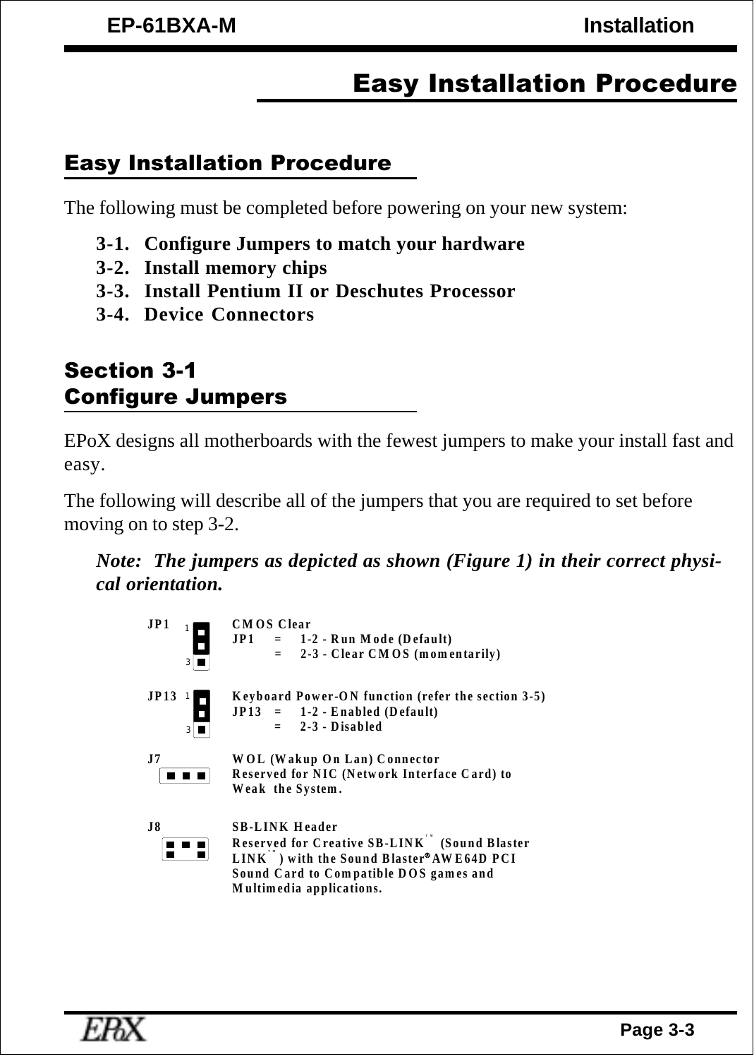# Easy Installation Procedure

## Easy Installation Procedure

The following must be completed before powering on your new system:

**3-1. Configure Jumpers to match your hardware**
**3-2. Install memory chips**
**3-3. Install Pentium II or Deschutes Processor**
**3-4. Device Connectors**

## Section 3-1 Configure Jumpers

EPoX designs all motherboards with the fewest jumpers to make your install fast and easy.

The following will describe all of the jumpers that you are required to set before moving on to step 3-2.

***Note: The jumpers as depicted as shown (Figure 1) in their correct physical orientation.***

**JP1** — **CMOS Clear**
JP1 = 1-2 - Run Mode (Default)
= 2-3 - Clear CMOS (momentarily)

**JP13** — **Keyboard Power-ON function (refer the section 3-5)**
JP13 = 1-2 - Enabled (Default)
= 2-3 - Disabled

**J7** — **WOL (Wakup On Lan) Connector**
Reserved for NIC (Network Interface Card) to Weak the System.

**J8** — **SB-LINK Header**
Reserved for Creative SB-LINK™ (Sound Blaster LINK™) with the Sound Blaster® AWE64D PCI Sound Card to Compatible DOS games and Multimedia applications.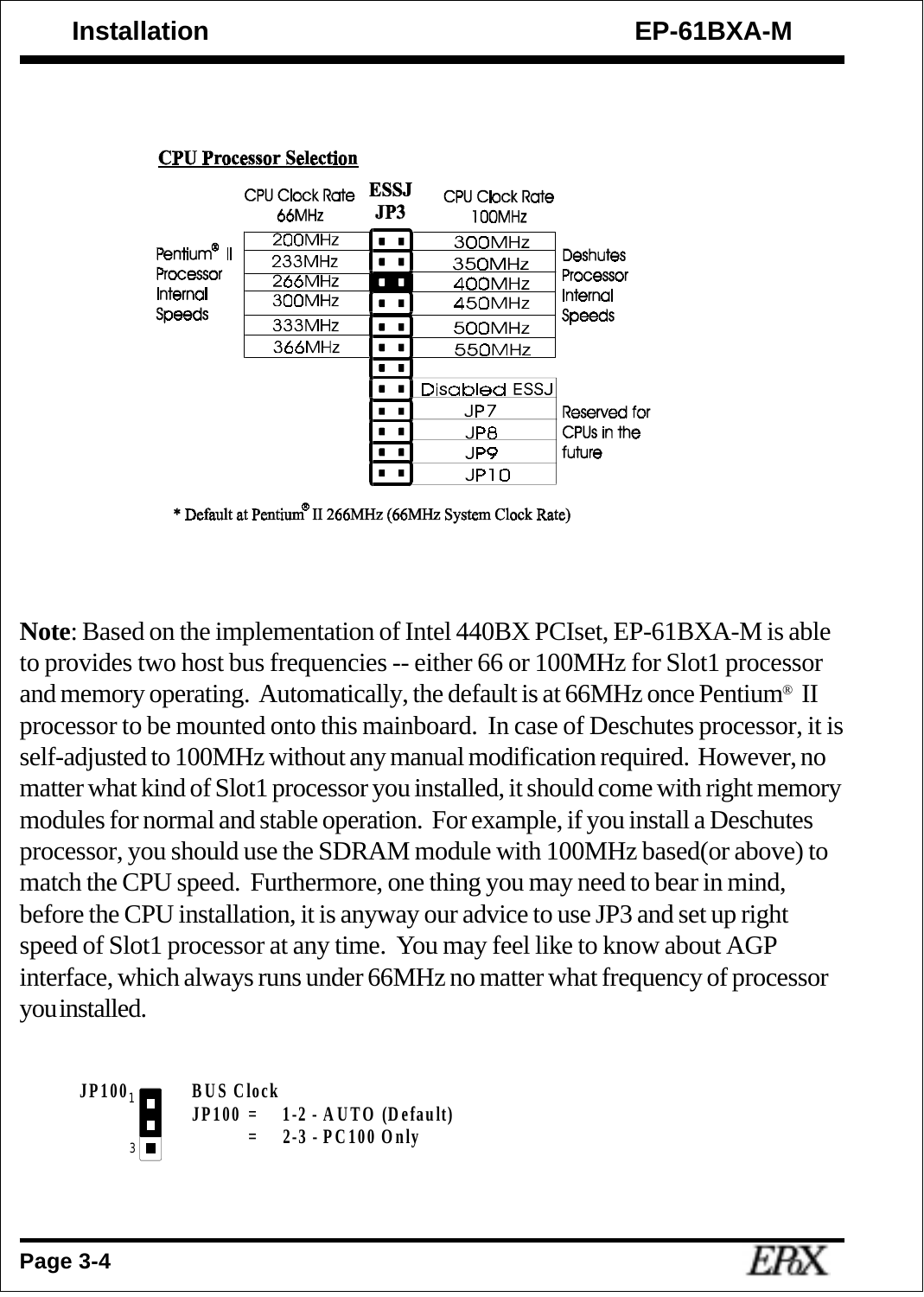## CPU Processor Selection

| Pentium® II Processor Internal Speeds (CPU Clock Rate 66MHz) | ESSJ JP3 | Deshutes Processor Internal Speeds (CPU Clock Rate 100MHz) |
|---|---|---|
| 200MHz | ▪ ▪ | 300MHz |
| 233MHz | ▪ ▪ | 350MHz |
| 266MHz | ▪ ▪ (*) | 400MHz |
| 300MHz | ▪ ▪ | 450MHz |
| 333MHz | ▪ ▪ | 500MHz |
| 366MHz | ▪ ▪ | 550MHz |
| | ▪ ▪ | |
| | ▪ ▪ | Disabled ESSJ |
| | ▪ ▪ | JP7 (Reserved for CPUs in the future) |
| | ▪ ▪ | JP8 (Reserved for CPUs in the future) |
| | ▪ ▪ | JP9 (Reserved for CPUs in the future) |
| | ▪ ▪ | JP10 (Reserved for CPUs in the future) |

\* Default at Pentium® II 266MHz (66MHz System Clock Rate)

**Note**: Based on the implementation of Intel 440BX PCIset, EP-61BXA-M is able to provides two host bus frequencies -- either 66 or 100MHz for Slot1 processor and memory operating. Automatically, the default is at 66MHz once Pentium® II processor to be mounted onto this mainboard. In case of Deschutes processor, it is self-adjusted to 100MHz without any manual modification required. However, no matter what kind of Slot1 processor you installed, it should come with right memory modules for normal and stable operation. For example, if you install a Deschutes processor, you should use the SDRAM module with 100MHz based(or above) to match the CPU speed. Furthermore, one thing you may need to bear in mind, before the CPU installation, it is anyway our advice to use JP3 and set up right speed of Slot1 processor at any time. You may feel like to know about AGP interface, which always runs under 66MHz no matter what frequency of processor you installed.

JP100

BUS Clock
JP100 = 1-2 - AUTO (Default)
= 2-3 - PC100 Only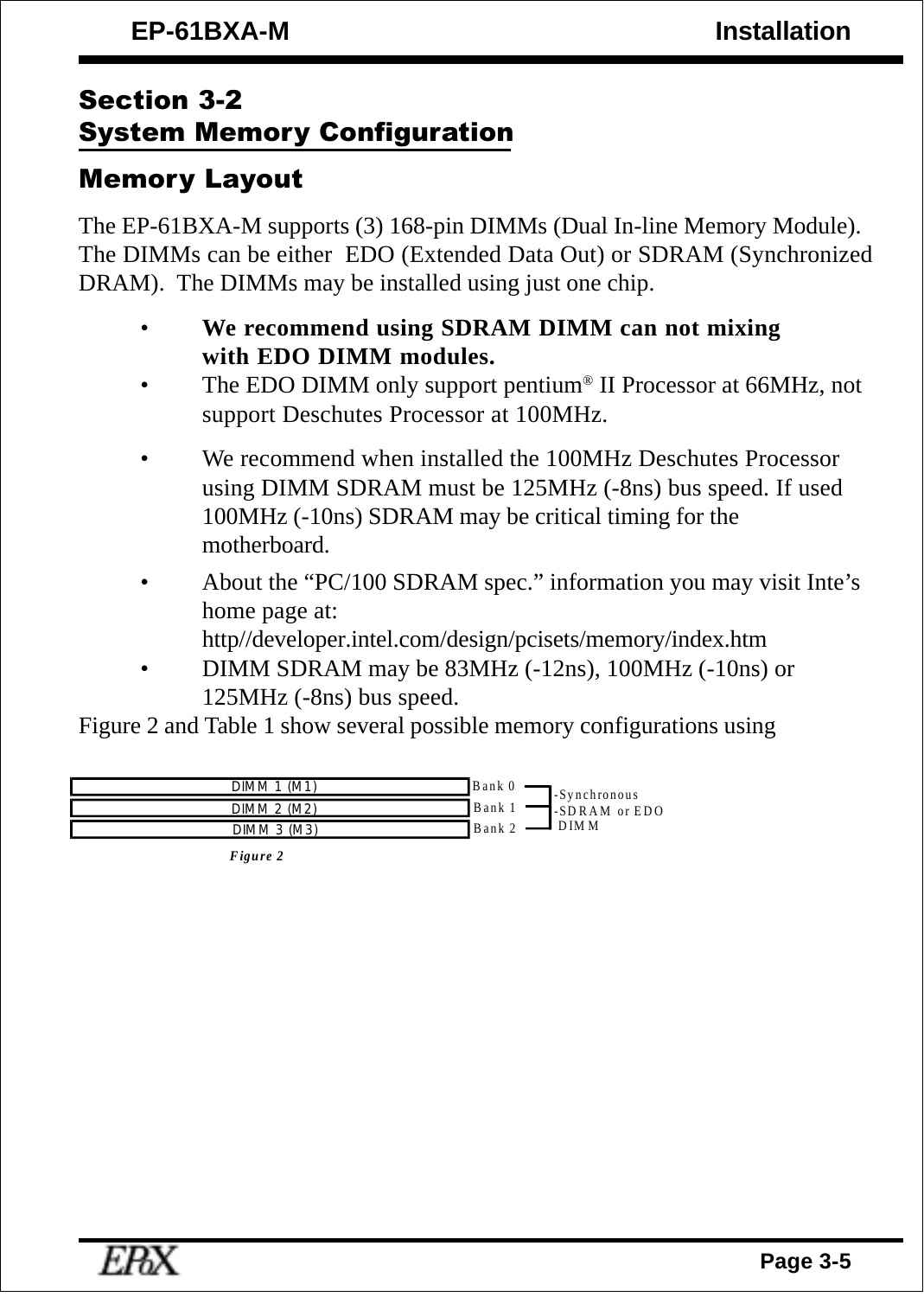## Section 3-2
## System Memory Configuration

### Memory Layout

The EP-61BXA-M supports (3) 168-pin DIMMs (Dual In-line Memory Module). The DIMMs can be either EDO (Extended Data Out) or SDRAM (Synchronized DRAM). The DIMMs may be installed using just one chip.

- **We recommend using SDRAM DIMM can not mixing with EDO DIMM modules.**
- The EDO DIMM only support pentium® II Processor at 66MHz, not support Deschutes Processor at 100MHz.
- We recommend when installed the 100MHz Deschutes Processor using DIMM SDRAM must be 125MHz (-8ns) bus speed. If used 100MHz (-10ns) SDRAM may be critical timing for the motherboard.
- About the “PC/100 SDRAM spec.” information you may visit Inte’s home page at: http//developer.intel.com/design/pcisets/memory/index.htm
- DIMM SDRAM may be 83MHz (-12ns), 100MHz (-10ns) or 125MHz (-8ns) bus speed.

Figure 2 and Table 1 show several possible memory configurations using

| DIMM | Bank | |
|---|---|---|
| DIMM 1 (M1) | Bank 0 | -Synchronous -SDRAM or EDO DIMM |
| DIMM 2 (M2) | Bank 1 | |
| DIMM 3 (M3) | Bank 2 | |

*Figure 2*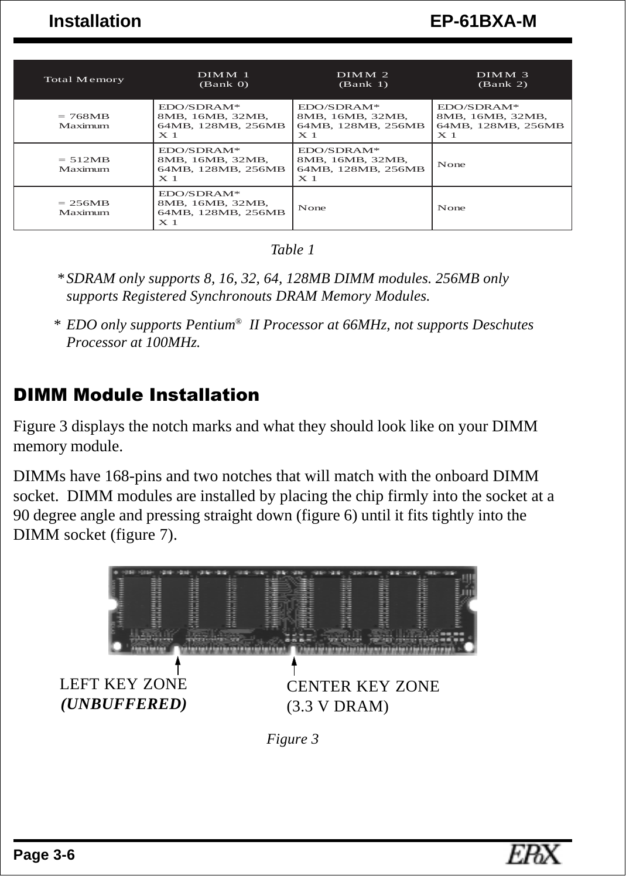| Total Memory | DIMM 1 (Bank 0) | DIMM 2 (Bank 1) | DIMM 3 (Bank 2) |
|---|---|---|---|
| = 768MB Maximum | EDO/SDRAM* 8MB, 16MB, 32MB, 64MB, 128MB, 256MB X 1 | EDO/SDRAM* 8MB, 16MB, 32MB, 64MB, 128MB, 256MB X 1 | EDO/SDRAM* 8MB, 16MB, 32MB, 64MB, 128MB, 256MB X 1 |
| = 512MB Maximum | EDO/SDRAM* 8MB, 16MB, 32MB, 64MB, 128MB, 256MB X 1 | EDO/SDRAM* 8MB, 16MB, 32MB, 64MB, 128MB, 256MB X 1 | None |
| = 256MB Maximum | EDO/SDRAM* 8MB, 16MB, 32MB, 64MB, 128MB, 256MB X 1 | None | None |

*Table 1*

\* *SDRAM only supports 8, 16, 32, 64, 128MB DIMM modules. 256MB only supports Registered Synchronouts DRAM Memory Modules.*

\* *EDO only supports Pentium® II Processor at 66MHz, not supports Deschutes Processor at 100MHz.*

## DIMM Module Installation

Figure 3 displays the notch marks and what they should look like on your DIMM memory module.

DIMMs have 168-pins and two notches that will match with the onboard DIMM socket. DIMM modules are installed by placing the chip firmly into the socket at a 90 degree angle and pressing straight down (figure 6) until it fits tightly into the DIMM socket (figure 7).

LEFT KEY ZONE ***(UNBUFFERED)***

CENTER KEY ZONE (3.3 V DRAM)

*Figure 3*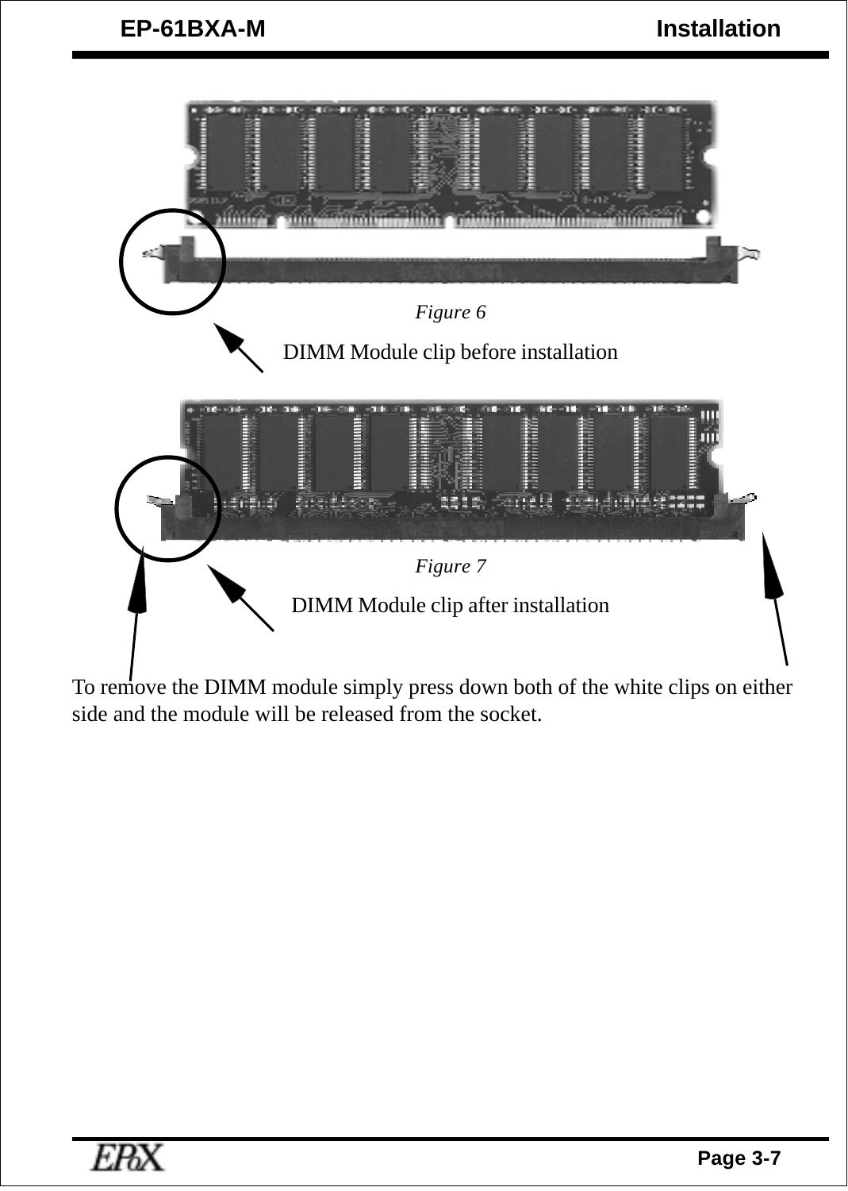*Figure 6*

DIMM Module clip before installation

*Figure 7*

DIMM Module clip after installation

To remove the DIMM module simply press down both of the white clips on either side and the module will be released from the socket.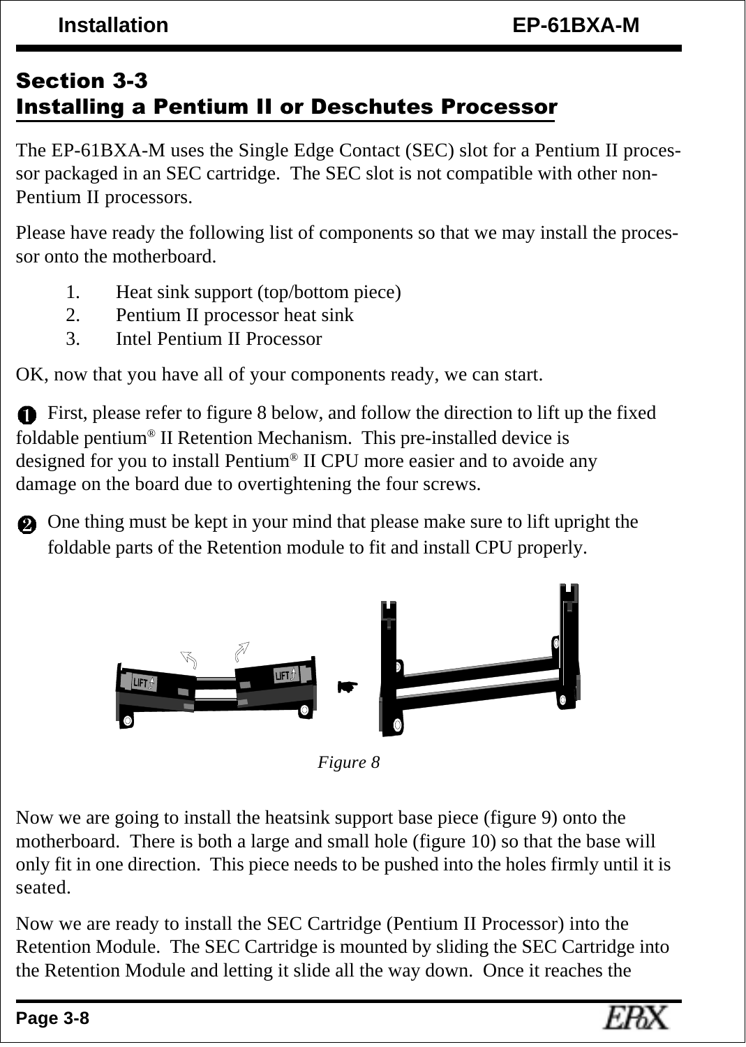## Section 3-3
## Installing a Pentium II or Deschutes Processor

The EP-61BXA-M uses the Single Edge Contact (SEC) slot for a Pentium II processor packaged in an SEC cartridge. The SEC slot is not compatible with other non-Pentium II processors.

Please have ready the following list of components so that we may install the processor onto the motherboard.

1. Heat sink support (top/bottom piece)
2. Pentium II processor heat sink
3. Intel Pentium II Processor

OK, now that you have all of your components ready, we can start.

❶ First, please refer to figure 8 below, and follow the direction to lift up the fixed foldable pentium® II Retention Mechanism. This pre-installed device is designed for you to install Pentium® II CPU more easier and to avoide any damage on the board due to overtightening the four screws.

❷ One thing must be kept in your mind that please make sure to lift upright the foldable parts of the Retention module to fit and install CPU properly.

*Figure 8*

Now we are going to install the heatsink support base piece (figure 9) onto the motherboard. There is both a large and small hole (figure 10) so that the base will only fit in one direction. This piece needs to be pushed into the holes firmly until it is seated.

Now we are ready to install the SEC Cartridge (Pentium II Processor) into the Retention Module. The SEC Cartridge is mounted by sliding the SEC Cartridge into the Retention Module and letting it slide all the way down. Once it reaches the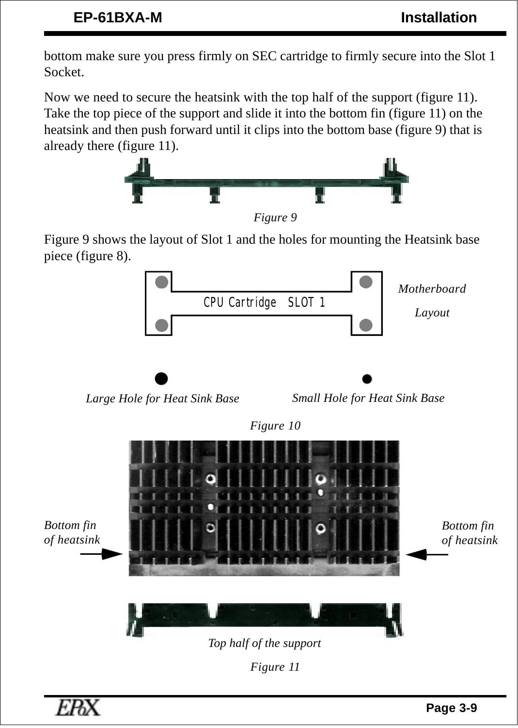bottom make sure you press firmly on SEC cartridge to firmly secure into the Slot 1 Socket.

Now we need to secure the heatsink with the top half of the support (figure 11). Take the top piece of the support and slide it into the bottom fin (figure 11) on the heatsink and then push forward until it clips into the bottom base (figure 9) that is already there (figure 11).

*Figure 9*

Figure 9 shows the layout of Slot 1 and the holes for mounting the Heatsink base piece (figure 8).

CPU Cartridge SLOT 1

*Motherboard Layout*

*Large Hole for Heat Sink Base*

*Small Hole for Heat Sink Base*

*Figure 10*

*Bottom fin of heatsink*

*Bottom fin of heatsink*

*Top half of the support*

*Figure 11*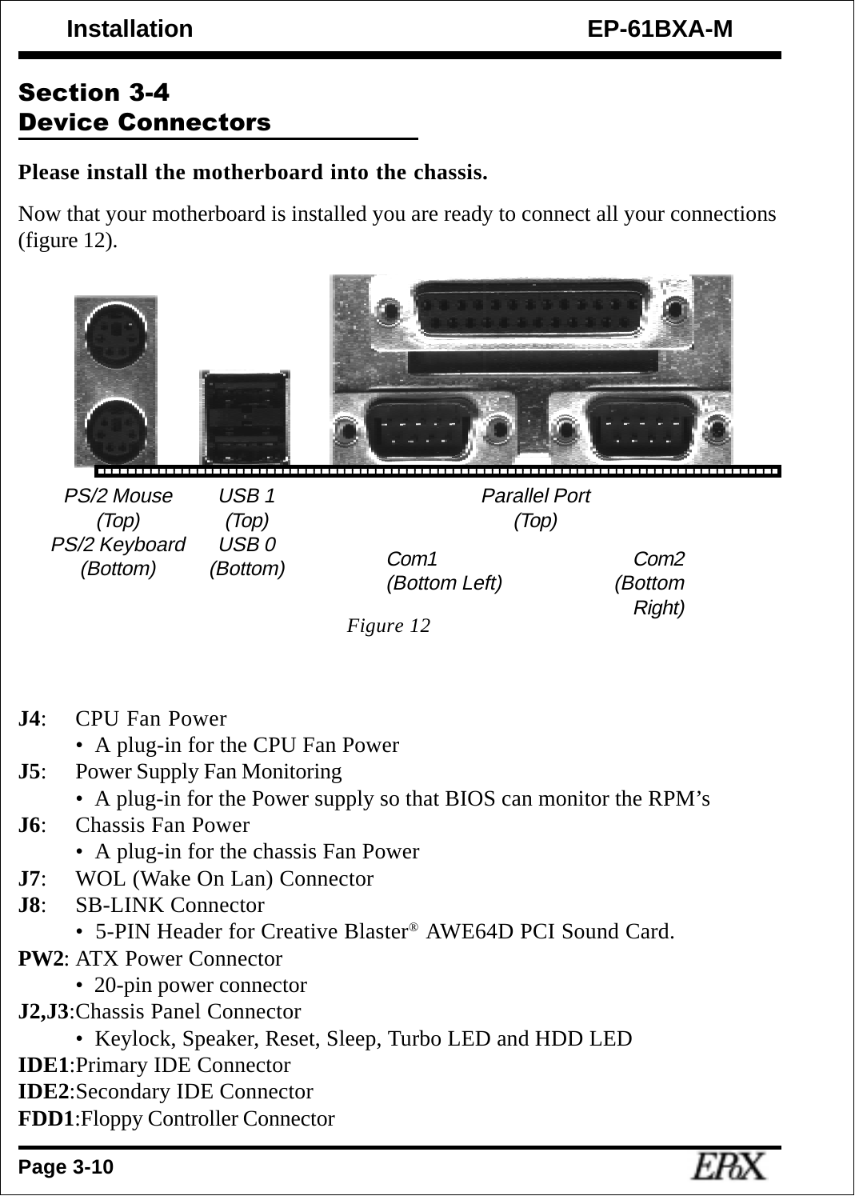## Section 3-4
## Device Connectors

**Please install the motherboard into the chassis.**

Now that your motherboard is installed you are ready to connect all your connections (figure 12).

PS/2 Mouse (Top)
PS/2 Keyboard (Bottom)

USB 1 (Top)
USB 0 (Bottom)

Parallel Port (Top)

Com1 (Bottom Left)

Com2 (Bottom Right)

*Figure 12*

**J4**: CPU Fan Power
- A plug-in for the CPU Fan Power

**J5**: Power Supply Fan Monitoring
- A plug-in for the Power supply so that BIOS can monitor the RPM's

**J6**: Chassis Fan Power
- A plug-in for the chassis Fan Power

**J7**: WOL (Wake On Lan) Connector

**J8**: SB-LINK Connector
- 5-PIN Header for Creative Blaster® AWE64D PCI Sound Card.

**PW2**: ATX Power Connector
- 20-pin power connector

**J2,J3**:Chassis Panel Connector
- Keylock, Speaker, Reset, Sleep, Turbo LED and HDD LED

**IDE1**:Primary IDE Connector

**IDE2**:Secondary IDE Connector

**FDD1**:Floppy Controller Connector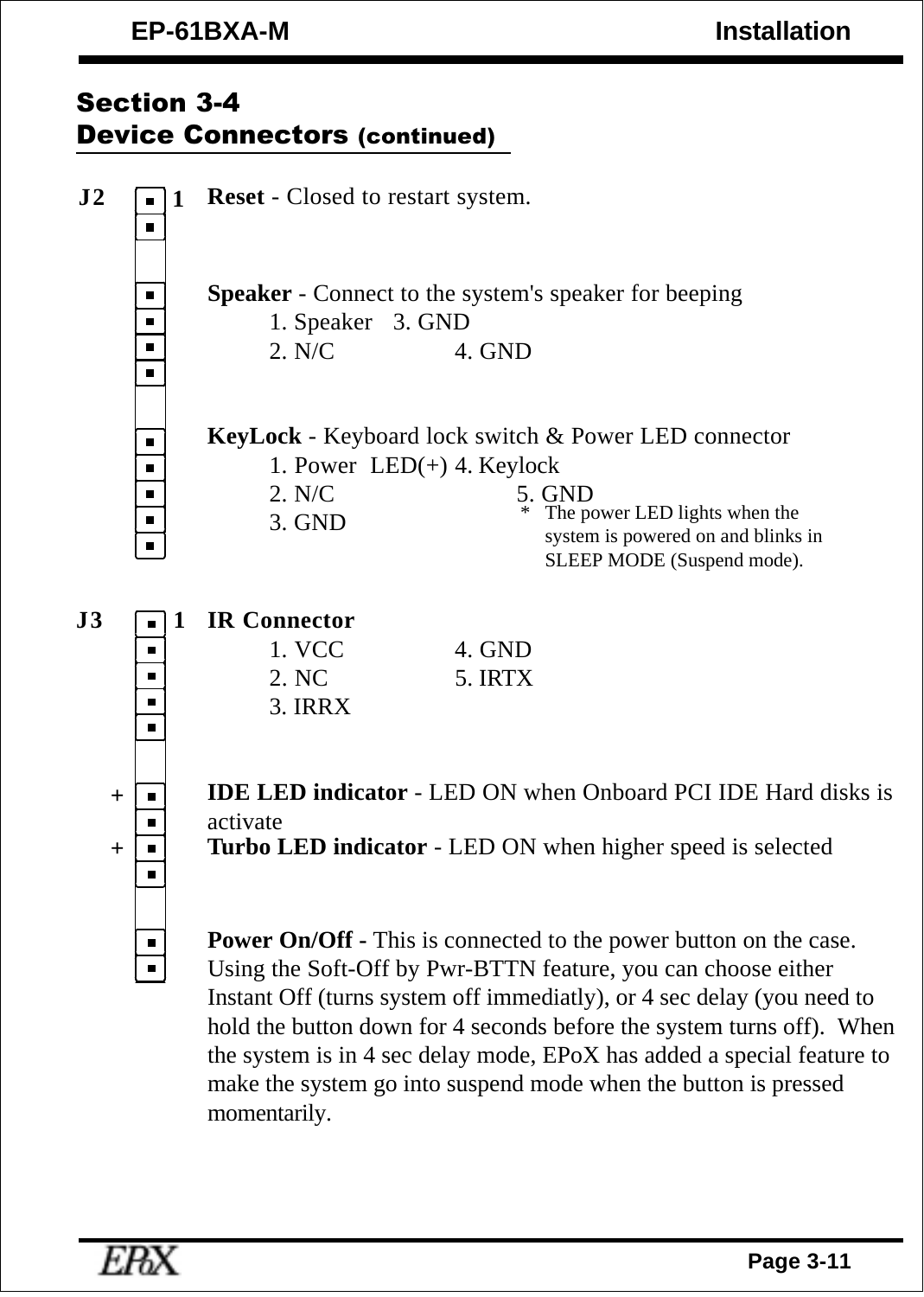## Section 3-4
## Device Connectors (continued)

**J2** 1

**Reset** - Closed to restart system.

**Speaker** - Connect to the system's speaker for beeping

1. Speaker 3. GND
2. N/C 4. GND

**KeyLock** - Keyboard lock switch & Power LED connector

1. Power LED(+) 4. Keylock
2. N/C 5. GND
3. GND

\* The power LED lights when the system is powered on and blinks in SLEEP MODE (Suspend mode).

**J3** 1

**IR Connector**

1. VCC 4. GND
2. NC 5. IRTX
3. IRRX

\+ **IDE LED indicator** - LED ON when Onboard PCI IDE Hard disks is activate

\+ **Turbo LED indicator** - LED ON when higher speed is selected

**Power On/Off -** This is connected to the power button on the case. Using the Soft-Off by Pwr-BTTN feature, you can choose either Instant Off (turns system off immediatly), or 4 sec delay (you need to hold the button down for 4 seconds before the system turns off). When the system is in 4 sec delay mode, EPoX has added a special feature to make the system go into suspend mode when the button is pressed momentarily.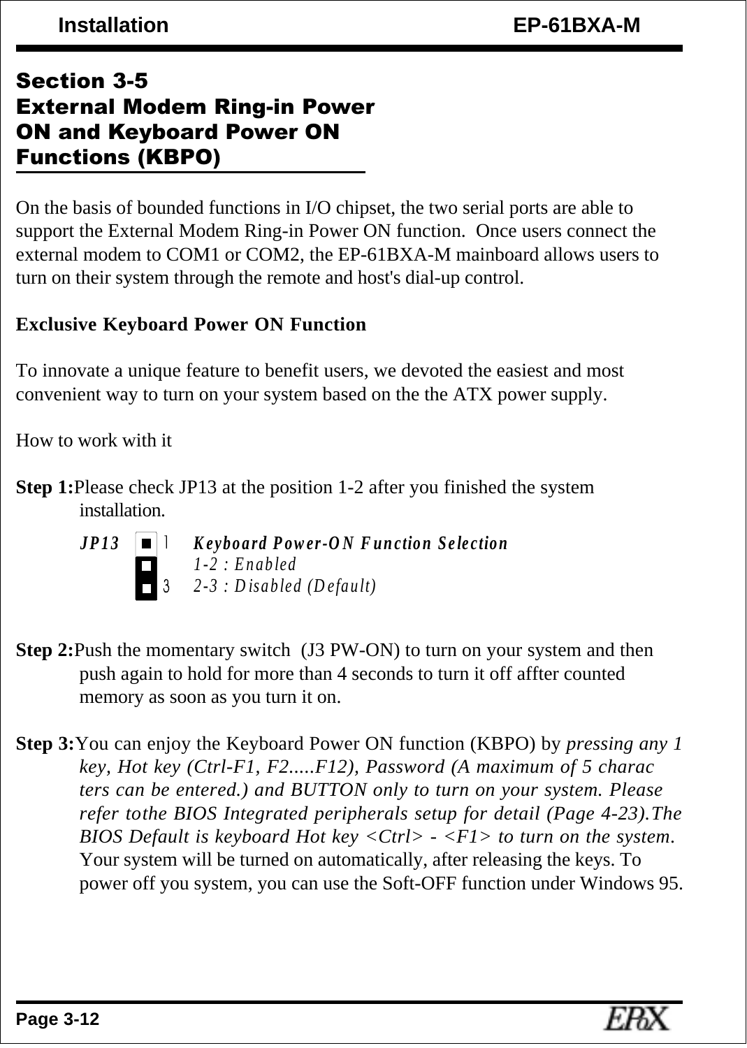## Section 3-5 External Modem Ring-in Power ON and Keyboard Power ON Functions (KBPO)

On the basis of bounded functions in I/O chipset, the two serial ports are able to support the External Modem Ring-in Power ON function. Once users connect the external modem to COM1 or COM2, the EP-61BXA-M mainboard allows users to turn on their system through the remote and host's dial-up control.

**Exclusive Keyboard Power ON Function**

To innovate a unique feature to benefit users, we devoted the easiest and most convenient way to turn on your system based on the the ATX power supply.

How to work with it

**Step 1:** Please check JP13 at the position 1-2 after you finished the system installation.

*JP13* — ***Keyboard Power-ON Function Selection***
*1-2 : Enabled*
*2-3 : Disabled (Default)*

**Step 2:** Push the momentary switch (J3 PW-ON) to turn on your system and then push again to hold for more than 4 seconds to turn it off affter counted memory as soon as you turn it on.

**Step 3:** You can enjoy the Keyboard Power ON function (KBPO) by *pressing any 1 key, Hot key (Ctrl-F1, F2.....F12), Password (A maximum of 5 charac ters can be entered.) and BUTTON only to turn on your system. Please refer tothe BIOS Integrated peripherals setup for detail (Page 4-23).The BIOS Default is keyboard Hot key <Ctrl> - <F1> to turn on the system.* Your system will be turned on automatically, after releasing the keys. To power off you system, you can use the Soft-OFF function under Windows 95.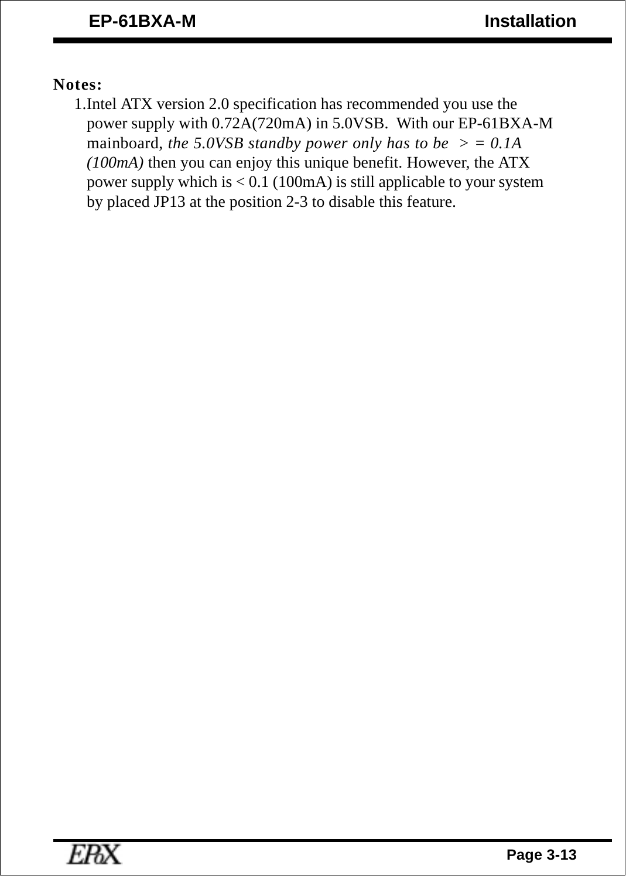**Notes:**

1. Intel ATX version 2.0 specification has recommended you use the power supply with 0.72A(720mA) in 5.0VSB. With our EP-61BXA-M mainboard, *the 5.0VSB standby power only has to be > = 0.1A (100mA)* then you can enjoy this unique benefit. However, the ATX power supply which is < 0.1 (100mA) is still applicable to your system by placed JP13 at the position 2-3 to disable this feature.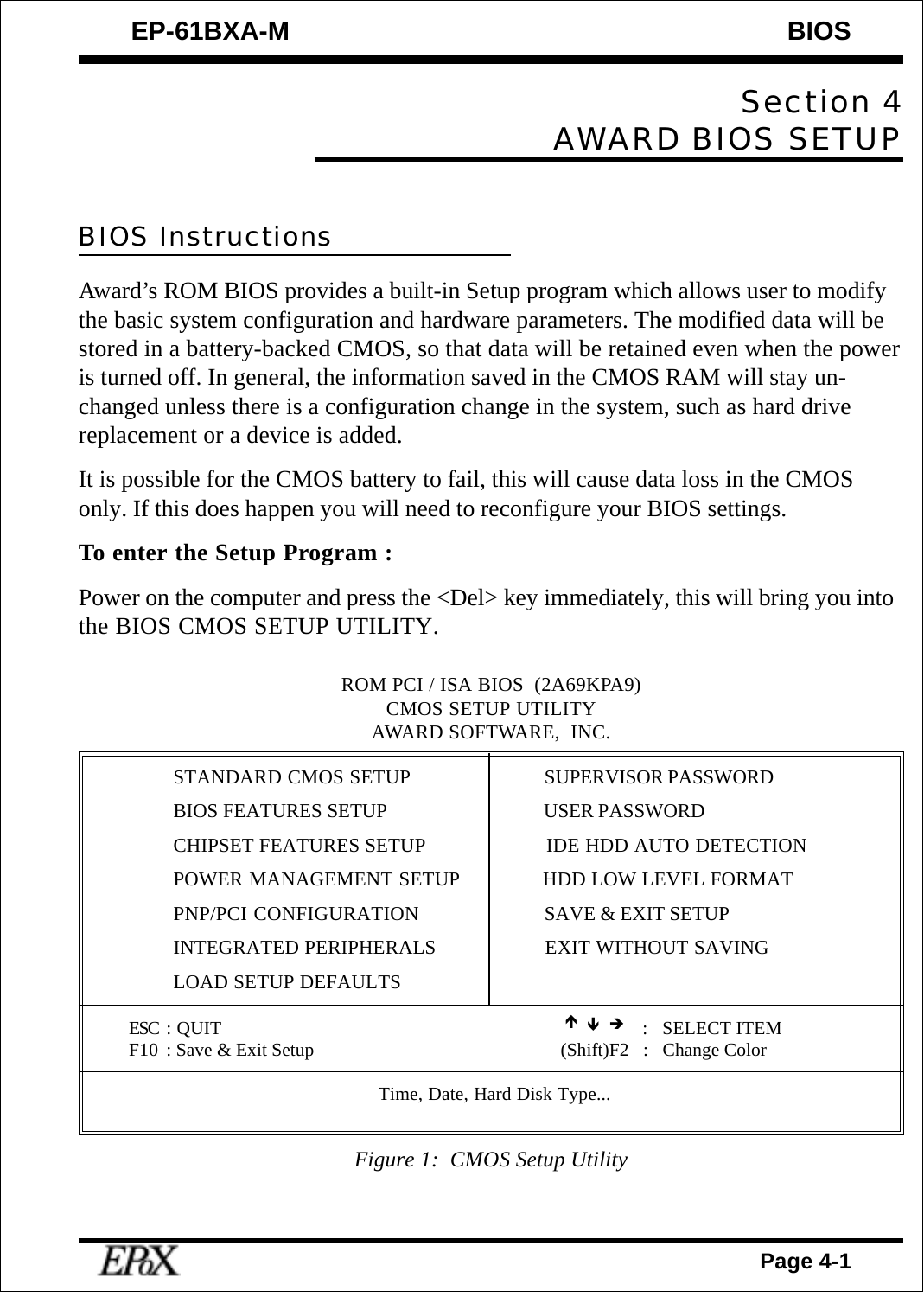# Section 4
# AWARD BIOS SETUP

## BIOS Instructions

Award's ROM BIOS provides a built-in Setup program which allows user to modify the basic system configuration and hardware parameters. The modified data will be stored in a battery-backed CMOS, so that data will be retained even when the power is turned off. In general, the information saved in the CMOS RAM will stay un-changed unless there is a configuration change in the system, such as hard drive replacement or a device is added.

It is possible for the CMOS battery to fail, this will cause data loss in the CMOS only. If this does happen you will need to reconfigure your BIOS settings.

**To enter the Setup Program :**

Power on the computer and press the <Del> key immediately, this will bring you into the BIOS CMOS SETUP UTILITY.

ROM PCI / ISA BIOS (2A69KPA9)
CMOS SETUP UTILITY
AWARD SOFTWARE, INC.

| | |
|---|---|
| STANDARD CMOS SETUP | SUPERVISOR PASSWORD |
| BIOS FEATURES SETUP | USER PASSWORD |
| CHIPSET FEATURES SETUP | IDE HDD AUTO DETECTION |
| POWER MANAGEMENT SETUP | HDD LOW LEVEL FORMAT |
| PNP/PCI CONFIGURATION | SAVE & EXIT SETUP |
| INTEGRATED PERIPHERALS | EXIT WITHOUT SAVING |
| LOAD SETUP DEFAULTS | |
| ESC : QUIT | ↑ ↓ → : SELECT ITEM |
| F10 : Save & Exit Setup | (Shift)F2 : Change Color |
| Time, Date, Hard Disk Type... | |

*Figure 1: CMOS Setup Utility*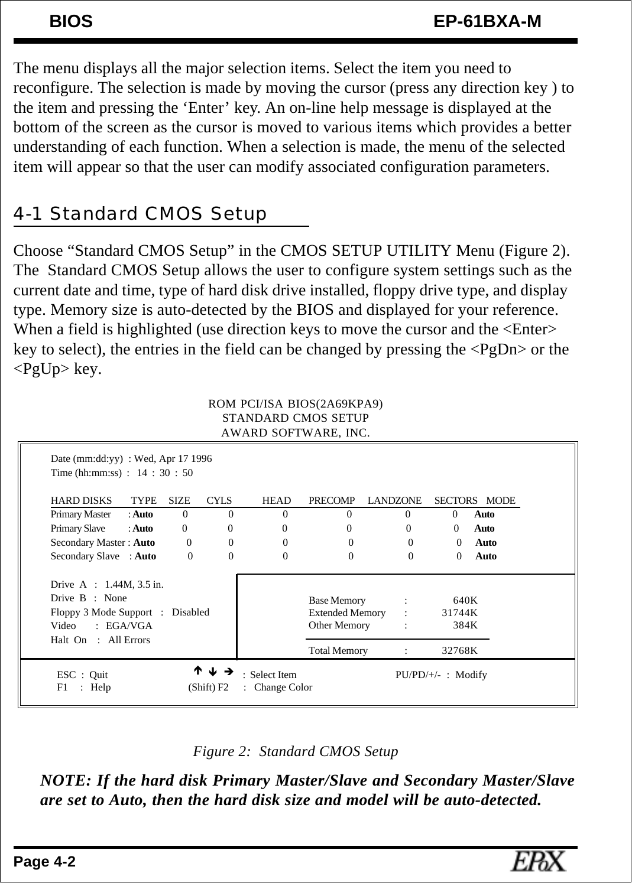The menu displays all the major selection items. Select the item you need to reconfigure. The selection is made by moving the cursor (press any direction key ) to the item and pressing the 'Enter' key. An on-line help message is displayed at the bottom of the screen as the cursor is moved to various items which provides a better understanding of each function. When a selection is made, the menu of the selected item will appear so that the user can modify associated configuration parameters.

## 4-1 Standard CMOS Setup

Choose "Standard CMOS Setup" in the CMOS SETUP UTILITY Menu (Figure 2). The Standard CMOS Setup allows the user to configure system settings such as the current date and time, type of hard disk drive installed, floppy drive type, and display type. Memory size is auto-detected by the BIOS and displayed for your reference. When a field is highlighted (use direction keys to move the cursor and the <Enter> key to select), the entries in the field can be changed by pressing the <PgDn> or the <PgUp> key.

```
                         ROM PCI/ISA BIOS(2A69KPA9)
                            STANDARD CMOS SETUP
                           AWARD SOFTWARE, INC.

 Date (mm:dd:yy)  : Wed, Apr 17 1996
 Time (hh:mm:ss)  :  14 : 30 : 50

 HARD DISKS        TYPE   SIZE   CYLS   HEAD   PRECOMP   LANDZONE   SECTORS   MODE
 Primary Master   : Auto    0      0      0       0          0          0      Auto
 Primary Slave    : Auto    0      0      0       0          0          0      Auto
 Secondary Master : Auto    0      0      0       0          0          0      Auto
 Secondary Slave  : Auto    0      0      0       0          0          0      Auto

 Drive  A  :  1.44M, 3.5 in.
 Drive  B  :  None                        Base Memory       :     640K
 Floppy 3 Mode Support  :  Disabled       Extended Memory   :   31744K
 Video     :  EGA/VGA                     Other Memory      :     384K
 Halt  On  :  All Errors
                                          Total Memory      :   32768K

  ESC  :  Quit          ↑ ↓ →  :  Select Item          PU/PD/+/-  :  Modify
  F1   :  Help       (Shift) F2   :  Change Color
```

*Figure 2: Standard CMOS Setup*

***NOTE: If the hard disk Primary Master/Slave and Secondary Master/Slave are set to Auto, then the hard disk size and model will be auto-detected.***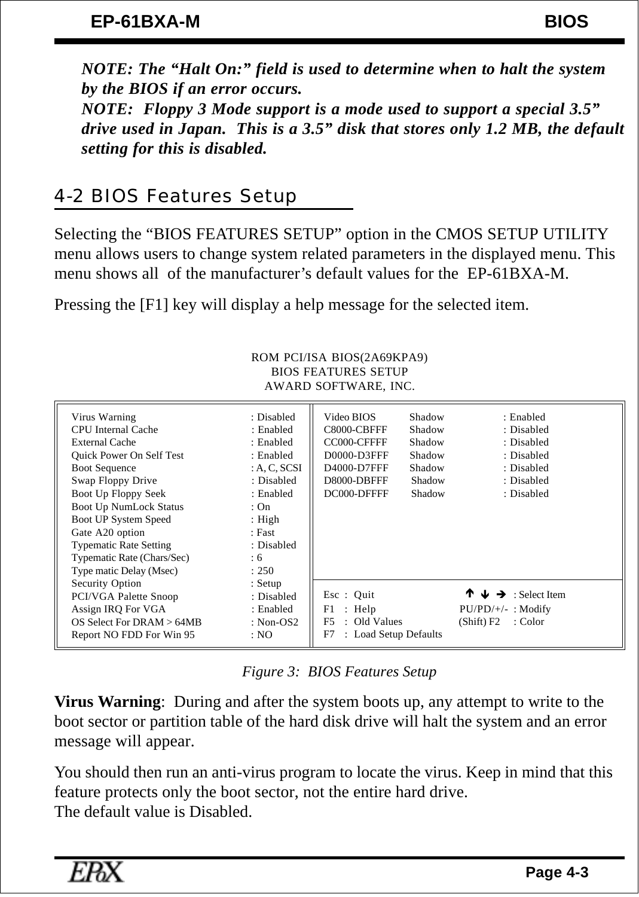*NOTE: The “Halt On:” field is used to determine when to halt the system by the BIOS if an error occurs.*
*NOTE: Floppy 3 Mode support is a mode used to support a special 3.5” drive used in Japan. This is a 3.5” disk that stores only 1.2 MB, the default setting for this is disabled.*

## 4-2 BIOS Features Setup

Selecting the “BIOS FEATURES SETUP” option in the CMOS SETUP UTILITY menu allows users to change system related parameters in the displayed menu. This menu shows all of the manufacturer’s default values for the EP-61BXA-M.

Pressing the [F1] key will display a help message for the selected item.

ROM PCI/ISA BIOS(2A69KPA9)
BIOS FEATURES SETUP
AWARD SOFTWARE, INC.

| Setting | Value |
|---|---|
| Virus Warning | : Disabled |
| CPU Internal Cache | : Enabled |
| External Cache | : Enabled |
| Quick Power On Self Test | : Enabled |
| Boot Sequence | : A, C, SCSI |
| Swap Floppy Drive | : Disabled |
| Boot Up Floppy Seek | : Enabled |
| Boot Up NumLock Status | : On |
| Boot UP System Speed | : High |
| Gate A20 option | : Fast |
| Typematic Rate Setting | : Disabled |
| Typematic Rate (Chars/Sec) | : 6 |
| Type matic Delay (Msec) | : 250 |
| Security Option | : Setup |
| PCI/VGA Palette Snoop | : Disabled |
| Assign IRQ For VGA | : Enabled |
| OS Select For DRAM > 64MB | : Non-OS2 |
| Report NO FDD For Win 95 | : NO |

| Region | Type | Value |
|---|---|---|
| Video BIOS | Shadow | : Enabled |
| C8000-CBFFF | Shadow | : Disabled |
| CC000-CFFFF | Shadow | : Disabled |
| D0000-D3FFF | Shadow | : Disabled |
| D4000-D7FFF | Shadow | : Disabled |
| D8000-DBFFF | Shadow | : Disabled |
| DC000-DFFFF | Shadow | : Disabled |

Esc : Quit ↑ ↓ → : Select Item
F1 : Help PU/PD/+/- : Modify
F5 : Old Values (Shift) F2 : Color
F7 : Load Setup Defaults

*Figure 3: BIOS Features Setup*

**Virus Warning**: During and after the system boots up, any attempt to write to the boot sector or partition table of the hard disk drive will halt the system and an error message will appear.

You should then run an anti-virus program to locate the virus. Keep in mind that this feature protects only the boot sector, not the entire hard drive.
The default value is Disabled.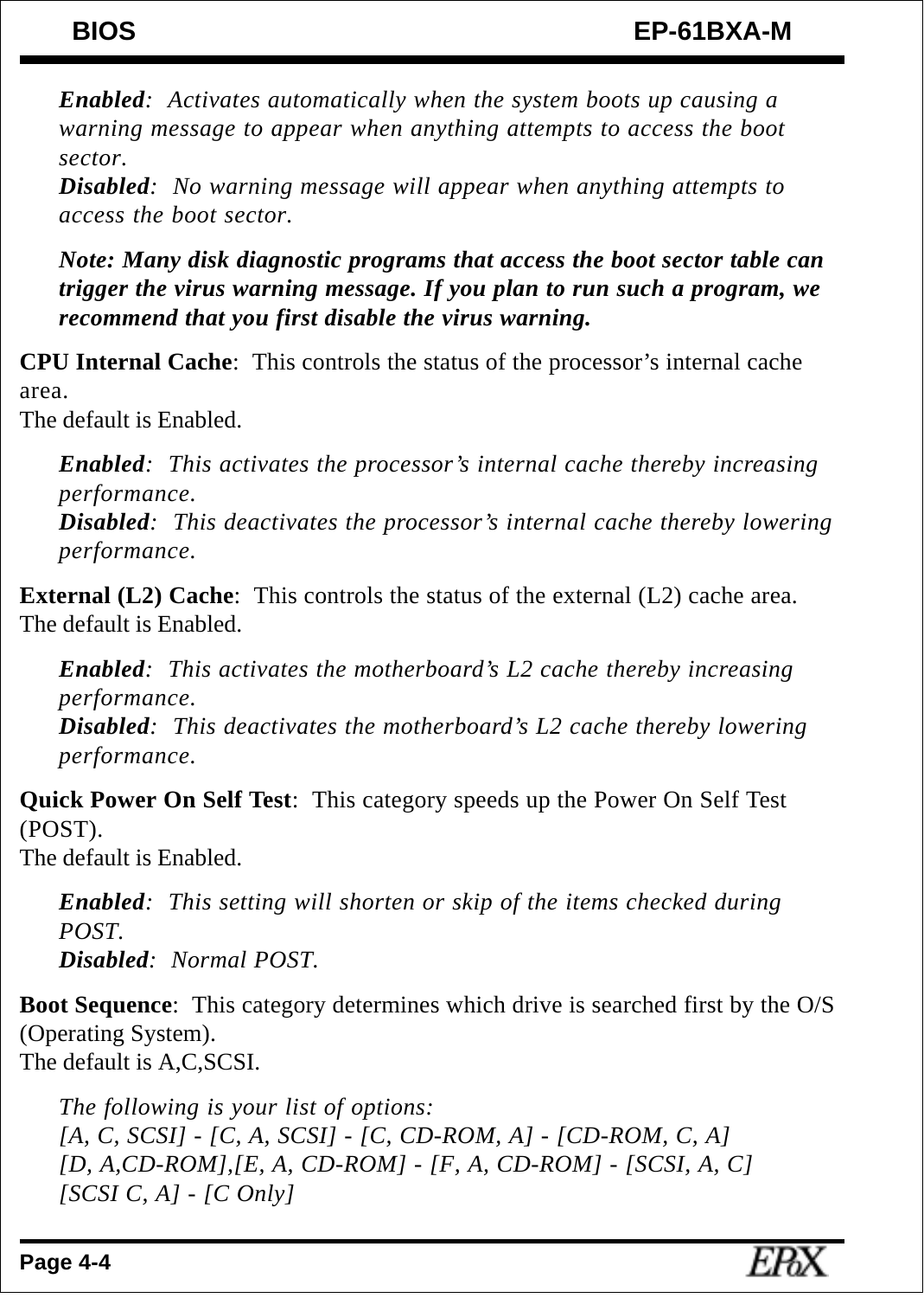*__Enabled__: Activates automatically when the system boots up causing a warning message to appear when anything attempts to access the boot sector.*
*__Disabled__: No warning message will appear when anything attempts to access the boot sector.*

***Note: Many disk diagnostic programs that access the boot sector table can trigger the virus warning message. If you plan to run such a program, we recommend that you first disable the virus warning.***

**CPU Internal Cache**: This controls the status of the processor's internal cache area.
The default is Enabled.

*__Enabled__: This activates the processor's internal cache thereby increasing performance.*
*__Disabled__: This deactivates the processor's internal cache thereby lowering performance.*

**External (L2) Cache**: This controls the status of the external (L2) cache area.
The default is Enabled.

*__Enabled__: This activates the motherboard's L2 cache thereby increasing performance.*
*__Disabled__: This deactivates the motherboard's L2 cache thereby lowering performance.*

**Quick Power On Self Test**: This category speeds up the Power On Self Test (POST).
The default is Enabled.

*__Enabled__: This setting will shorten or skip of the items checked during POST.*
*__Disabled__: Normal POST.*

**Boot Sequence**: This category determines which drive is searched first by the O/S (Operating System).
The default is A,C,SCSI.

*The following is your list of options:*
*[A, C, SCSI] - [C, A, SCSI] - [C, CD-ROM, A] - [CD-ROM, C, A]*
*[D, A,CD-ROM],[E, A, CD-ROM] - [F, A, CD-ROM] - [SCSI, A, C]*
*[SCSI C, A] - [C Only]*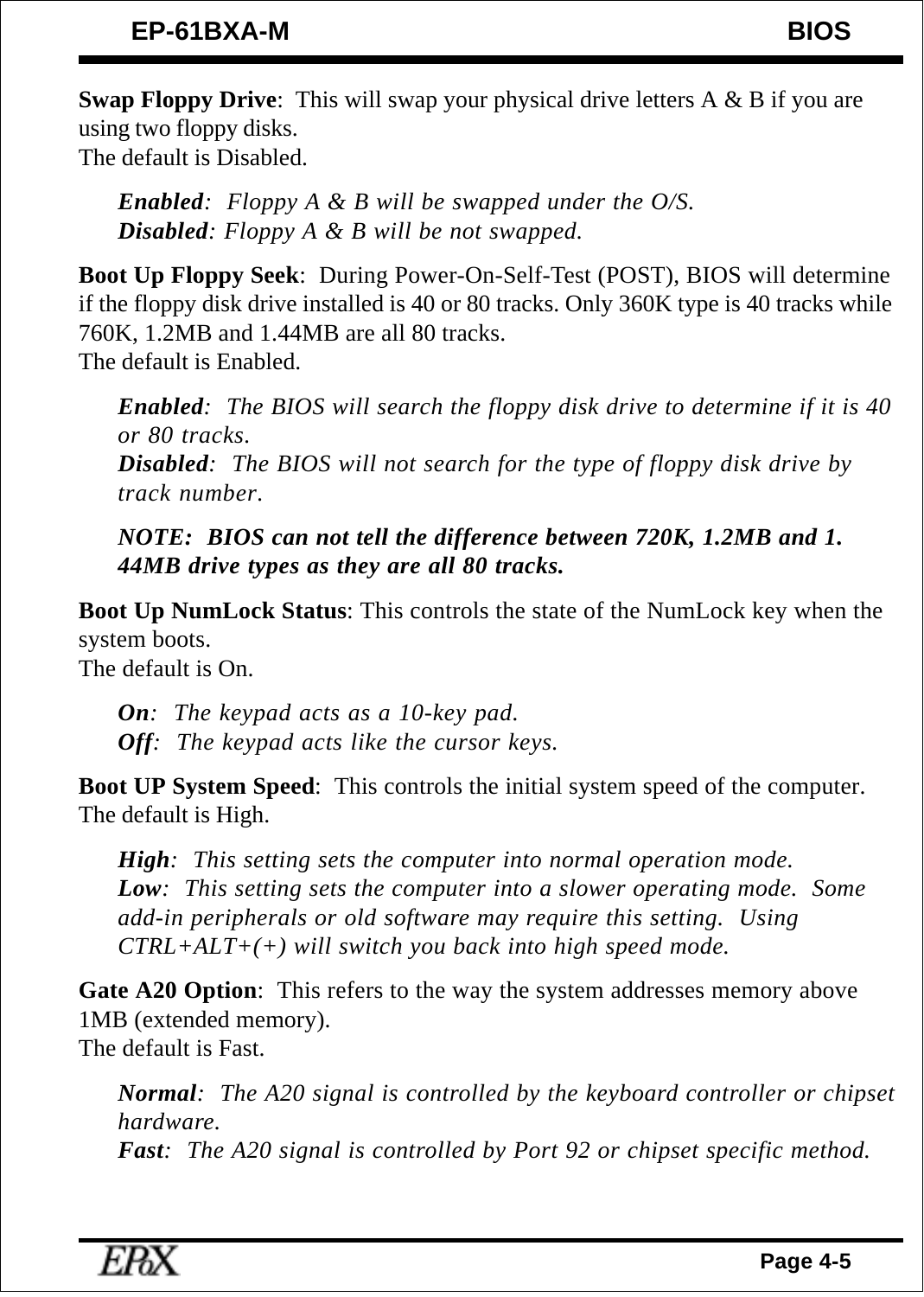**Swap Floppy Drive**: This will swap your physical drive letters A & B if you are using two floppy disks.
The default is Disabled.

> ***Enabled***: *Floppy A & B will be swapped under the O/S.*
> ***Disabled***: *Floppy A & B will be not swapped.*

**Boot Up Floppy Seek**: During Power-On-Self-Test (POST), BIOS will determine if the floppy disk drive installed is 40 or 80 tracks. Only 360K type is 40 tracks while 760K, 1.2MB and 1.44MB are all 80 tracks.
The default is Enabled.

> ***Enabled***: *The BIOS will search the floppy disk drive to determine if it is 40 or 80 tracks.*
> ***Disabled***: *The BIOS will not search for the type of floppy disk drive by track number.*
>
> ***NOTE: BIOS can not tell the difference between 720K, 1.2MB and 1. 44MB drive types as they are all 80 tracks.***

**Boot Up NumLock Status**: This controls the state of the NumLock key when the system boots.
The default is On.

> ***On***: *The keypad acts as a 10-key pad.*
> ***Off***: *The keypad acts like the cursor keys.*

**Boot UP System Speed**: This controls the initial system speed of the computer.
The default is High.

> ***High***: *This setting sets the computer into normal operation mode.*
> ***Low***: *This setting sets the computer into a slower operating mode. Some add-in peripherals or old software may require this setting. Using CTRL+ALT+(+) will switch you back into high speed mode.*

**Gate A20 Option**: This refers to the way the system addresses memory above 1MB (extended memory).
The default is Fast.

> ***Normal***: *The A20 signal is controlled by the keyboard controller or chipset hardware.*
> ***Fast***: *The A20 signal is controlled by Port 92 or chipset specific method.*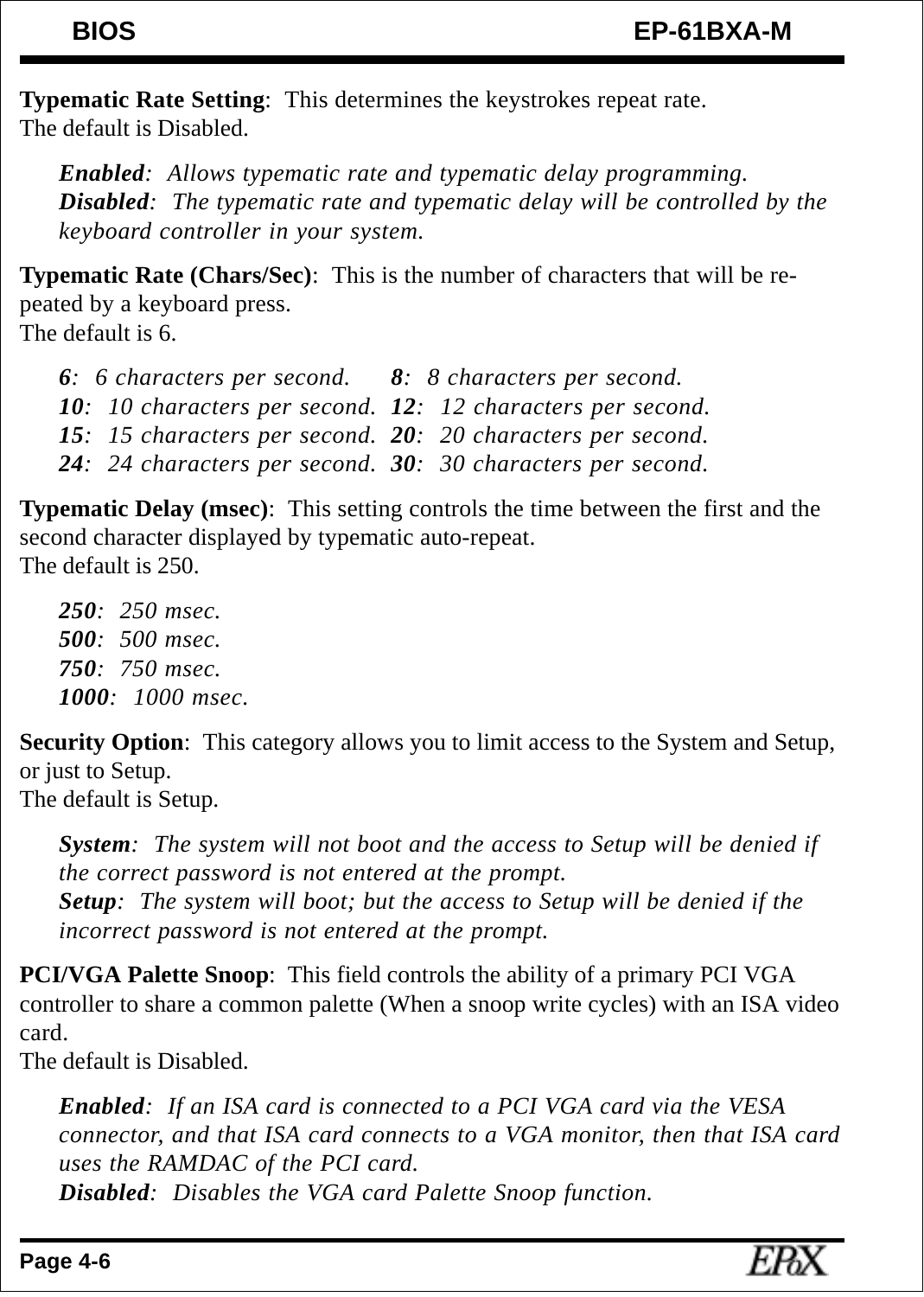**Typematic Rate Setting**: This determines the keystrokes repeat rate.
The default is Disabled.

> ***Enabled***: *Allows typematic rate and typematic delay programming.*
> ***Disabled***: *The typematic rate and typematic delay will be controlled by the keyboard controller in your system.*

**Typematic Rate (Chars/Sec)**: This is the number of characters that will be re-peated by a keyboard press.
The default is 6.

> ***6***: *6 characters per second.* ***8***: *8 characters per second.*
> ***10***: *10 characters per second.* ***12***: *12 characters per second.*
> ***15***: *15 characters per second.* ***20***: *20 characters per second.*
> ***24***: *24 characters per second.* ***30***: *30 characters per second.*

**Typematic Delay (msec)**: This setting controls the time between the first and the second character displayed by typematic auto-repeat.
The default is 250.

> ***250***: *250 msec.*
> ***500***: *500 msec.*
> ***750***: *750 msec.*
> ***1000***: *1000 msec.*

**Security Option**: This category allows you to limit access to the System and Setup, or just to Setup.
The default is Setup.

> ***System***: *The system will not boot and the access to Setup will be denied if the correct password is not entered at the prompt.*
> ***Setup***: *The system will boot; but the access to Setup will be denied if the incorrect password is not entered at the prompt.*

**PCI/VGA Palette Snoop**: This field controls the ability of a primary PCI VGA controller to share a common palette (When a snoop write cycles) with an ISA video card.
The default is Disabled.

> ***Enabled***: *If an ISA card is connected to a PCI VGA card via the VESA connector, and that ISA card connects to a VGA monitor, then that ISA card uses the RAMDAC of the PCI card.*
> ***Disabled***: *Disables the VGA card Palette Snoop function.*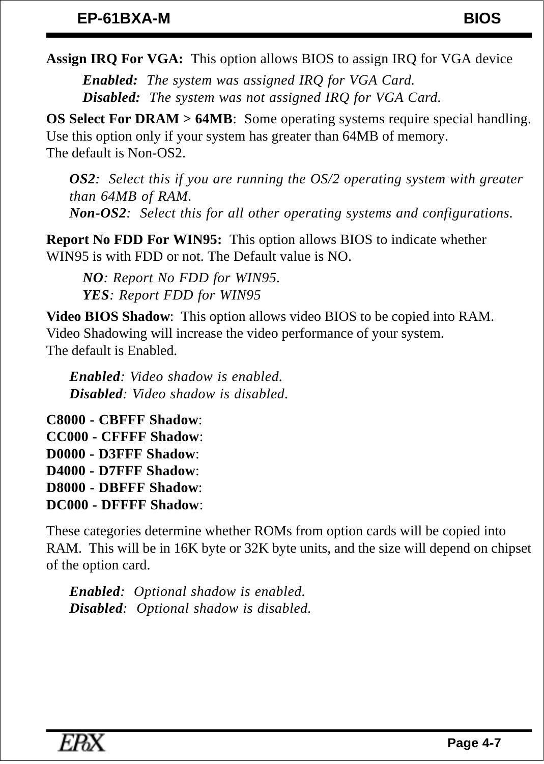**Assign IRQ For VGA:** This option allows BIOS to assign IRQ for VGA device

*Enabled:* *The system was assigned IRQ for VGA Card.*
*Disabled:* *The system was not assigned IRQ for VGA Card.*

**OS Select For DRAM > 64MB**: Some operating systems require special handling. Use this option only if your system has greater than 64MB of memory.
The default is Non-OS2.

*OS2*: *Select this if you are running the OS/2 operating system with greater than 64MB of RAM.*
*Non-OS2*: *Select this for all other operating systems and configurations.*

**Report No FDD For WIN95:** This option allows BIOS to indicate whether WIN95 is with FDD or not. The Default value is NO.

*NO*: *Report No FDD for WIN95.*
*YES*: *Report FDD for WIN95*

**Video BIOS Shadow**: This option allows video BIOS to be copied into RAM. Video Shadowing will increase the video performance of your system.
The default is Enabled.

*Enabled*: *Video shadow is enabled.*
*Disabled*: *Video shadow is disabled.*

**C8000 - CBFFF Shadow**:
**CC000 - CFFFF Shadow**:
**D0000 - D3FFF Shadow**:
**D4000 - D7FFF Shadow**:
**D8000 - DBFFF Shadow**:
**DC000 - DFFFF Shadow**:

These categories determine whether ROMs from option cards will be copied into RAM. This will be in 16K byte or 32K byte units, and the size will depend on chipset of the option card.

*Enabled*: *Optional shadow is enabled.*
*Disabled*: *Optional shadow is disabled.*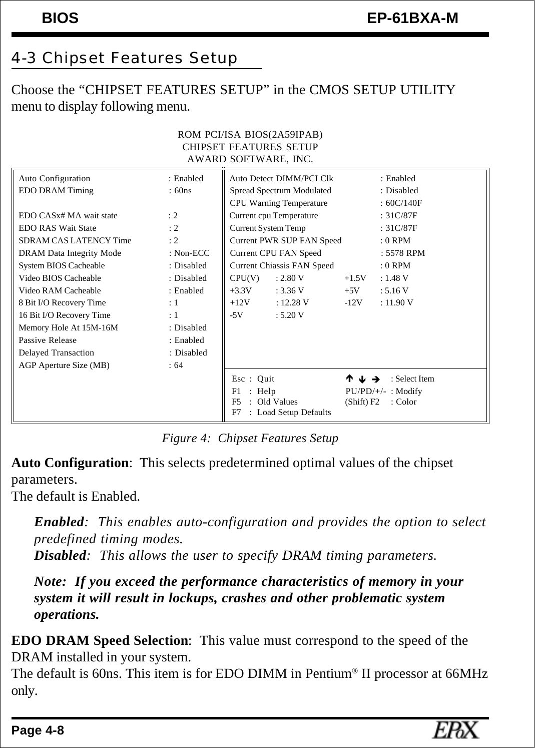## 4-3 Chipset Features Setup

Choose the "CHIPSET FEATURES SETUP" in the CMOS SETUP UTILITY menu to display following menu.

```
ROM PCI/ISA BIOS(2A59IPAB)
CHIPSET FEATURES SETUP
AWARD SOFTWARE, INC.

Auto Configuration          : Enabled    Auto Detect DIMM/PCI Clk     : Enabled
EDO DRAM Timing             : 60ns       Spread Spectrum Modulated    : Disabled
                                         CPU Warning Temperature      : 60C/140F
EDO CASx# MA wait state     : 2          Current cpu Temperature      : 31C/87F
EDO RAS Wait State          : 2          Current System Temp          : 31C/87F
SDRAM CAS LATENCY Time      : 2          Current PWR SUP FAN Speed    : 0 RPM
DRAM Data Integrity Mode    : Non-ECC    Current CPU FAN Speed        : 5578 RPM
System BIOS Cacheable       : Disabled   Current Chiassis FAN Speed   : 0 RPM
Video BIOS Cacheable        : Disabled   CPU(V)   : 2.80 V    +1.5V  : 1.48 V
Video RAM Cacheable         : Enabled    +3.3V    : 3.36 V    +5V    : 5.16 V
8 Bit I/O Recovery Time     : 1          +12V     : 12.28 V   -12V   : 11.90 V
16 Bit I/O Recovery Time    : 1          -5V      : 5.20 V
Memory Hole At 15M-16M      : Disabled
Passive Release             : Enabled
Delayed Transaction         : Disabled
AGP Aperture Size (MB)      : 64
                                         Esc : Quit                 ↑ ↓ → : Select Item
                                         F1  : Help                 PU/PD/+/- : Modify
                                         F5  : Old Values           (Shift) F2 : Color
                                         F7  : Load Setup Defaults
```

*Figure 4: Chipset Features Setup*

**Auto Configuration**: This selects predetermined optimal values of the chipset parameters.
The default is Enabled.

> ***Enabled***: *This enables auto-configuration and provides the option to select predefined timing modes.*
> ***Disabled***: *This allows the user to specify DRAM timing parameters.*
>
> ***Note: If you exceed the performance characteristics of memory in your system it will result in lockups, crashes and other problematic system operations.***

**EDO DRAM Speed Selection**: This value must correspond to the speed of the DRAM installed in your system.
The default is 60ns. This item is for EDO DIMM in Pentium® II processor at 66MHz only.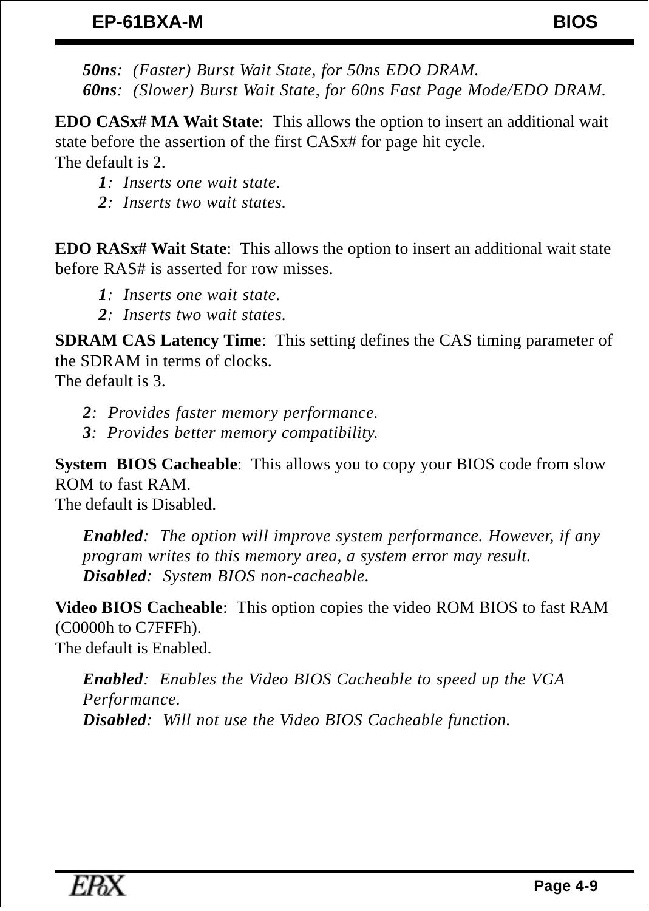*50ns*: *(Faster) Burst Wait State, for 50ns EDO DRAM.*
*60ns*: *(Slower) Burst Wait State, for 60ns Fast Page Mode/EDO DRAM.*

**EDO CASx# MA Wait State**: This allows the option to insert an additional wait state before the assertion of the first CASx# for page hit cycle.
The default is 2.

*1*: *Inserts one wait state.*
*2*: *Inserts two wait states.*

**EDO RASx# Wait State**: This allows the option to insert an additional wait state before RAS# is asserted for row misses.

*1*: *Inserts one wait state.*
*2*: *Inserts two wait states.*

**SDRAM CAS Latency Time**: This setting defines the CAS timing parameter of the SDRAM in terms of clocks.
The default is 3.

*2*: *Provides faster memory performance.*
*3*: *Provides better memory compatibility.*

**System BIOS Cacheable**: This allows you to copy your BIOS code from slow ROM to fast RAM.
The default is Disabled.

*Enabled*: *The option will improve system performance. However, if any program writes to this memory area, a system error may result.*
*Disabled*: *System BIOS non-cacheable.*

**Video BIOS Cacheable**: This option copies the video ROM BIOS to fast RAM (C0000h to C7FFFh).
The default is Enabled.

*Enabled*: *Enables the Video BIOS Cacheable to speed up the VGA Performance.*
*Disabled*: *Will not use the Video BIOS Cacheable function.*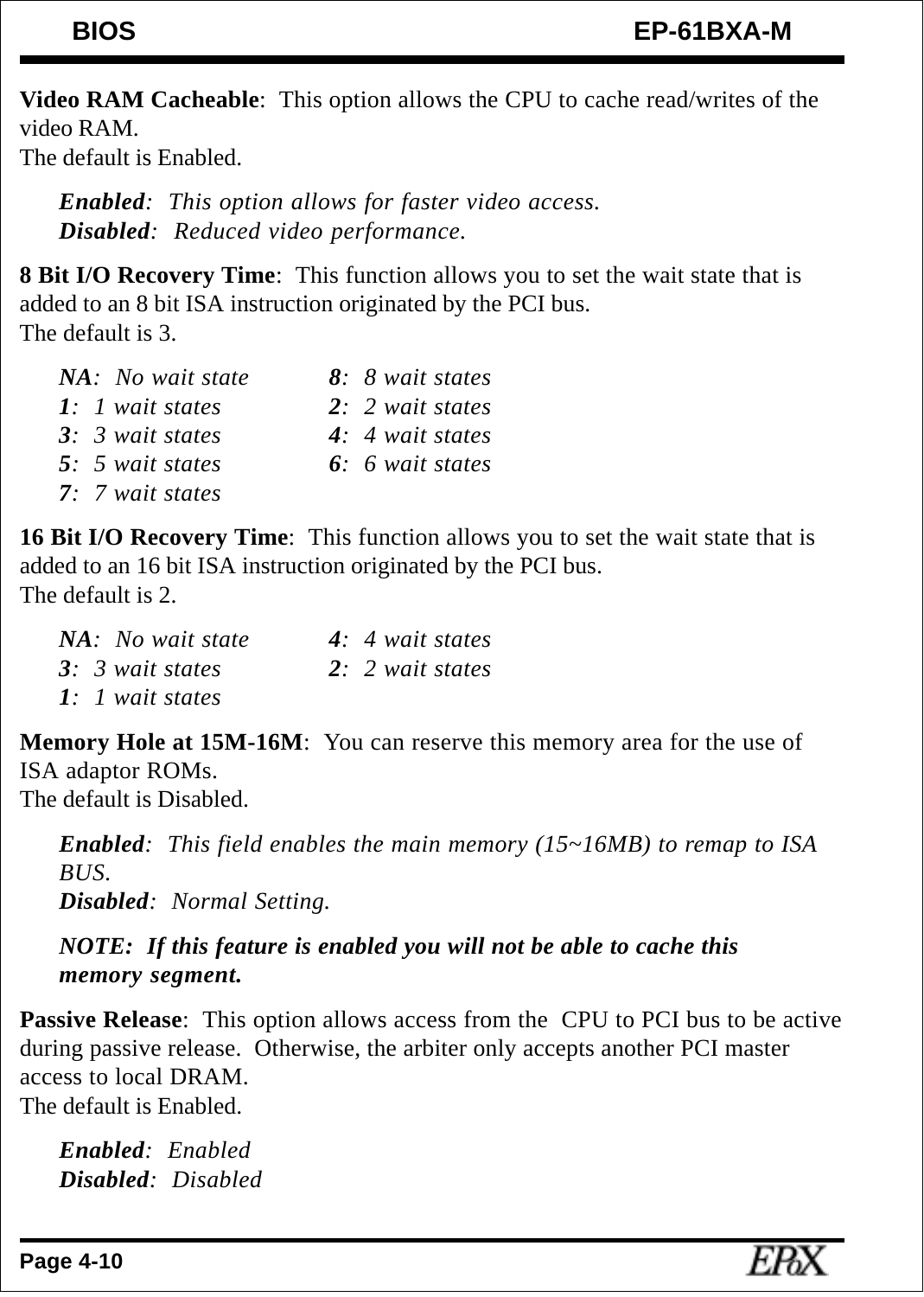**Video RAM Cacheable**: This option allows the CPU to cache read/writes of the video RAM.
The default is Enabled.

> ***Enabled**: This option allows for faster video access.*
> ***Disabled**: Reduced video performance.*

**8 Bit I/O Recovery Time**: This function allows you to set the wait state that is added to an 8 bit ISA instruction originated by the PCI bus.
The default is 3.

| | |
|---|---|
| ***NA**: No wait state* | ***8**: 8 wait states* |
| ***1**: 1 wait states* | ***2**: 2 wait states* |
| ***3**: 3 wait states* | ***4**: 4 wait states* |
| ***5**: 5 wait states* | ***6**: 6 wait states* |
| ***7**: 7 wait states* | |

**16 Bit I/O Recovery Time**: This function allows you to set the wait state that is added to an 16 bit ISA instruction originated by the PCI bus.
The default is 2.

| | |
|---|---|
| ***NA**: No wait state* | ***4**: 4 wait states* |
| ***3**: 3 wait states* | ***2**: 2 wait states* |
| ***1**: 1 wait states* | |

**Memory Hole at 15M-16M**: You can reserve this memory area for the use of ISA adaptor ROMs.
The default is Disabled.

> ***Enabled**: This field enables the main memory (15~16MB) to remap to ISA BUS.*
> ***Disabled**: Normal Setting.*
>
> ***NOTE: If this feature is enabled you will not be able to cache this memory segment.***

**Passive Release**: This option allows access from the CPU to PCI bus to be active during passive release. Otherwise, the arbiter only accepts another PCI master access to local DRAM.
The default is Enabled.

> ***Enabled**: Enabled*
> ***Disabled**: Disabled*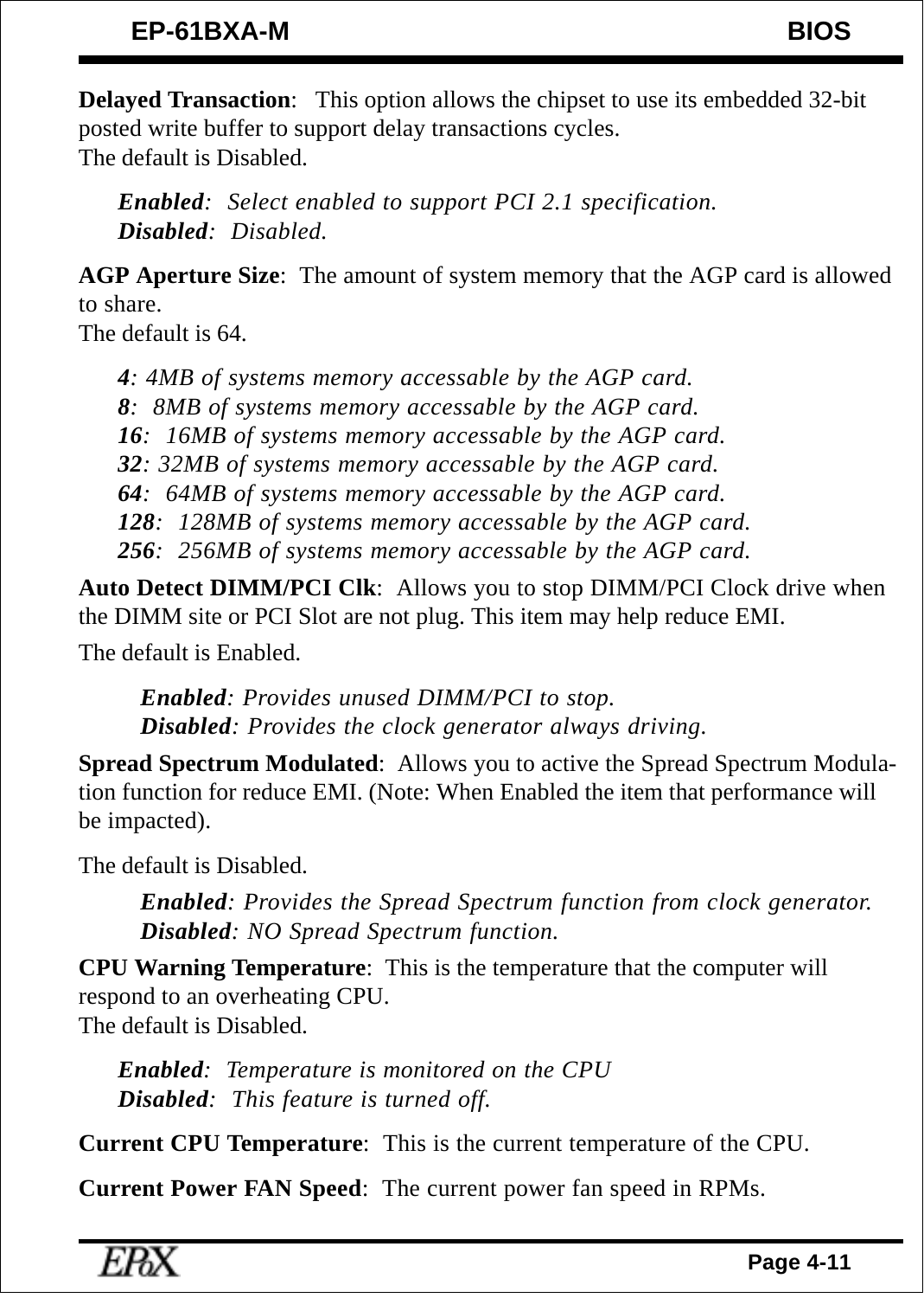**Delayed Transaction**:  This option allows the chipset to use its embedded 32-bit posted write buffer to support delay transactions cycles.
The default is Disabled.

*Enabled*:  Select enabled to support PCI 2.1 specification.
*Disabled*:  Disabled.

**AGP Aperture Size**:  The amount of system memory that the AGP card is allowed to share.
The default is 64.

*4*: 4MB of systems memory accessable by the AGP card.
*8*:  8MB of systems memory accessable by the AGP card.
*16*:  16MB of systems memory accessable by the AGP card.
*32*: 32MB of systems memory accessable by the AGP card.
*64*:  64MB of systems memory accessable by the AGP card.
*128*:  128MB of systems memory accessable by the AGP card.
*256*:  256MB of systems memory accessable by the AGP card.

**Auto Detect DIMM/PCI Clk**:  Allows you to stop DIMM/PCI Clock drive when the DIMM site or PCI Slot are not plug. This item may help reduce EMI.

The default is Enabled.

*Enabled*: Provides unused DIMM/PCI to stop.
*Disabled*: Provides the clock generator always driving.

**Spread Spectrum Modulated**:  Allows you to active the Spread Spectrum Modulation function for reduce EMI. (Note: When Enabled the item that performance will be impacted).

The default is Disabled.

*Enabled*: Provides the Spread Spectrum function from clock generator.
*Disabled*: NO Spread Spectrum function.

**CPU Warning Temperature**:  This is the temperature that the computer will respond to an overheating CPU.
The default is Disabled.

*Enabled*:  Temperature is monitored on the CPU
*Disabled*:  This feature is turned off.

**Current CPU Temperature**:  This is the current temperature of the CPU.

**Current Power FAN Speed**:  The current power fan speed in RPMs.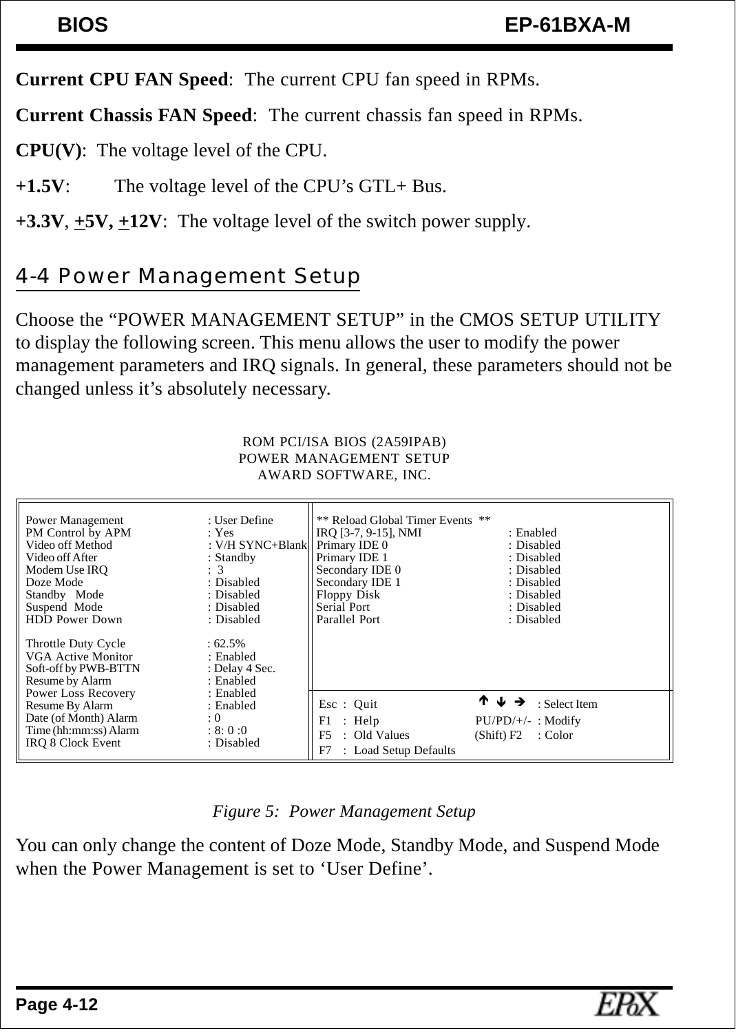**Current CPU FAN Speed**:  The current CPU fan speed in RPMs.

**Current Chassis FAN Speed**:  The current chassis fan speed in RPMs.

**CPU(V)**:  The voltage level of the CPU.

**+1.5V**:   The voltage level of the CPU's GTL+ Bus.

**+3.3V**, **+5V, +12V**:  The voltage level of the switch power supply.

## 4-4 Power Management Setup

Choose the "POWER MANAGEMENT SETUP" in the CMOS SETUP UTILITY to display the following screen. This menu allows the user to modify the power management parameters and IRQ signals. In general, these parameters should not be changed unless it's absolutely necessary.

```
                         ROM PCI/ISA BIOS (2A59IPAB)
                          POWER MANAGEMENT SETUP
                           AWARD SOFTWARE, INC.

Power Management        : User Define        ** Reload Global Timer Events **
PM Control by APM       : Yes                IRQ [3-7, 9-15], NMI    : Enabled
Video off Method        : V/H SYNC+Blank     Primary IDE 0           : Disabled
Video off After         : Standby            Primary IDE 1           : Disabled
Modem Use IRQ           :  3                 Secondary IDE 0         : Disabled
Doze Mode               : Disabled           Secondary IDE 1         : Disabled
Standby   Mode          : Disabled           Floppy Disk             : Disabled
Suspend  Mode           : Disabled           Serial Port             : Disabled
HDD Power Down          : Disabled           Parallel Port           : Disabled

Throttle Duty Cycle     : 62.5%
VGA Active Monitor      : Enabled
Soft-off by PWB-BTTN    : Delay 4 Sec.
Resume by Alarm         : Enabled
Power Loss Recovery     : Enabled
Resume By Alarm         : Enabled            Esc : Quit               ↑ ↓ →      : Select Item
Date (of Month) Alarm   : 0                  F1  : Help               PU/PD/+/-  : Modify
Time (hh:mm:ss) Alarm   : 8: 0 :0            F5  : Old Values         (Shift) F2 : Color
IRQ 8 Clock Event       : Disabled           F7  : Load Setup Defaults
```

*Figure 5:  Power Management Setup*

You can only change the content of Doze Mode, Standby Mode, and Suspend Mode when the Power Management is set to 'User Define'.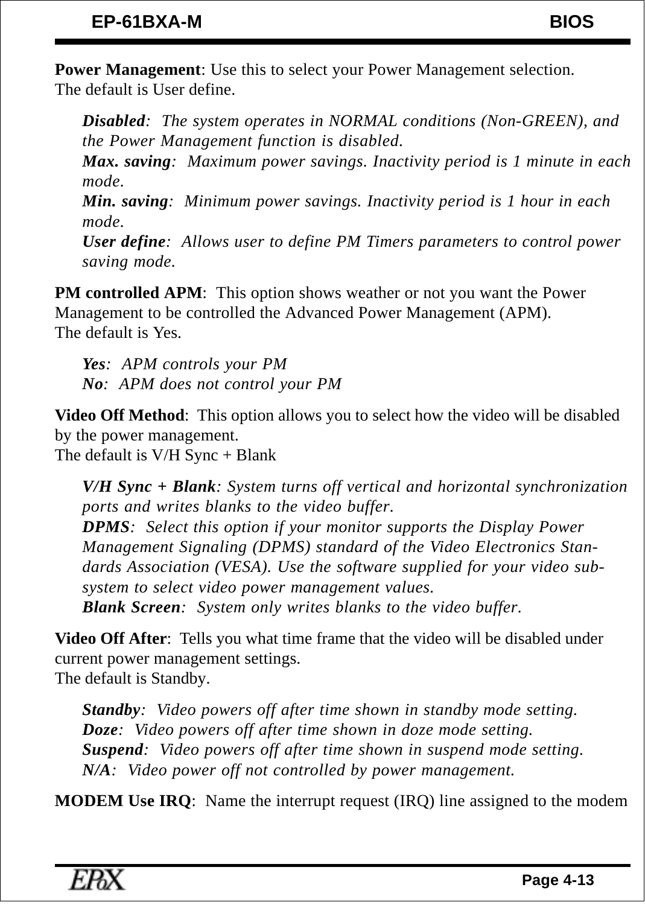**Power Management**: Use this to select your Power Management selection.
The default is User define.

> ***Disabled***: *The system operates in NORMAL conditions (Non-GREEN), and the Power Management function is disabled.*
> ***Max. saving***: *Maximum power savings. Inactivity period is 1 minute in each mode.*
> ***Min. saving***: *Minimum power savings. Inactivity period is 1 hour in each mode.*
> ***User define***: *Allows user to define PM Timers parameters to control power saving mode.*

**PM controlled APM**: This option shows weather or not you want the Power Management to be controlled the Advanced Power Management (APM).
The default is Yes.

> ***Yes***: *APM controls your PM*
> ***No***: *APM does not control your PM*

**Video Off Method**: This option allows you to select how the video will be disabled by the power management.
The default is V/H Sync + Blank

> ***V/H Sync + Blank***: *System turns off vertical and horizontal synchronization ports and writes blanks to the video buffer.*
> ***DPMS***: *Select this option if your monitor supports the Display Power Management Signaling (DPMS) standard of the Video Electronics Standards Association (VESA). Use the software supplied for your video subsystem to select video power management values.*
> ***Blank Screen***: *System only writes blanks to the video buffer.*

**Video Off After**: Tells you what time frame that the video will be disabled under current power management settings.
The default is Standby.

> ***Standby***: *Video powers off after time shown in standby mode setting.*
> ***Doze***: *Video powers off after time shown in doze mode setting.*
> ***Suspend***: *Video powers off after time shown in suspend mode setting.*
> ***N/A***: *Video power off not controlled by power management.*

**MODEM Use IRQ**: Name the interrupt request (IRQ) line assigned to the modem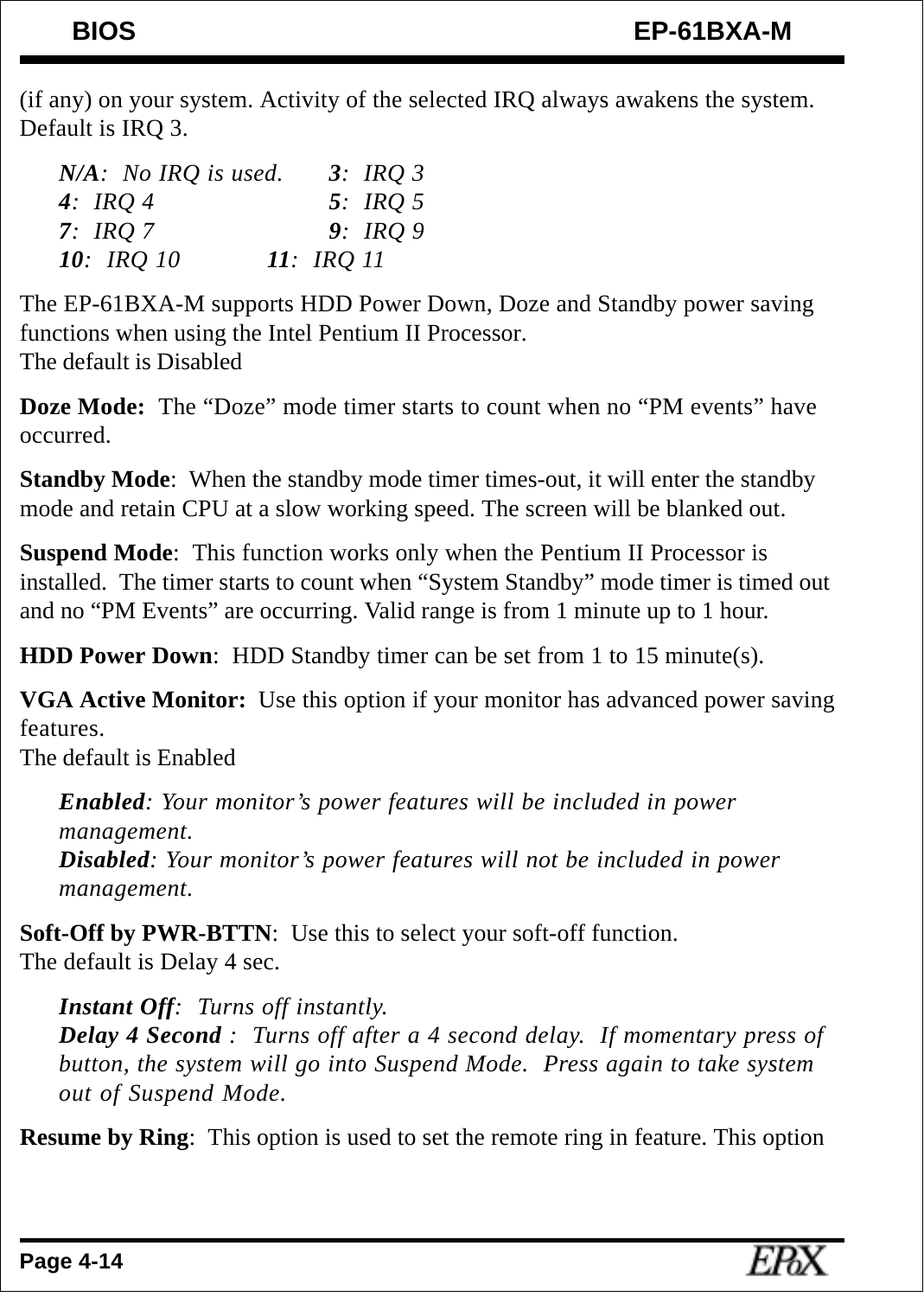(if any) on your system. Activity of the selected IRQ always awakens the system. Default is IRQ 3.

*N/A*: *No IRQ is used.* *3*: *IRQ 3*
*4*: *IRQ 4* *5*: *IRQ 5*
*7*: *IRQ 7* *9*: *IRQ 9*
*10*: *IRQ 10* *11*: *IRQ 11*

The EP-61BXA-M supports HDD Power Down, Doze and Standby power saving functions when using the Intel Pentium II Processor.
The default is Disabled

**Doze Mode:** The "Doze" mode timer starts to count when no "PM events" have occurred.

**Standby Mode**: When the standby mode timer times-out, it will enter the standby mode and retain CPU at a slow working speed. The screen will be blanked out.

**Suspend Mode**: This function works only when the Pentium II Processor is installed. The timer starts to count when "System Standby" mode timer is timed out and no "PM Events" are occurring. Valid range is from 1 minute up to 1 hour.

**HDD Power Down**: HDD Standby timer can be set from 1 to 15 minute(s).

**VGA Active Monitor:** Use this option if your monitor has advanced power saving features.
The default is Enabled

*Enabled*: *Your monitor's power features will be included in power management.*
*Disabled*: *Your monitor's power features will not be included in power management.*

**Soft-Off by PWR-BTTN**: Use this to select your soft-off function.
The default is Delay 4 sec.

*Instant Off*: *Turns off instantly.*
*Delay 4 Second* : *Turns off after a 4 second delay. If momentary press of button, the system will go into Suspend Mode. Press again to take system out of Suspend Mode.*

**Resume by Ring**: This option is used to set the remote ring in feature. This option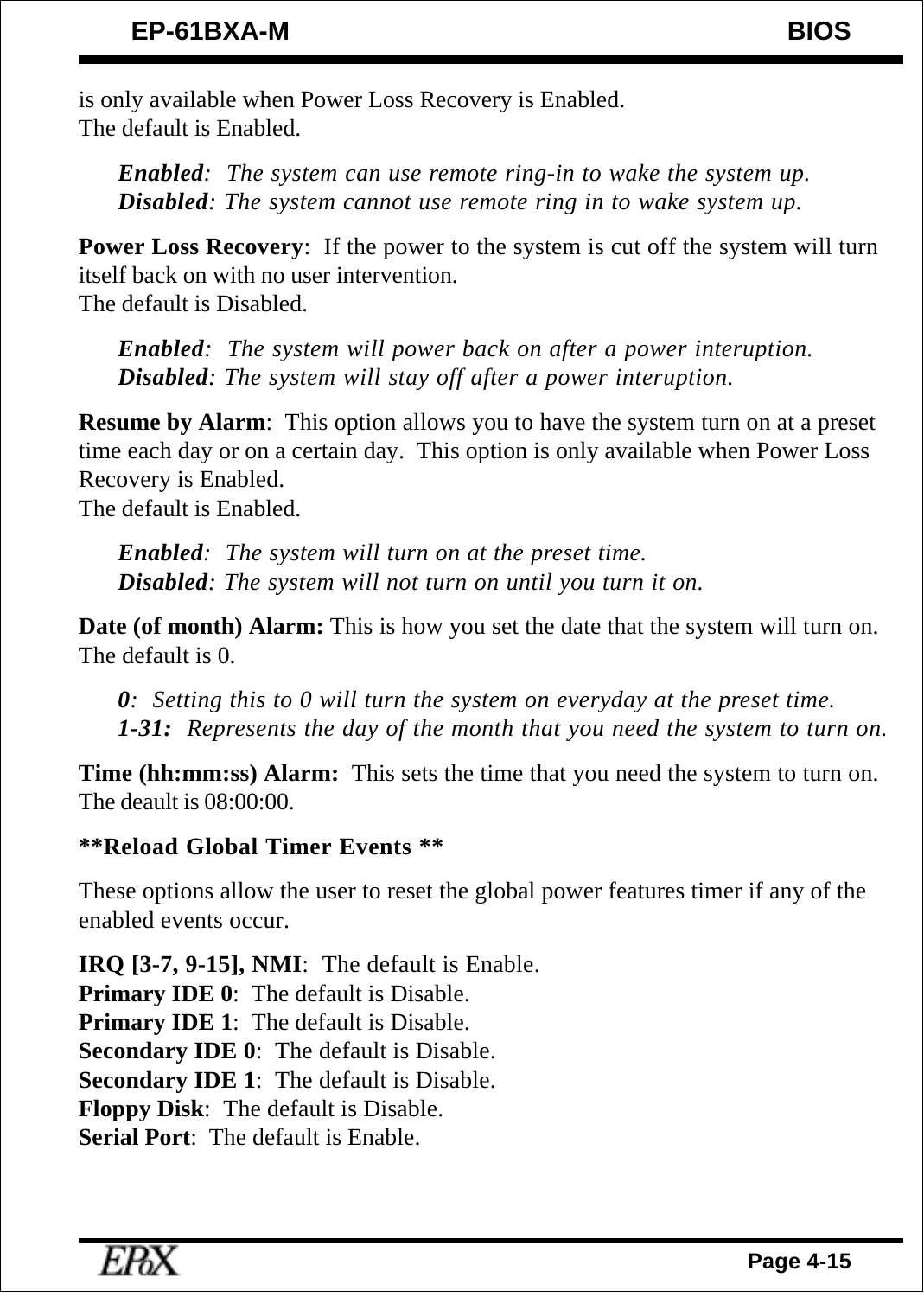is only available when Power Loss Recovery is Enabled.
The default is Enabled.

*Enabled*: The system can use remote ring-in to wake the system up.
*Disabled*: The system cannot use remote ring in to wake system up.

**Power Loss Recovery**: If the power to the system is cut off the system will turn itself back on with no user intervention.
The default is Disabled.

*Enabled*: The system will power back on after a power interuption.
*Disabled*: The system will stay off after a power interuption.

**Resume by Alarm**: This option allows you to have the system turn on at a preset time each day or on a certain day. This option is only available when Power Loss Recovery is Enabled.
The default is Enabled.

*Enabled*: The system will turn on at the preset time.
*Disabled*: The system will not turn on until you turn it on.

**Date (of month) Alarm:** This is how you set the date that the system will turn on.
The default is 0.

*0*: Setting this to 0 will turn the system on everyday at the preset time.
*1-31:* Represents the day of the month that you need the system to turn on.

**Time (hh:mm:ss) Alarm:** This sets the time that you need the system to turn on.
The deault is 08:00:00.

**\*\*Reload Global Timer Events \*\***

These options allow the user to reset the global power features timer if any of the enabled events occur.

**IRQ [3-7, 9-15], NMI**: The default is Enable.
**Primary IDE 0**: The default is Disable.
**Primary IDE 1**: The default is Disable.
**Secondary IDE 0**: The default is Disable.
**Secondary IDE 1**: The default is Disable.
**Floppy Disk**: The default is Disable.
**Serial Port**: The default is Enable.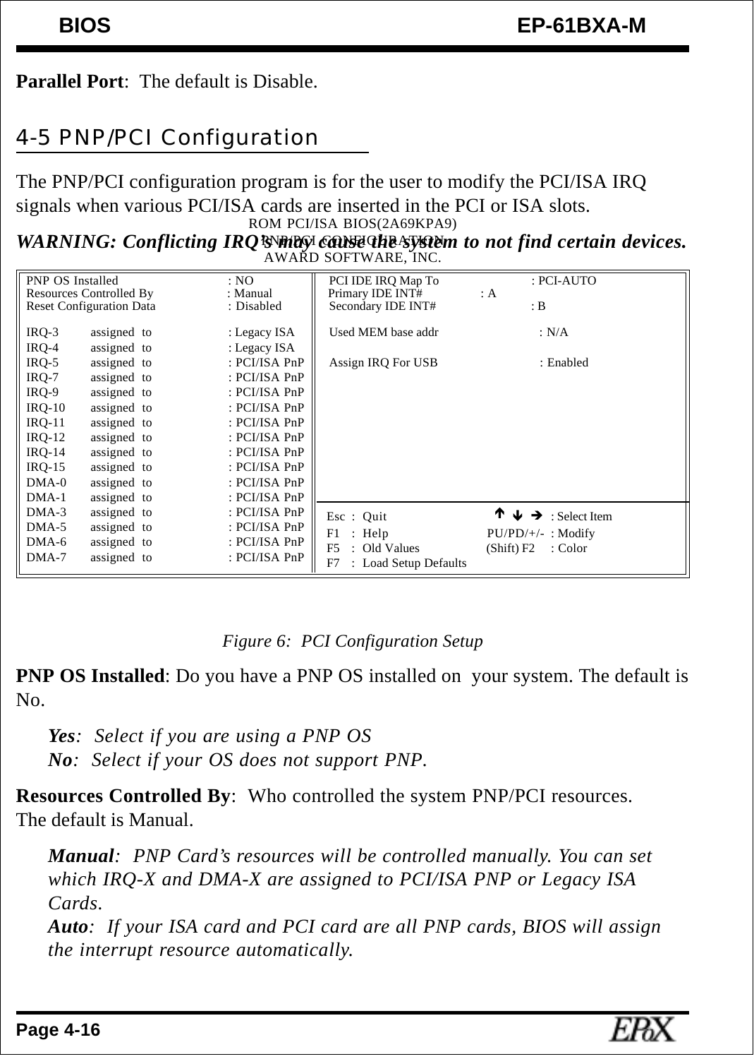**Parallel Port**: The default is Disable.

## 4-5 PNP/PCI Configuration

The PNP/PCI configuration program is for the user to modify the PCI/ISA IRQ signals when various PCI/ISA cards are inserted in the PCI or ISA slots.

***WARNING: Conflicting IRQ's may cause the system to not find certain devices.***

```
ROM PCI/ISA BIOS(2A69KPA9)
PNP/PCI CONFIGURATION
AWARD SOFTWARE, INC.

PNP OS Installed           : NO              PCI IDE IRQ Map To     : PCI-AUTO
Resources Controlled By    : Manual          Primary IDE INT#       : A
Reset Configuration Data   : Disabled        Secondary IDE INT#     : B

IRQ-3   assigned to        : Legacy ISA      Used MEM base addr     : N/A
IRQ-4   assigned to        : Legacy ISA
IRQ-5   assigned to        : PCI/ISA PnP     Assign IRQ For USB     : Enabled
IRQ-7   assigned to        : PCI/ISA PnP
IRQ-9   assigned to        : PCI/ISA PnP
IRQ-10  assigned to        : PCI/ISA PnP
IRQ-11  assigned to        : PCI/ISA PnP
IRQ-12  assigned to        : PCI/ISA PnP
IRQ-14  assigned to        : PCI/ISA PnP
IRQ-15  assigned to        : PCI/ISA PnP
DMA-0   assigned to        : PCI/ISA PnP
DMA-1   assigned to        : PCI/ISA PnP
DMA-3   assigned to        : PCI/ISA PnP     Esc : Quit              ↑ ↓ → : Select Item
DMA-5   assigned to        : PCI/ISA PnP     F1  : Help              PU/PD/+/- : Modify
DMA-6   assigned to        : PCI/ISA PnP     F5  : Old Values        (Shift) F2 : Color
DMA-7   assigned to        : PCI/ISA PnP     F7  : Load Setup Defaults
```

*Figure 6: PCI Configuration Setup*

**PNP OS Installed**: Do you have a PNP OS installed on your system. The default is No.

> ***Yes***: *Select if you are using a PNP OS*
> ***No***: *Select if your OS does not support PNP.*

**Resources Controlled By**: Who controlled the system PNP/PCI resources. The default is Manual.

> ***Manual***: *PNP Card's resources will be controlled manually. You can set which IRQ-X and DMA-X are assigned to PCI/ISA PNP or Legacy ISA Cards.*
> ***Auto***: *If your ISA card and PCI card are all PNP cards, BIOS will assign the interrupt resource automatically.*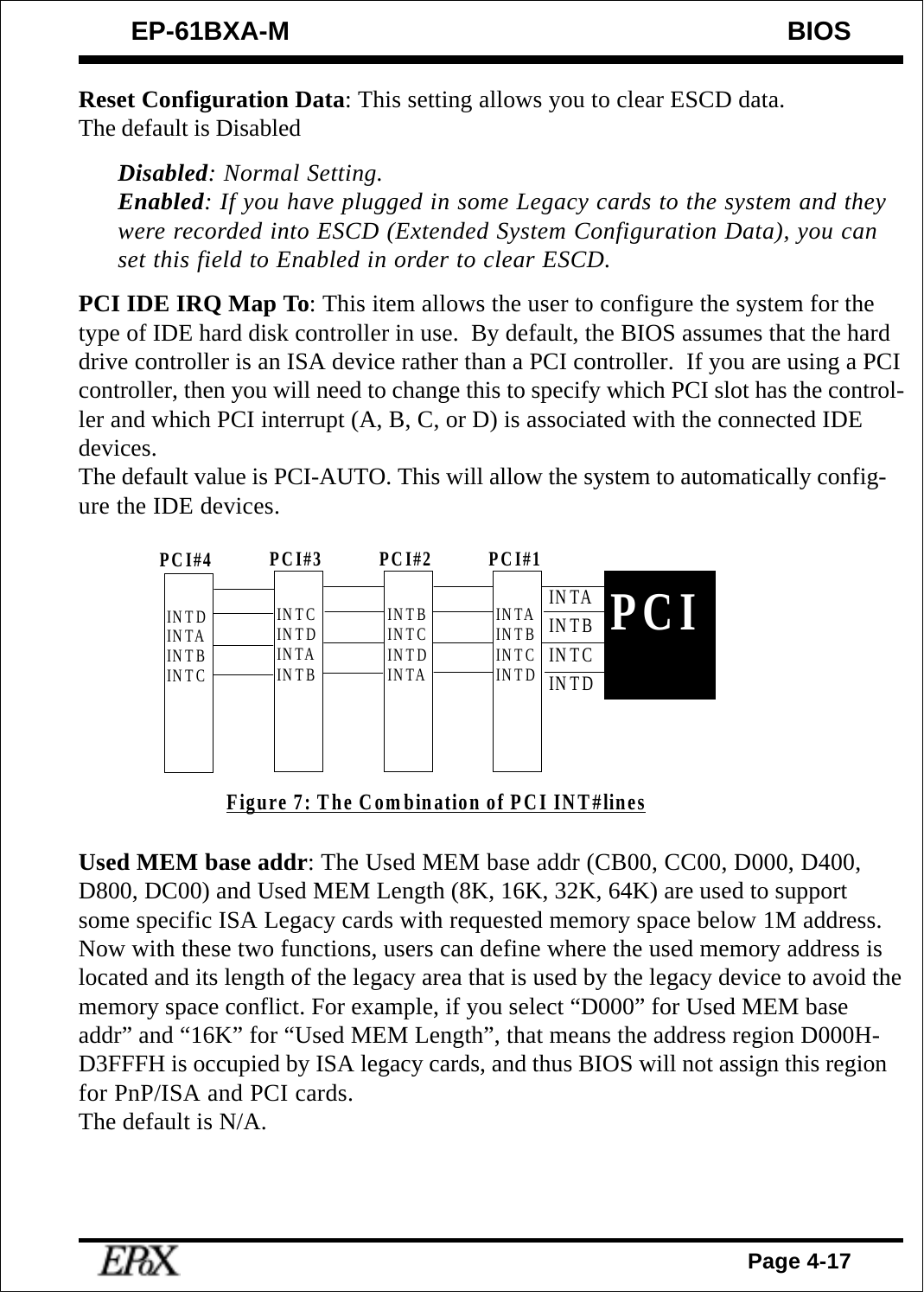**Reset Configuration Data**: This setting allows you to clear ESCD data.
The default is Disabled

*Disabled: Normal Setting.*
*Enabled: If you have plugged in some Legacy cards to the system and they were recorded into ESCD (Extended System Configuration Data), you can set this field to Enabled in order to clear ESCD.*

**PCI IDE IRQ Map To**: This item allows the user to configure the system for the type of IDE hard disk controller in use. By default, the BIOS assumes that the hard drive controller is an ISA device rather than a PCI controller. If you are using a PCI controller, then you will need to change this to specify which PCI slot has the controller and which PCI interrupt (A, B, C, or D) is associated with the connected IDE devices.
The default value is PCI-AUTO. This will allow the system to automatically configure the IDE devices.

| PCI#4 | PCI#3 | PCI#2 | PCI#1 | PCI |
|---|---|---|---|---|
| INTD | INTC | INTB | INTA | INTA |
| INTA | INTD | INTC | INTB | INTB |
| INTB | INTA | INTD | INTC | INTC |
| INTC | INTB | INTA | INTD | INTD |

**Figure 7: The Combination of PCI INT#lines**

**Used MEM base addr**: The Used MEM base addr (CB00, CC00, D000, D400, D800, DC00) and Used MEM Length (8K, 16K, 32K, 64K) are used to support some specific ISA Legacy cards with requested memory space below 1M address. Now with these two functions, users can define where the used memory address is located and its length of the legacy area that is used by the legacy device to avoid the memory space conflict. For example, if you select "D000" for Used MEM base addr" and "16K" for "Used MEM Length", that means the address region D000H-D3FFFH is occupied by ISA legacy cards, and thus BIOS will not assign this region for PnP/ISA and PCI cards.
The default is N/A.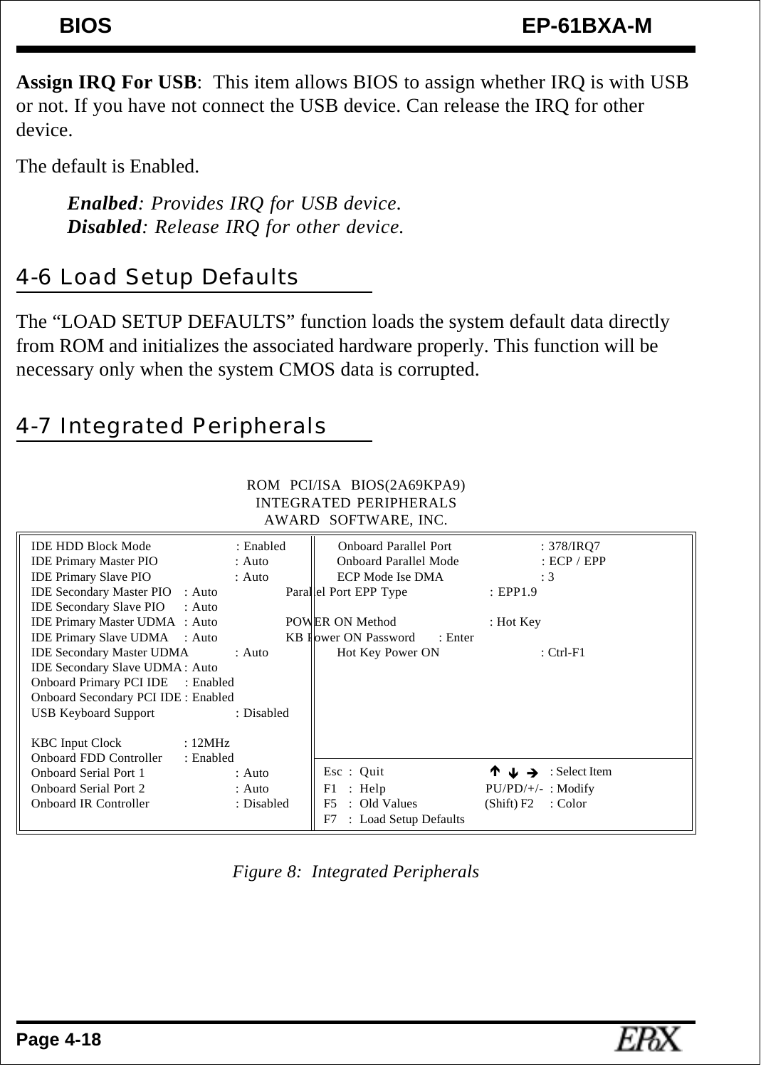**Assign IRQ For USB**: This item allows BIOS to assign whether IRQ is with USB or not. If you have not connect the USB device. Can release the IRQ for other device.

The default is Enabled.

> ***Enalbed***: *Provides IRQ for USB device.*
> ***Disabled***: *Release IRQ for other device.*

## 4-6 Load Setup Defaults

The "LOAD SETUP DEFAULTS" function loads the system default data directly from ROM and initializes the associated hardware properly. This function will be necessary only when the system CMOS data is corrupted.

## 4-7 Integrated Peripherals

```
                    ROM  PCI/ISA  BIOS(2A69KPA9)
                    INTEGRATED PERIPHERALS
                    AWARD  SOFTWARE, INC.

IDE HDD Block Mode           : Enabled     Onboard Parallel Port      : 378/IRQ7
IDE Primary Master PIO       : Auto        Onboard Parallel Mode      : ECP / EPP
IDE Primary Slave PIO        : Auto        ECP Mode Ise DMA           : 3
IDE Secondary Master PIO     : Auto        Parallel Port EPP Type     : EPP1.9
IDE Secondary Slave PIO      : Auto
IDE Primary Master UDMA      : Auto        POWER ON Method            : Hot Key
IDE Primary Slave UDMA       : Auto        KB Power ON Password       : Enter
IDE Secondary Master UDMA    : Auto        Hot Key Power ON           : Ctrl-F1
IDE Secondary Slave UDMA     : Auto
Onboard Primary PCI IDE      : Enabled
Onboard Secondary PCI IDE    : Enabled
USB Keyboard Support         : Disabled

KBC Input Clock              : 12MHz
Onboard FDD Controller       : Enabled
Onboard Serial Port 1        : Auto        Esc  : Quit                ↑ ↓ → : Select Item
Onboard Serial Port 2        : Auto        F1   : Help                PU/PD/+/-  : Modify
Onboard IR Controller        : Disabled    F5   : Old Values          (Shift) F2 : Color
                                           F7   : Load Setup Defaults
```

*Figure 8: Integrated Peripherals*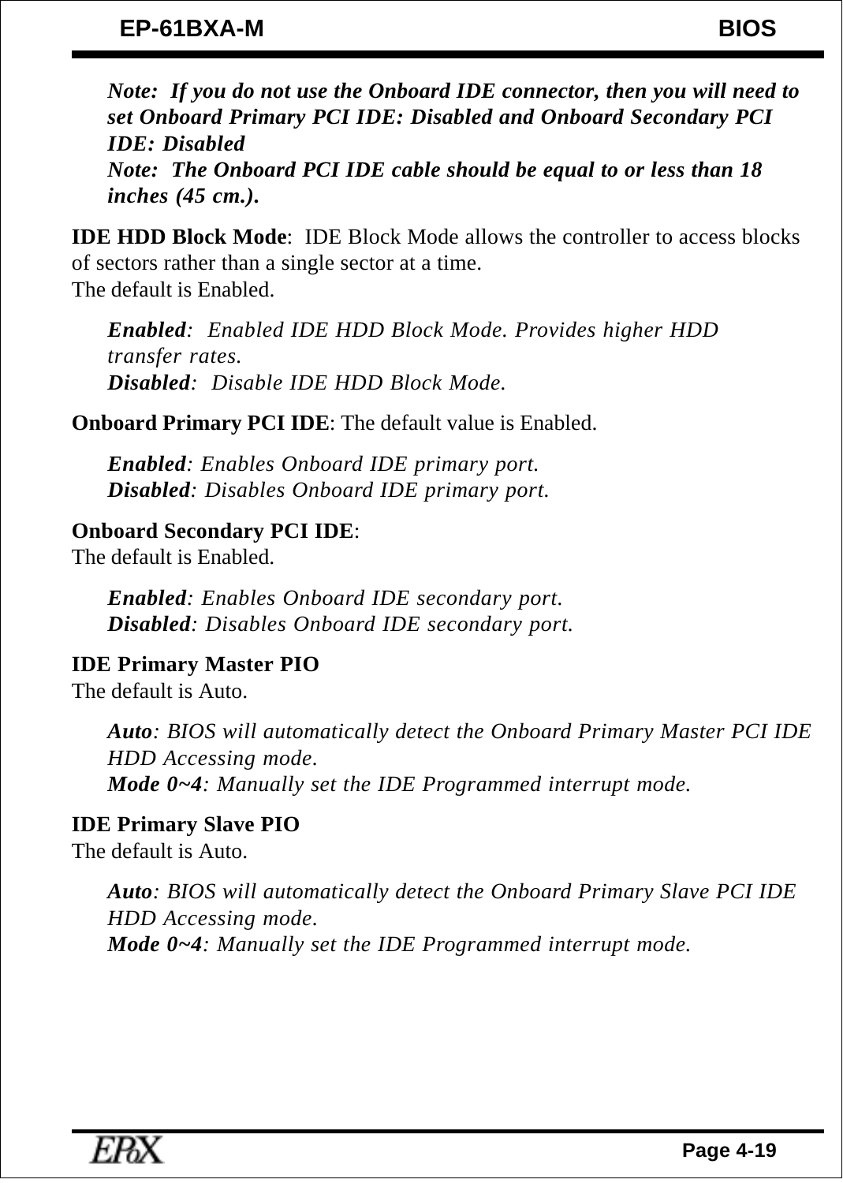***Note: If you do not use the Onboard IDE connector, then you will need to set Onboard Primary PCI IDE: Disabled and Onboard Secondary PCI IDE: Disabled***
***Note: The Onboard PCI IDE cable should be equal to or less than 18 inches (45 cm.).***

**IDE HDD Block Mode**: IDE Block Mode allows the controller to access blocks of sectors rather than a single sector at a time.
The default is Enabled.

> ***Enabled***: *Enabled IDE HDD Block Mode. Provides higher HDD transfer rates.*
> ***Disabled***: *Disable IDE HDD Block Mode.*

**Onboard Primary PCI IDE**: The default value is Enabled.

> ***Enabled***: *Enables Onboard IDE primary port.*
> ***Disabled***: *Disables Onboard IDE primary port.*

**Onboard Secondary PCI IDE**:
The default is Enabled.

> ***Enabled***: *Enables Onboard IDE secondary port.*
> ***Disabled***: *Disables Onboard IDE secondary port.*

**IDE Primary Master PIO**
The default is Auto.

> ***Auto***: *BIOS will automatically detect the Onboard Primary Master PCI IDE HDD Accessing mode.*
> ***Mode 0~4***: *Manually set the IDE Programmed interrupt mode.*

**IDE Primary Slave PIO**
The default is Auto.

> ***Auto***: *BIOS will automatically detect the Onboard Primary Slave PCI IDE HDD Accessing mode.*
> ***Mode 0~4***: *Manually set the IDE Programmed interrupt mode.*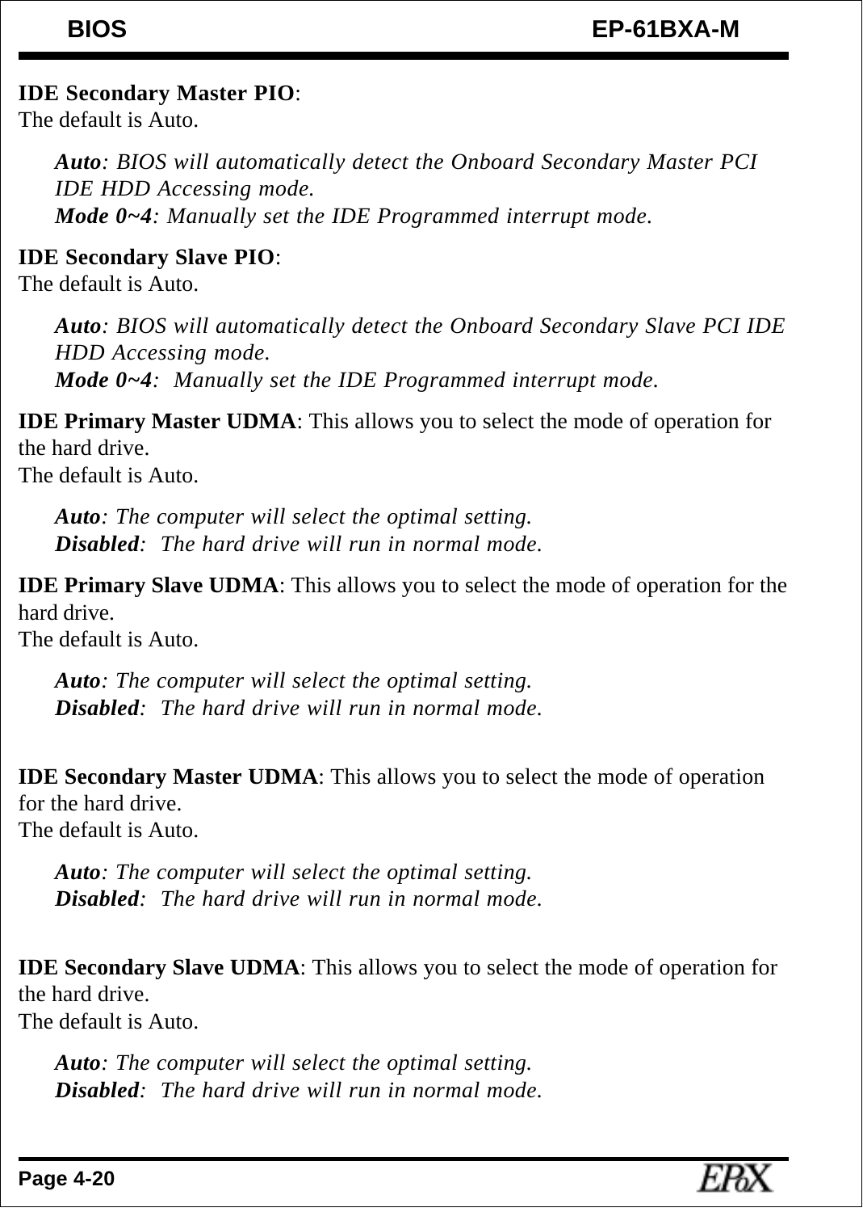**IDE Secondary Master PIO**:
The default is Auto.

> ***Auto**: BIOS will automatically detect the Onboard Secondary Master PCI IDE HDD Accessing mode.*
> ***Mode 0~4**: Manually set the IDE Programmed interrupt mode.*

**IDE Secondary Slave PIO**:
The default is Auto.

> ***Auto**: BIOS will automatically detect the Onboard Secondary Slave PCI IDE HDD Accessing mode.*
> ***Mode 0~4**: Manually set the IDE Programmed interrupt mode.*

**IDE Primary Master UDMA**: This allows you to select the mode of operation for the hard drive.
The default is Auto.

> ***Auto**: The computer will select the optimal setting.*
> ***Disabled**: The hard drive will run in normal mode.*

**IDE Primary Slave UDMA**: This allows you to select the mode of operation for the hard drive.
The default is Auto.

> ***Auto**: The computer will select the optimal setting.*
> ***Disabled**: The hard drive will run in normal mode.*

**IDE Secondary Master UDMA**: This allows you to select the mode of operation for the hard drive.
The default is Auto.

> ***Auto**: The computer will select the optimal setting.*
> ***Disabled**: The hard drive will run in normal mode.*

**IDE Secondary Slave UDMA**: This allows you to select the mode of operation for the hard drive.
The default is Auto.

> ***Auto**: The computer will select the optimal setting.*
> ***Disabled**: The hard drive will run in normal mode.*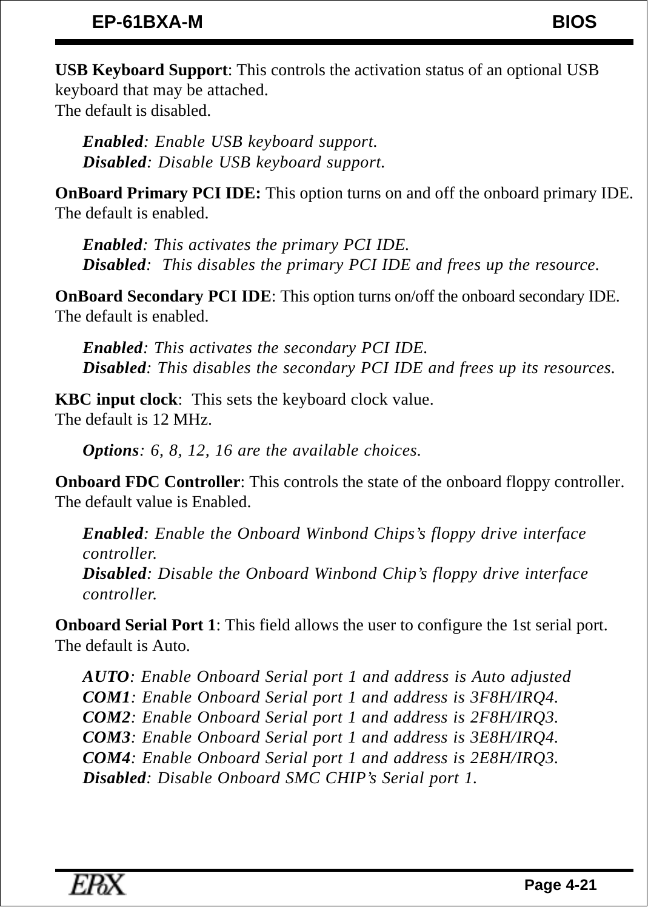**USB Keyboard Support**: This controls the activation status of an optional USB keyboard that may be attached.
The default is disabled.

> ***Enabled**: Enable USB keyboard support.*
> ***Disabled**: Disable USB keyboard support.*

**OnBoard Primary PCI IDE:** This option turns on and off the onboard primary IDE. The default is enabled.

> ***Enabled**: This activates the primary PCI IDE.*
> ***Disabled**: This disables the primary PCI IDE and frees up the resource.*

**OnBoard Secondary PCI IDE**: This option turns on/off the onboard secondary IDE. The default is enabled.

> ***Enabled**: This activates the secondary PCI IDE.*
> ***Disabled**: This disables the secondary PCI IDE and frees up its resources.*

**KBC input clock**: This sets the keyboard clock value.
The default is 12 MHz.

> ***Options**: 6, 8, 12, 16 are the available choices.*

**Onboard FDC Controller**: This controls the state of the onboard floppy controller. The default value is Enabled.

> ***Enabled**: Enable the Onboard Winbond Chips's floppy drive interface controller.*
> ***Disabled**: Disable the Onboard Winbond Chip's floppy drive interface controller.*

**Onboard Serial Port 1**: This field allows the user to configure the 1st serial port. The default is Auto.

> ***AUTO**: Enable Onboard Serial port 1 and address is Auto adjusted*
> ***COM1**: Enable Onboard Serial port 1 and address is 3F8H/IRQ4.*
> ***COM2**: Enable Onboard Serial port 1 and address is 2F8H/IRQ3.*
> ***COM3**: Enable Onboard Serial port 1 and address is 3E8H/IRQ4.*
> ***COM4**: Enable Onboard Serial port 1 and address is 2E8H/IRQ3.*
> ***Disabled**: Disable Onboard SMC CHIP's Serial port 1.*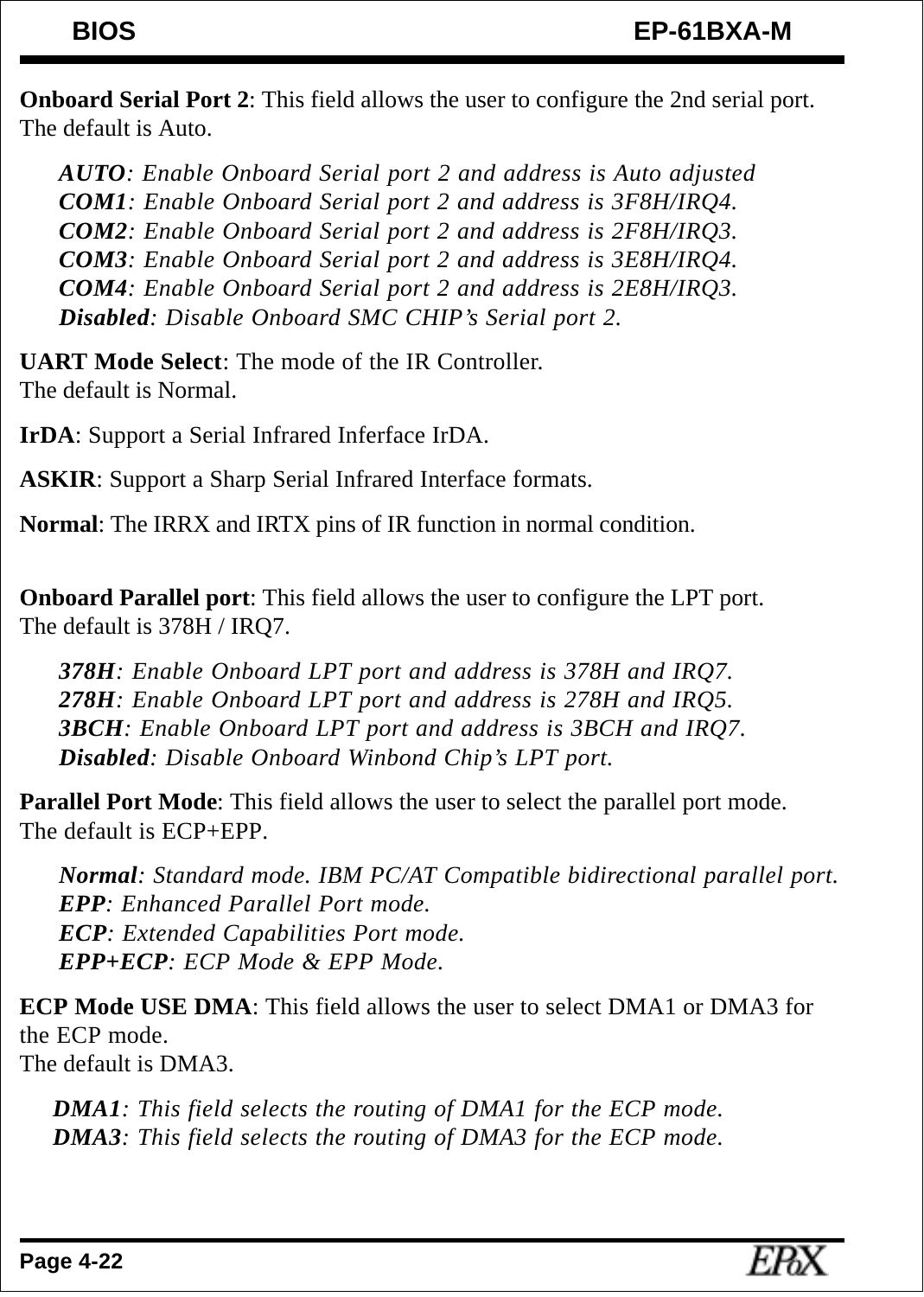**Onboard Serial Port 2**: This field allows the user to configure the 2nd serial port.
The default is Auto.

> ***AUTO****: Enable Onboard Serial port 2 and address is Auto adjusted*
> ***COM1****: Enable Onboard Serial port 2 and address is 3F8H/IRQ4.*
> ***COM2****: Enable Onboard Serial port 2 and address is 2F8H/IRQ3.*
> ***COM3****: Enable Onboard Serial port 2 and address is 3E8H/IRQ4.*
> ***COM4****: Enable Onboard Serial port 2 and address is 2E8H/IRQ3.*
> ***Disabled****: Disable Onboard SMC CHIP's Serial port 2.*

**UART Mode Select**: The mode of the IR Controller.
The default is Normal.

**IrDA**: Support a Serial Infrared Inferface IrDA.

**ASKIR**: Support a Sharp Serial Infrared Interface formats.

**Normal**: The IRRX and IRTX pins of IR function in normal condition.

**Onboard Parallel port**: This field allows the user to configure the LPT port.
The default is 378H / IRQ7.

> ***378H****: Enable Onboard LPT port and address is 378H and IRQ7.*
> ***278H****: Enable Onboard LPT port and address is 278H and IRQ5.*
> ***3BCH****: Enable Onboard LPT port and address is 3BCH and IRQ7.*
> ***Disabled****: Disable Onboard Winbond Chip's LPT port.*

**Parallel Port Mode**: This field allows the user to select the parallel port mode.
The default is ECP+EPP.

> ***Normal****: Standard mode. IBM PC/AT Compatible bidirectional parallel port.*
> ***EPP****: Enhanced Parallel Port mode.*
> ***ECP****: Extended Capabilities Port mode.*
> ***EPP+ECP****: ECP Mode & EPP Mode.*

**ECP Mode USE DMA**: This field allows the user to select DMA1 or DMA3 for the ECP mode.
The default is DMA3.

> ***DMA1****: This field selects the routing of DMA1 for the ECP mode.*
> ***DMA3****: This field selects the routing of DMA3 for the ECP mode.*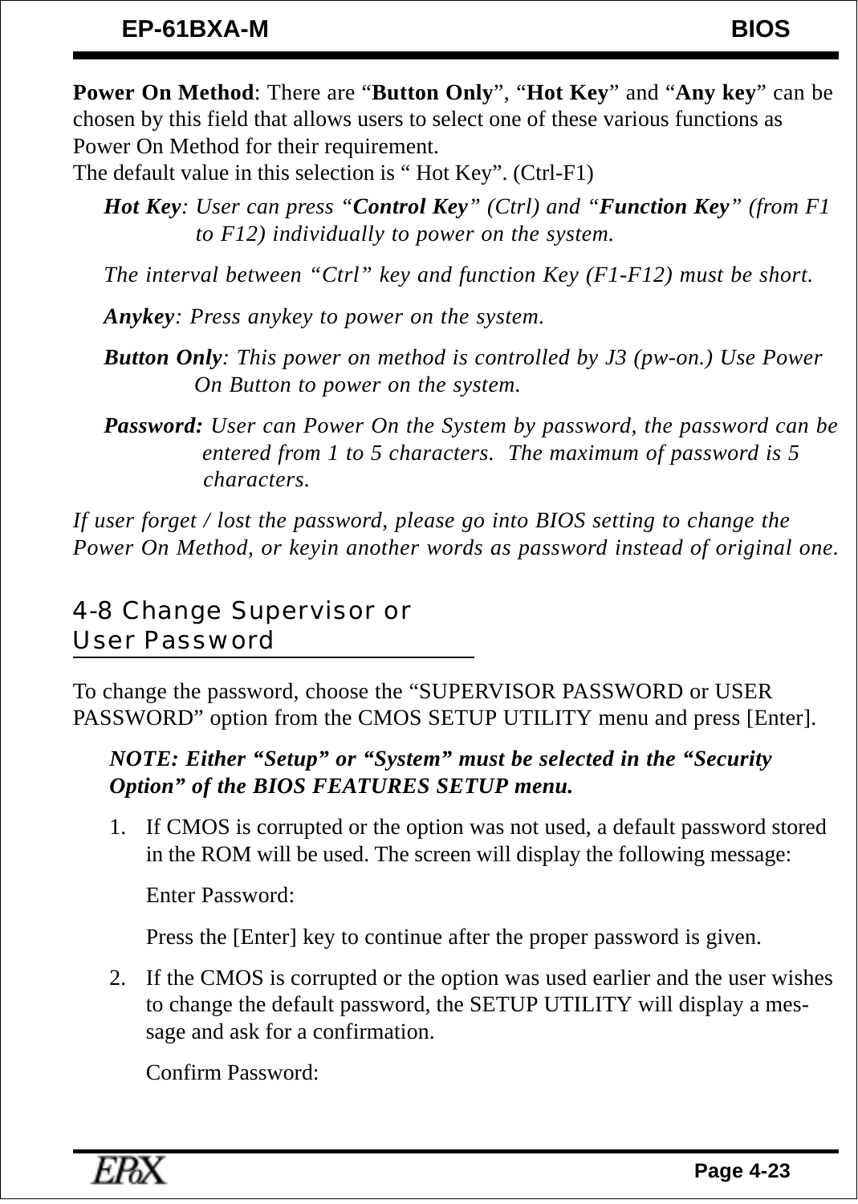**Power On Method**: There are "**Button Only**", "**Hot Key**" and "**Any key**" can be chosen by this field that allows users to select one of these various functions as Power On Method for their requirement.
The default value in this selection is " Hot Key". (Ctrl-F1)

*Hot Key*: *User can press "**Control Key**" (Ctrl) and "**Function Key**" (from F1 to F12) individually to power on the system.*

*The interval between "Ctrl" key and function Key (F1-F12) must be short.*

***Anykey***: *Press anykey to power on the system.*

***Button Only***: *This power on method is controlled by J3 (pw-on.) Use Power On Button to power on the system.*

***Password:*** *User can Power On the System by password, the password can be entered from 1 to 5 characters. The maximum of password is 5 characters.*

*If user forget / lost the password, please go into BIOS setting to change the Power On Method, or keyin another words as password instead of original one.*

## 4-8 Change Supervisor or User Password

To change the password, choose the "SUPERVISOR PASSWORD or USER PASSWORD" option from the CMOS SETUP UTILITY menu and press [Enter].

***NOTE: Either "Setup" or "System" must be selected in the "Security Option" of the BIOS FEATURES SETUP menu.***

1. If CMOS is corrupted or the option was not used, a default password stored in the ROM will be used. The screen will display the following message:

   Enter Password:

   Press the [Enter] key to continue after the proper password is given.

2. If the CMOS is corrupted or the option was used earlier and the user wishes to change the default password, the SETUP UTILITY will display a message and ask for a confirmation.

   Confirm Password: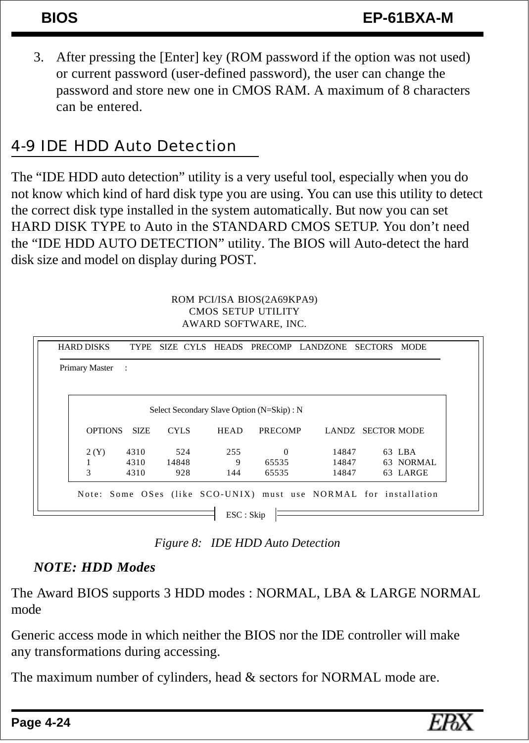3. After pressing the [Enter] key (ROM password if the option was not used) or current password (user-defined password), the user can change the password and store new one in CMOS RAM. A maximum of 8 characters can be entered.

## 4-9 IDE HDD Auto Detection

The “IDE HDD auto detection” utility is a very useful tool, especially when you do not know which kind of hard disk type you are using. You can use this utility to detect the correct disk type installed in the system automatically. But now you can set HARD DISK TYPE to Auto in the STANDARD CMOS SETUP. You don’t need the “IDE HDD AUTO DETECTION” utility. The BIOS will Auto-detect the hard disk size and model on display during POST.

```
                    ROM PCI/ISA BIOS(2A69KPA9)
                        CMOS SETUP UTILITY
                       AWARD SOFTWARE, INC.

HARD DISKS     TYPE   SIZE   CYLS   HEADS   PRECOMP   LANDZONE   SECTORS   MODE

Primary Master   :

              Select Secondary Slave Option (N=Skip) : N

    OPTIONS   SIZE    CYLS    HEAD   PRECOMP    LANDZ   SECTOR MODE

    2 (Y)     4310     524     255         0    14847      63  LBA
    1         4310   14848       9     65535    14847      63  NORMAL
    3         4310     928     144     65535    14847      63  LARGE

  Note: Some OSes (like SCO-UNIX) must use NORMAL for installation

                           ESC : Skip
```

*Figure 8: IDE HDD Auto Detection*

***NOTE: HDD Modes***

The Award BIOS supports 3 HDD modes : NORMAL, LBA & LARGE NORMAL mode

Generic access mode in which neither the BIOS nor the IDE controller will make any transformations during accessing.

The maximum number of cylinders, head & sectors for NORMAL mode are.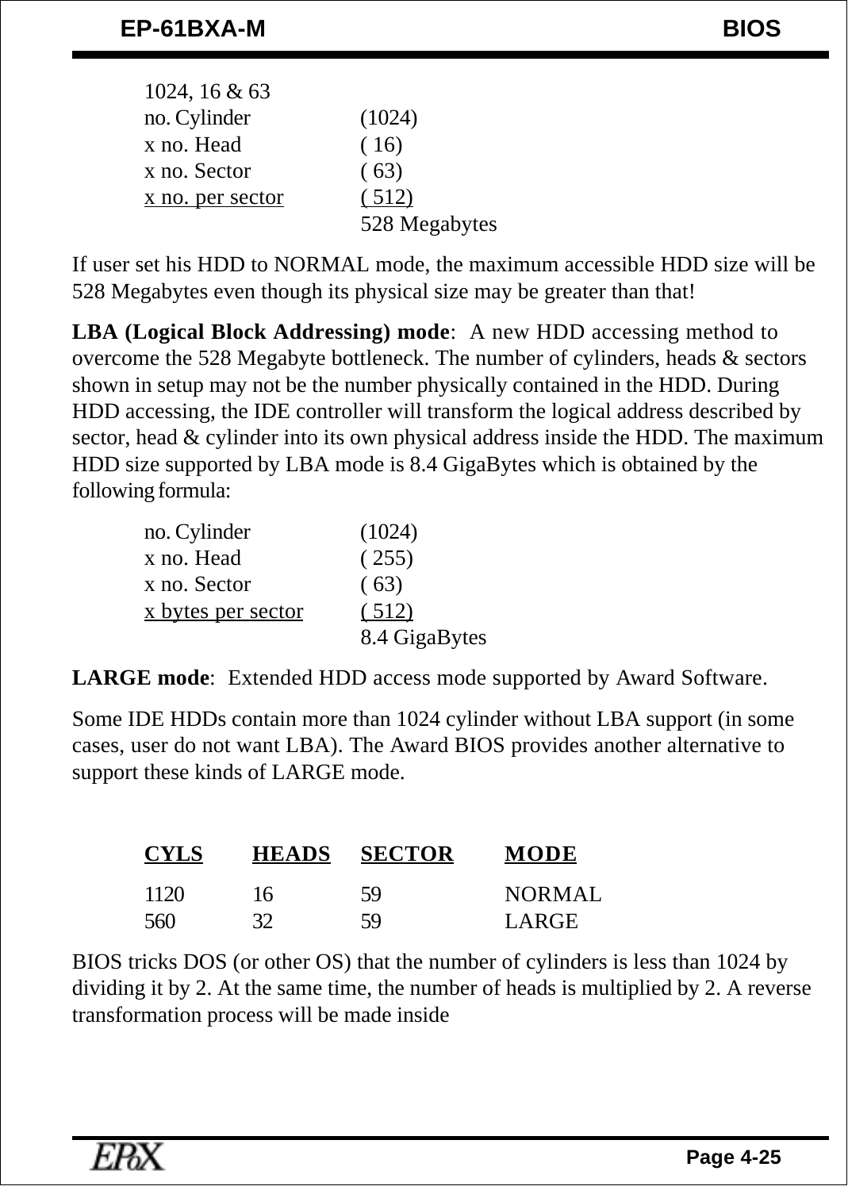1024, 16 & 63

| | |
|---|---|
| no. Cylinder | (1024) |
| x no. Head | ( 16) |
| x no. Sector | ( 63) |
| x no. per sector | ( 512) |
| | 528 Megabytes |

If user set his HDD to NORMAL mode, the maximum accessible HDD size will be 528 Megabytes even though its physical size may be greater than that!

**LBA (Logical Block Addressing) mode**: A new HDD accessing method to overcome the 528 Megabyte bottleneck. The number of cylinders, heads & sectors shown in setup may not be the number physically contained in the HDD. During HDD accessing, the IDE controller will transform the logical address described by sector, head & cylinder into its own physical address inside the HDD. The maximum HDD size supported by LBA mode is 8.4 GigaBytes which is obtained by the following formula:

| | |
|---|---|
| no. Cylinder | (1024) |
| x no. Head | ( 255) |
| x no. Sector | ( 63) |
| x bytes per sector | ( 512) |
| | 8.4 GigaBytes |

**LARGE mode**: Extended HDD access mode supported by Award Software.

Some IDE HDDs contain more than 1024 cylinder without LBA support (in some cases, user do not want LBA). The Award BIOS provides another alternative to support these kinds of LARGE mode.

| CYLS | HEADS | SECTOR | MODE |
|---|---|---|---|
| 1120 | 16 | 59 | NORMAL |
| 560 | 32 | 59 | LARGE |

BIOS tricks DOS (or other OS) that the number of cylinders is less than 1024 by dividing it by 2. At the same time, the number of heads is multiplied by 2. A reverse transformation process will be made inside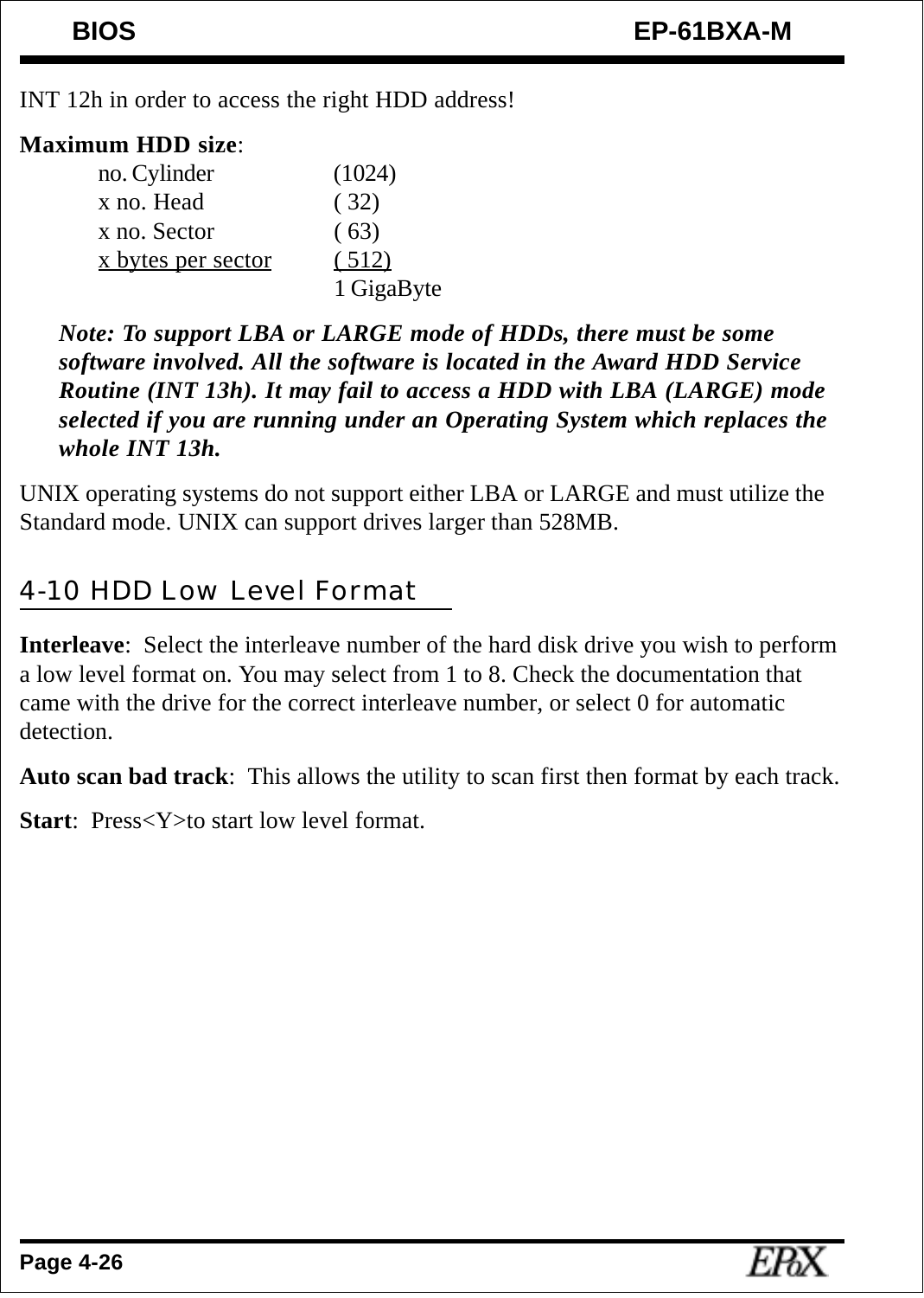INT 12h in order to access the right HDD address!

**Maximum HDD size**:

| | |
|---|---|
| no. Cylinder | (1024) |
| x no. Head | ( 32) |
| x no. Sector | ( 63) |
| x bytes per sector | ( 512) |
| | 1 GigaByte |

***Note: To support LBA or LARGE mode of HDDs, there must be some software involved. All the software is located in the Award HDD Service Routine (INT 13h). It may fail to access a HDD with LBA (LARGE) mode selected if you are running under an Operating System which replaces the whole INT 13h.***

UNIX operating systems do not support either LBA or LARGE and must utilize the Standard mode. UNIX can support drives larger than 528MB.

## 4-10 HDD Low Level Format

**Interleave**: Select the interleave number of the hard disk drive you wish to perform a low level format on. You may select from 1 to 8. Check the documentation that came with the drive for the correct interleave number, or select 0 for automatic detection.

**Auto scan bad track**: This allows the utility to scan first then format by each track.

**Start**: Press<Y>to start low level format.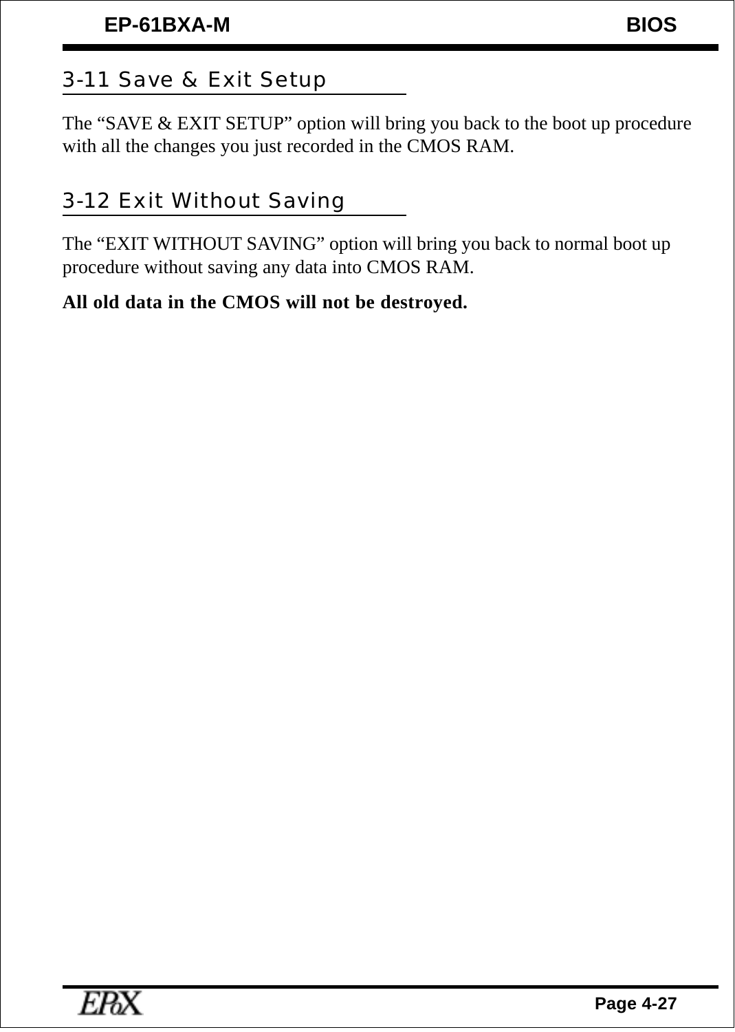## 3-11 Save & Exit Setup

The “SAVE & EXIT SETUP” option will bring you back to the boot up procedure with all the changes you just recorded in the CMOS RAM.

## 3-12 Exit Without Saving

The “EXIT WITHOUT SAVING” option will bring you back to normal boot up procedure without saving any data into CMOS RAM.

**All old data in the CMOS will not be destroyed.**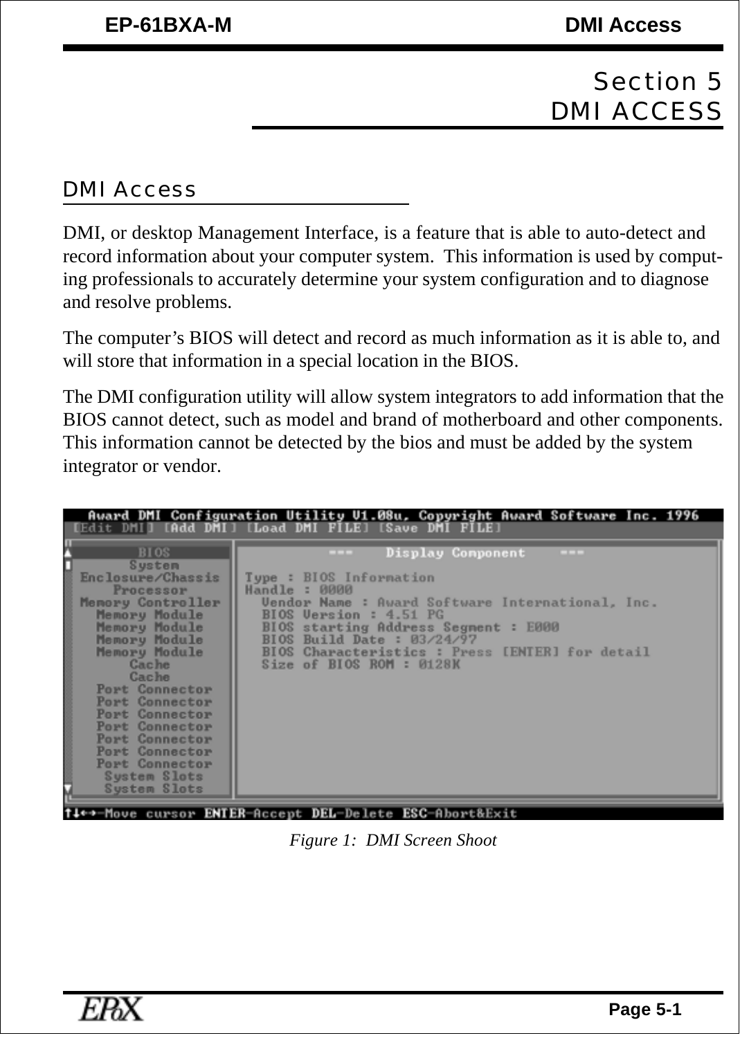# Section 5
# DMI ACCESS

## DMI Access

DMI, or desktop Management Interface, is a feature that is able to auto-detect and record information about your computer system. This information is used by computing professionals to accurately determine your system configuration and to diagnose and resolve problems.

The computer's BIOS will detect and record as much information as it is able to, and will store that information in a special location in the BIOS.

The DMI configuration utility will allow system integrators to add information that the BIOS cannot detect, such as model and brand of motherboard and other components. This information cannot be detected by the bios and must be added by the system integrator or vendor.

*Figure 1: DMI Screen Shoot*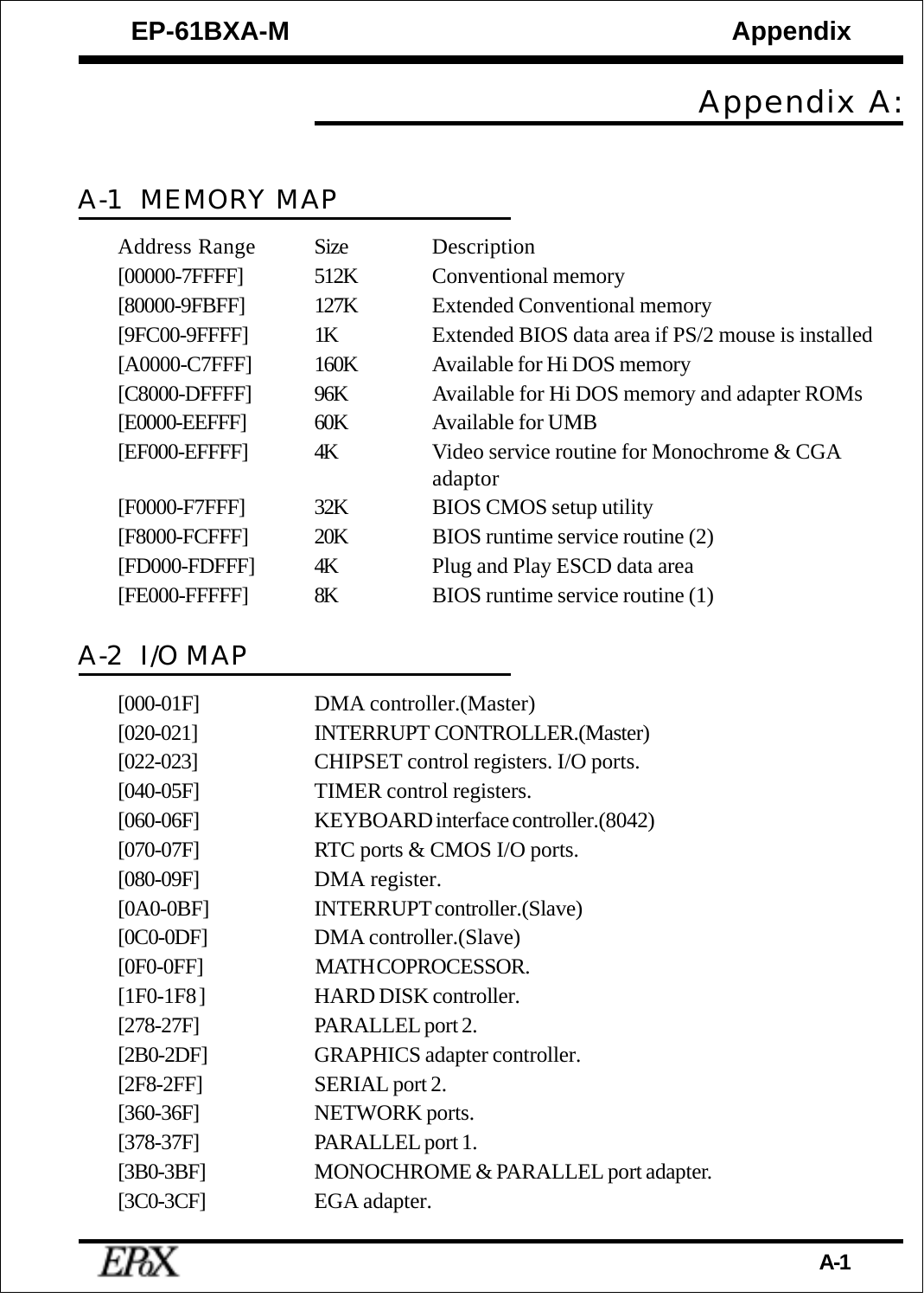# Appendix A:

## A-1 MEMORY MAP

| Address Range | Size | Description |
|---|---|---|
| [00000-7FFFF] | 512K | Conventional memory |
| [80000-9FBFF] | 127K | Extended Conventional memory |
| [9FC00-9FFFF] | 1K | Extended BIOS data area if PS/2 mouse is installed |
| [A0000-C7FFF] | 160K | Available for Hi DOS memory |
| [C8000-DFFFF] | 96K | Available for Hi DOS memory and adapter ROMs |
| [E0000-EEFFF] | 60K | Available for UMB |
| [EF000-EFFFF] | 4K | Video service routine for Monochrome & CGA adaptor |
| [F0000-F7FFF] | 32K | BIOS CMOS setup utility |
| [F8000-FCFFF] | 20K | BIOS runtime service routine (2) |
| [FD000-FDFFF] | 4K | Plug and Play ESCD data area |
| [FE000-FFFFF] | 8K | BIOS runtime service routine (1) |

## A-2 I/O MAP

| | |
|---|---|
| [000-01F] | DMA controller.(Master) |
| [020-021] | INTERRUPT CONTROLLER.(Master) |
| [022-023] | CHIPSET control registers. I/O ports. |
| [040-05F] | TIMER control registers. |
| [060-06F] | KEYBOARD interface controller.(8042) |
| [070-07F] | RTC ports & CMOS I/O ports. |
| [080-09F] | DMA register. |
| [0A0-0BF] | INTERRUPT controller.(Slave) |
| [0C0-0DF] | DMA controller.(Slave) |
| [0F0-0FF] | MATH COPROCESSOR. |
| [1F0-1F8] | HARD DISK controller. |
| [278-27F] | PARALLEL port 2. |
| [2B0-2DF] | GRAPHICS adapter controller. |
| [2F8-2FF] | SERIAL port 2. |
| [360-36F] | NETWORK ports. |
| [378-37F] | PARALLEL port 1. |
| [3B0-3BF] | MONOCHROME & PARALLEL port adapter. |
| [3C0-3CF] | EGA adapter. |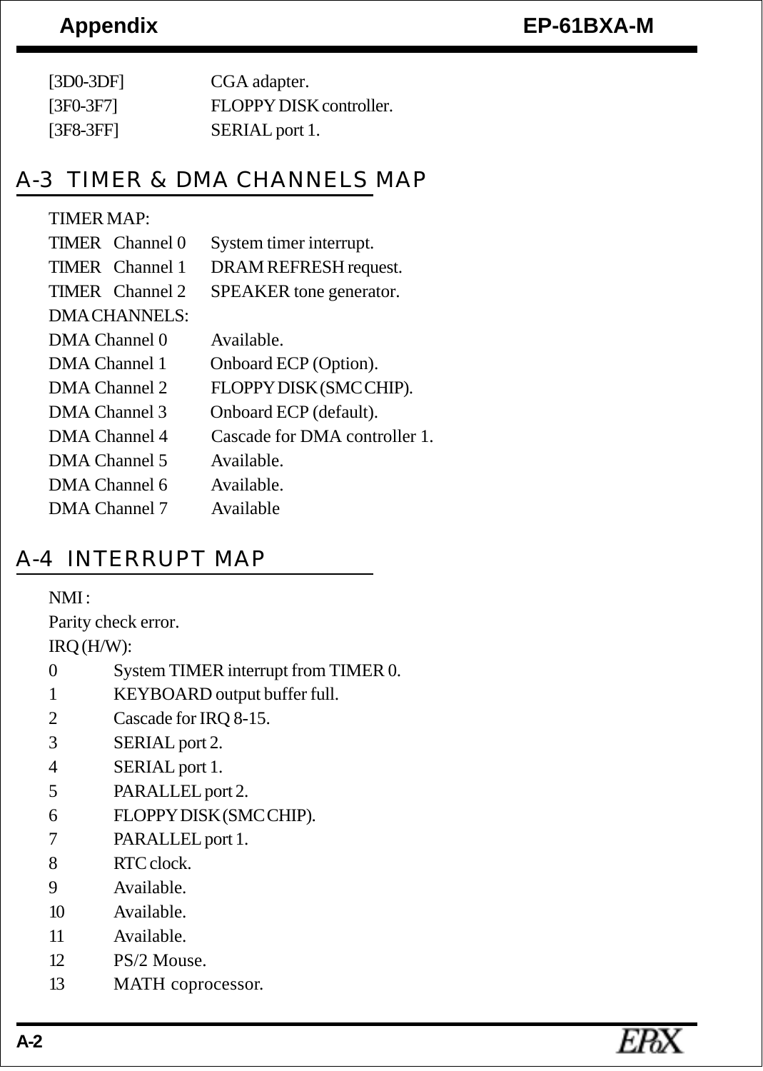| | |
|---|---|
| [3D0-3DF] | CGA adapter. |
| [3F0-3F7] | FLOPPY DISK controller. |
| [3F8-3FF] | SERIAL port 1. |

## A-3 TIMER & DMA CHANNELS MAP

TIMER MAP:

| | |
|---|---|
| TIMER Channel 0 | System timer interrupt. |
| TIMER Channel 1 | DRAM REFRESH request. |
| TIMER Channel 2 | SPEAKER tone generator. |

DMA CHANNELS:

| | |
|---|---|
| DMA Channel 0 | Available. |
| DMA Channel 1 | Onboard ECP (Option). |
| DMA Channel 2 | FLOPPY DISK (SMC CHIP). |
| DMA Channel 3 | Onboard ECP (default). |
| DMA Channel 4 | Cascade for DMA controller 1. |
| DMA Channel 5 | Available. |
| DMA Channel 6 | Available. |
| DMA Channel 7 | Available |

## A-4 INTERRUPT MAP

NMI :

Parity check error.

IRQ (H/W):

| | |
|---|---|
| 0 | System TIMER interrupt from TIMER 0. |
| 1 | KEYBOARD output buffer full. |
| 2 | Cascade for IRQ 8-15. |
| 3 | SERIAL port 2. |
| 4 | SERIAL port 1. |
| 5 | PARALLEL port 2. |
| 6 | FLOPPY DISK (SMC CHIP). |
| 7 | PARALLEL port 1. |
| 8 | RTC clock. |
| 9 | Available. |
| 10 | Available. |
| 11 | Available. |
| 12 | PS/2 Mouse. |
| 13 | MATH coprocessor. |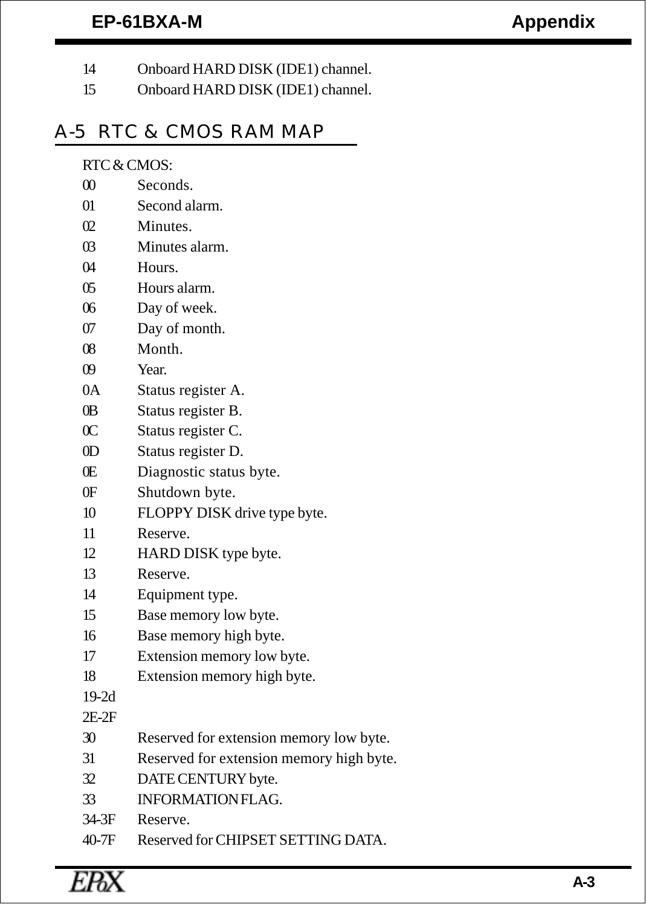14 Onboard HARD DISK (IDE1) channel.

15 Onboard HARD DISK (IDE1) channel.

## A-5 RTC & CMOS RAM MAP

RTC & CMOS:

| | |
|---|---|
| 00 | Seconds. |
| 01 | Second alarm. |
| 02 | Minutes. |
| 03 | Minutes alarm. |
| 04 | Hours. |
| 05 | Hours alarm. |
| 06 | Day of week. |
| 07 | Day of month. |
| 08 | Month. |
| 09 | Year. |
| 0A | Status register A. |
| 0B | Status register B. |
| 0C | Status register C. |
| 0D | Status register D. |
| 0E | Diagnostic status byte. |
| 0F | Shutdown byte. |
| 10 | FLOPPY DISK drive type byte. |
| 11 | Reserve. |
| 12 | HARD DISK type byte. |
| 13 | Reserve. |
| 14 | Equipment type. |
| 15 | Base memory low byte. |
| 16 | Base memory high byte. |
| 17 | Extension memory low byte. |
| 18 | Extension memory high byte. |
| 19-2d | |
| 2E-2F | |
| 30 | Reserved for extension memory low byte. |
| 31 | Reserved for extension memory high byte. |
| 32 | DATE CENTURY byte. |
| 33 | INFORMATION FLAG. |
| 34-3F | Reserve. |
| 40-7F | Reserved for CHIPSET SETTING DATA. |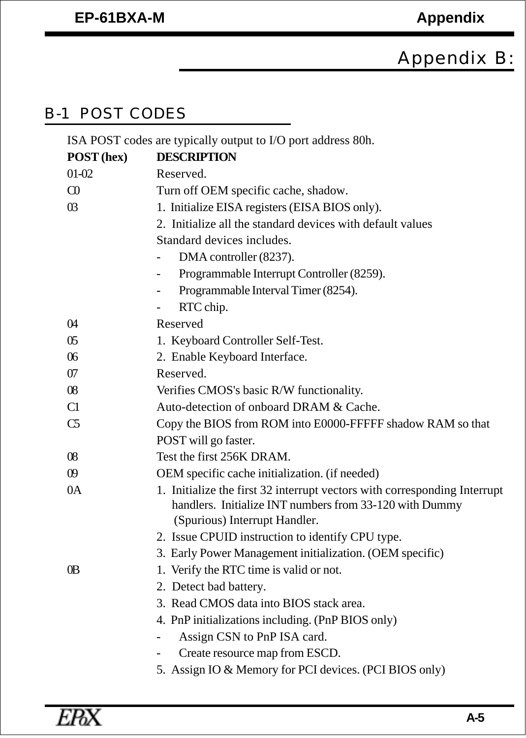# Appendix B:

## B-1 POST CODES

ISA POST codes are typically output to I/O port address 80h.

| POST (hex) | DESCRIPTION |
|---|---|
| 01-02 | Reserved. |
| C0 | Turn off OEM specific cache, shadow. |
| 03 | 1. Initialize EISA registers (EISA BIOS only). |
| | 2. Initialize all the standard devices with default values<br>Standard devices includes.<br>- DMA controller (8237).<br>- Programmable Interrupt Controller (8259).<br>- Programmable Interval Timer (8254).<br>- RTC chip. |
| 04 | Reserved |
| 05 | 1. Keyboard Controller Self-Test. |
| 06 | 2. Enable Keyboard Interface. |
| 07 | Reserved. |
| 08 | Verifies CMOS's basic R/W functionality. |
| C1 | Auto-detection of onboard DRAM & Cache. |
| C5 | Copy the BIOS from ROM into E0000-FFFFF shadow RAM so that POST will go faster. |
| 08 | Test the first 256K DRAM. |
| 09 | OEM specific cache initialization. (if needed) |
| 0A | 1. Initialize the first 32 interrupt vectors with corresponding Interrupt handlers. Initialize INT numbers from 33-120 with Dummy (Spurious) Interrupt Handler. |
| | 2. Issue CPUID instruction to identify CPU type. |
| | 3. Early Power Management initialization. (OEM specific) |
| 0B | 1. Verify the RTC time is valid or not. |
| | 2. Detect bad battery. |
| | 3. Read CMOS data into BIOS stack area. |
| | 4. PnP initializations including. (PnP BIOS only)<br>- Assign CSN to PnP ISA card.<br>- Create resource map from ESCD. |
| | 5. Assign IO & Memory for PCI devices. (PCI BIOS only) |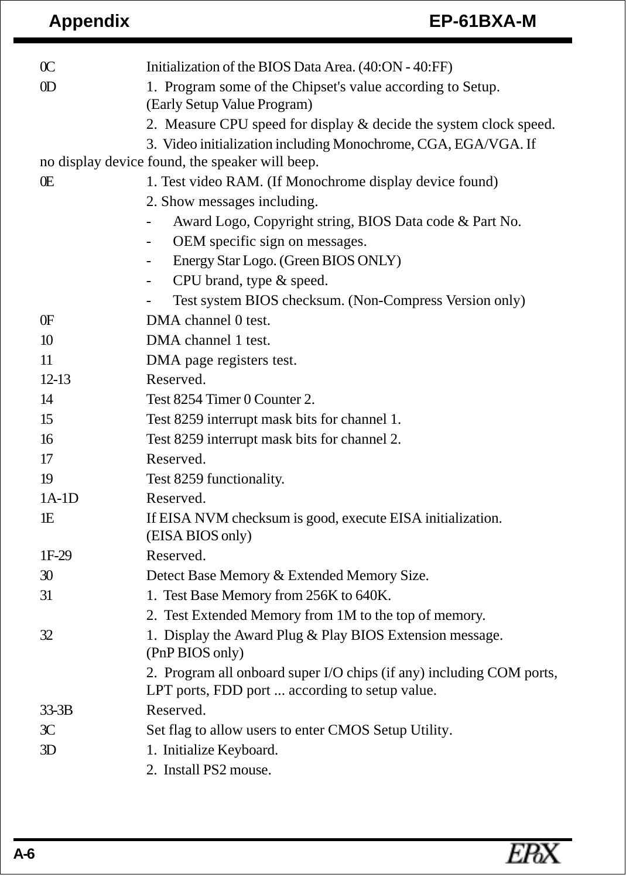| Code | Description |
|---|---|
| 0C | Initialization of the BIOS Data Area. (40:ON - 40:FF) |
| 0D | 1. Program some of the Chipset's value according to Setup. (Early Setup Value Program) |
| | 2. Measure CPU speed for display & decide the system clock speed. |
| | 3. Video initialization including Monochrome, CGA, EGA/VGA. If no display device found, the speaker will beep. |
| 0E | 1. Test video RAM. (If Monochrome display device found) |
| | 2. Show messages including. |
| | - Award Logo, Copyright string, BIOS Data code & Part No. |
| | - OEM specific sign on messages. |
| | - Energy Star Logo. (Green BIOS ONLY) |
| | - CPU brand, type & speed. |
| | - Test system BIOS checksum. (Non-Compress Version only) |
| 0F | DMA channel 0 test. |
| 10 | DMA channel 1 test. |
| 11 | DMA page registers test. |
| 12-13 | Reserved. |
| 14 | Test 8254 Timer 0 Counter 2. |
| 15 | Test 8259 interrupt mask bits for channel 1. |
| 16 | Test 8259 interrupt mask bits for channel 2. |
| 17 | Reserved. |
| 19 | Test 8259 functionality. |
| 1A-1D | Reserved. |
| 1E | If EISA NVM checksum is good, execute EISA initialization. (EISA BIOS only) |
| 1F-29 | Reserved. |
| 30 | Detect Base Memory & Extended Memory Size. |
| 31 | 1. Test Base Memory from 256K to 640K. |
| | 2. Test Extended Memory from 1M to the top of memory. |
| 32 | 1. Display the Award Plug & Play BIOS Extension message. (PnP BIOS only) |
| | 2. Program all onboard super I/O chips (if any) including COM ports, LPT ports, FDD port ... according to setup value. |
| 33-3B | Reserved. |
| 3C | Set flag to allow users to enter CMOS Setup Utility. |
| 3D | 1. Initialize Keyboard. |
| | 2. Install PS2 mouse. |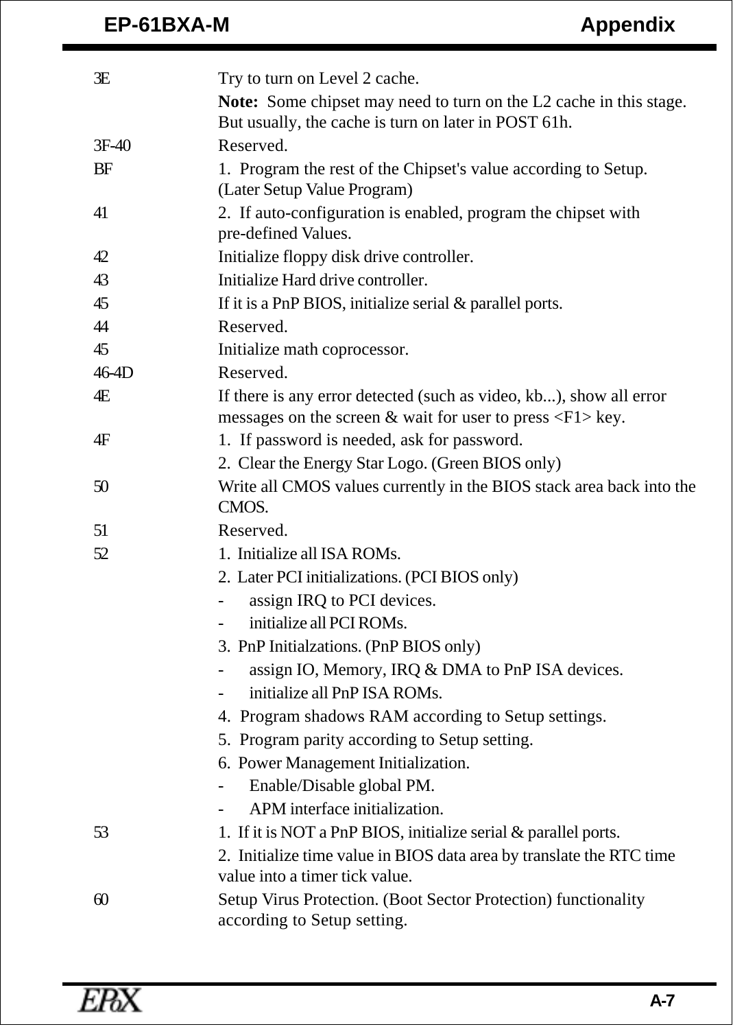| | |
|---|---|
| 3E | Try to turn on Level 2 cache.<br>**Note:** Some chipset may need to turn on the L2 cache in this stage. But usually, the cache is turn on later in POST 61h. |
| 3F-40 | Reserved. |
| BF | 1. Program the rest of the Chipset's value according to Setup. (Later Setup Value Program) |
| 41 | 2. If auto-configuration is enabled, program the chipset with pre-defined Values. |
| 42 | Initialize floppy disk drive controller. |
| 43 | Initialize Hard drive controller. |
| 45 | If it is a PnP BIOS, initialize serial & parallel ports. |
| 44 | Reserved. |
| 45 | Initialize math coprocessor. |
| 46-4D | Reserved. |
| 4E | If there is any error detected (such as video, kb...), show all error messages on the screen & wait for user to press <F1> key. |
| 4F | 1. If password is needed, ask for password.<br>2. Clear the Energy Star Logo. (Green BIOS only) |
| 50 | Write all CMOS values currently in the BIOS stack area back into the CMOS. |
| 51 | Reserved. |
| 52 | 1. Initialize all ISA ROMs.<br>2. Later PCI initializations. (PCI BIOS only)<br>- assign IRQ to PCI devices.<br>- initialize all PCI ROMs.<br>3. PnP Initialzations. (PnP BIOS only)<br>- assign IO, Memory, IRQ & DMA to PnP ISA devices.<br>- initialize all PnP ISA ROMs.<br>4. Program shadows RAM according to Setup settings.<br>5. Program parity according to Setup setting.<br>6. Power Management Initialization.<br>- Enable/Disable global PM.<br>- APM interface initialization. |
| 53 | 1. If it is NOT a PnP BIOS, initialize serial & parallel ports.<br>2. Initialize time value in BIOS data area by translate the RTC time value into a timer tick value. |
| 60 | Setup Virus Protection. (Boot Sector Protection) functionality according to Setup setting. |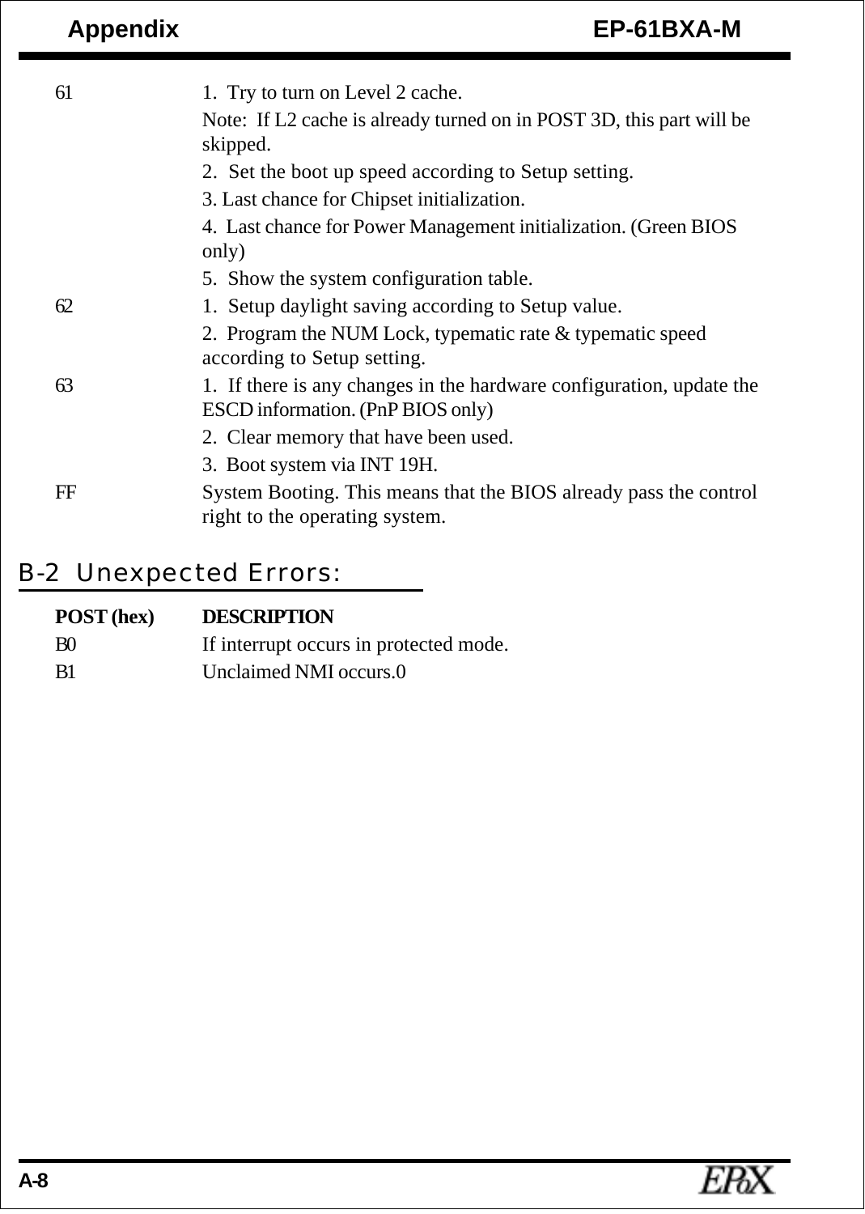| | |
|---|---|
| 61 | 1. Try to turn on Level 2 cache.<br>Note: If L2 cache is already turned on in POST 3D, this part will be skipped.<br>2. Set the boot up speed according to Setup setting.<br>3. Last chance for Chipset initialization.<br>4. Last chance for Power Management initialization. (Green BIOS only)<br>5. Show the system configuration table. |
| 62 | 1. Setup daylight saving according to Setup value.<br>2. Program the NUM Lock, typematic rate & typematic speed according to Setup setting. |
| 63 | 1. If there is any changes in the hardware configuration, update the ESCD information. (PnP BIOS only)<br>2. Clear memory that have been used.<br>3. Boot system via INT 19H. |
| FF | System Booting. This means that the BIOS already pass the control right to the operating system. |

## B-2 Unexpected Errors:

| POST (hex) | DESCRIPTION |
|---|---|
| B0 | If interrupt occurs in protected mode. |
| B1 | Unclaimed NMI occurs.0 |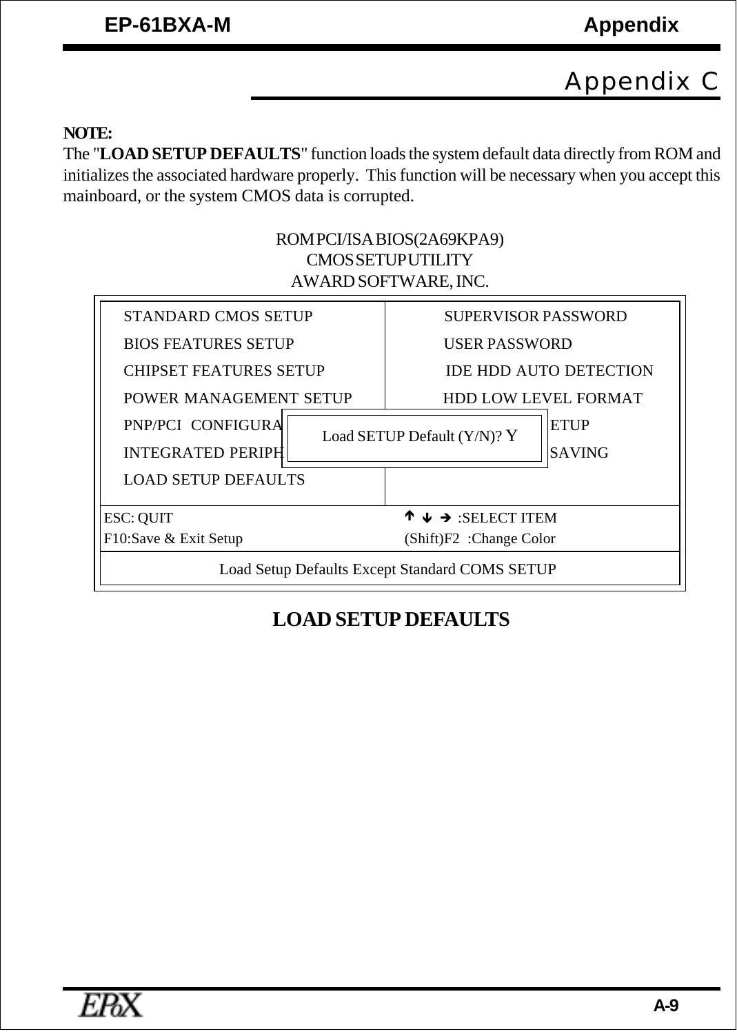# Appendix C

**NOTE:**
The "**LOAD SETUP DEFAULTS**" function loads the system default data directly from ROM and initializes the associated hardware properly. This function will be necessary when you accept this mainboard, or the system CMOS data is corrupted.

ROM PCI/ISA BIOS(2A69KPA9)
CMOS SETUP UTILITY
AWARD SOFTWARE, INC.

```
STANDARD CMOS SETUP                 SUPERVISOR PASSWORD
BIOS FEATURES SETUP                 USER PASSWORD
CHIPSET FEATURES SETUP              IDE HDD AUTO DETECTION
POWER MANAGEMENT SETUP              HDD LOW LEVEL FORMAT
PNP/PCI  CONFIGURA   Load SETUP Default (Y/N)? Y   ETUP
INTEGRATED PERIPH                                  SAVING
LOAD SETUP DEFAULTS

ESC: QUIT                           ↑ ↓ → :SELECT ITEM
F10:Save & Exit Setup               (Shift)F2  :Change Color

        Load Setup Defaults Except Standard COMS SETUP
```

**LOAD SETUP DEFAULTS**